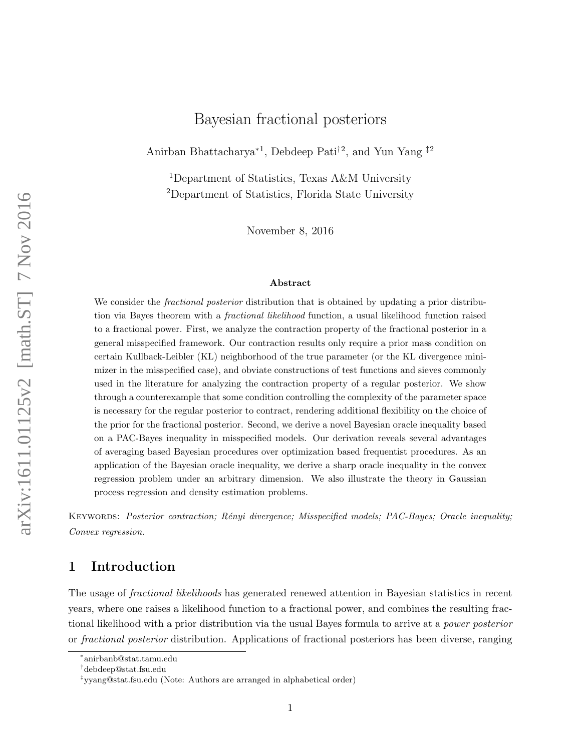# Bayesian fractional posteriors

Anirban Bhattacharya*[1], Debdeep Pati†[2], and Yun Yang ‡[2]

[1]Department of Statistics, Texas A&M University

[2]Department of Statistics, Florida State University

November 8, 2016

### Abstract

We consider the *fractional posterior* distribution that is obtained by updating a prior distribution via Bayes theorem with a *fractional likelihood* function, a usual likelihood function raised to a fractional power. First, we analyze the contraction property of the fractional posterior in a general misspecified framework. Our contraction results only require a prior mass condition on certain Kullback-Leibler (KL) neighborhood of the true parameter (or the KL divergence minimizer in the misspecified case), and obviate constructions of test functions and sieves commonly used in the literature for analyzing the contraction property of a regular posterior. We show through a counterexample that some condition controlling the complexity of the parameter space is necessary for the regular posterior to contract, rendering additional flexibility on the choice of the prior for the fractional posterior. Second, we derive a novel Bayesian oracle inequality based on a PAC-Bayes inequality in misspecified models. Our derivation reveals several advantages of averaging based Bayesian procedures over optimization based frequentist procedures. As an application of the Bayesian oracle inequality, we derive a sharp oracle inequality in the convex regression problem under an arbitrary dimension. We also illustrate the theory in Gaussian process regression and density estimation problems.

KEYWORDS: *Posterior contraction; Rényi divergence; Misspecified models; PAC-Bayes; Oracle inequality; Convex regression.*

## 1 Introduction

The usage of *fractional likelihoods* has generated renewed attention in Bayesian statistics in recent years, where one raises a likelihood function to a fractional power, and combines the resulting fractional likelihood with a prior distribution via the usual Bayes formula to arrive at a *power posterior* or *fractional posterior* distribution. Applications of fractional posteriors has been diverse, ranging

*anirbanb@stat.tamu.edu

†debdeep@stat.fsu.edu

‡yyang@stat.fsu.edu (Note: Authors are arranged in alphabetical order)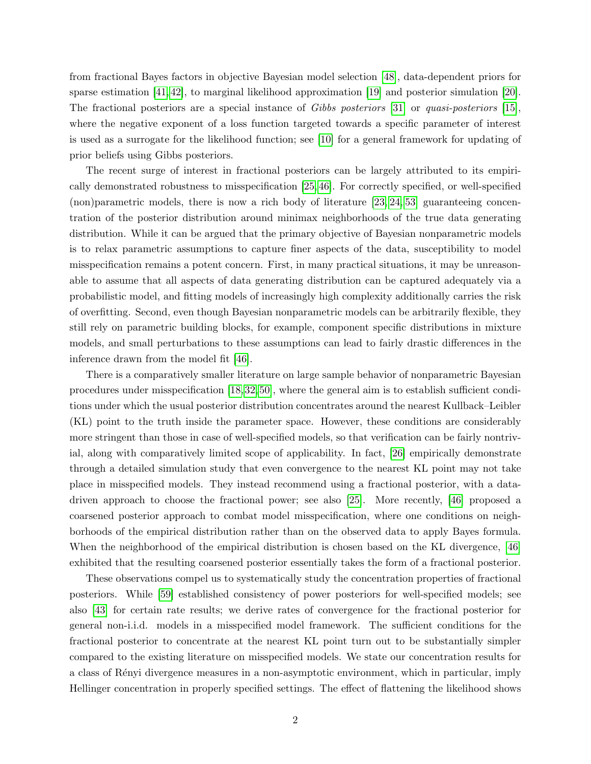from fractional Bayes factors in objective Bayesian model selection [48], data-dependent priors for sparse estimation [41,42], to marginal likelihood approximation [19] and posterior simulation [20]. The fractional posteriors are a special instance of *Gibbs posteriors* [31] or *quasi-posteriors* [15], where the negative exponent of a loss function targeted towards a specific parameter of interest is used as a surrogate for the likelihood function; see [10] for a general framework for updating of prior beliefs using Gibbs posteriors.

The recent surge of interest in fractional posteriors can be largely attributed to its empirically demonstrated robustness to misspecification [25,46]. For correctly specified, or well-specified (non)parametric models, there is now a rich body of literature [23,24,53] guaranteeing concentration of the posterior distribution around minimax neighborhoods of the true data generating distribution. While it can be argued that the primary objective of Bayesian nonparametric models is to relax parametric assumptions to capture finer aspects of the data, susceptibility to model misspecification remains a potent concern. First, in many practical situations, it may be unreasonable to assume that all aspects of data generating distribution can be captured adequately via a probabilistic model, and fitting models of increasingly high complexity additionally carries the risk of overfitting. Second, even though Bayesian nonparametric models can be arbitrarily flexible, they still rely on parametric building blocks, for example, component specific distributions in mixture models, and small perturbations to these assumptions can lead to fairly drastic differences in the inference drawn from the model fit [46].

There is a comparatively smaller literature on large sample behavior of nonparametric Bayesian procedures under misspecification [18,32,50], where the general aim is to establish sufficient conditions under which the usual posterior distribution concentrates around the nearest Kullback–Leibler (KL) point to the truth inside the parameter space. However, these conditions are considerably more stringent than those in case of well-specified models, so that verification can be fairly nontrivial, along with comparatively limited scope of applicability. In fact, [26] empirically demonstrate through a detailed simulation study that even convergence to the nearest KL point may not take place in misspecified models. They instead recommend using a fractional posterior, with a data-driven approach to choose the fractional power; see also [25]. More recently, [46] proposed a coarsened posterior approach to combat model misspecification, where one conditions on neighborhoods of the empirical distribution rather than on the observed data to apply Bayes formula. When the neighborhood of the empirical distribution is chosen based on the KL divergence, [46] exhibited that the resulting coarsened posterior essentially takes the form of a fractional posterior.

These observations compel us to systematically study the concentration properties of fractional posteriors. While [59] established consistency of power posteriors for well-specified models; see also [43] for certain rate results; we derive rates of convergence for the fractional posterior for general non-i.i.d. models in a misspecified model framework. The sufficient conditions for the fractional posterior to concentrate at the nearest KL point turn out to be substantially simpler compared to the existing literature on misspecified models. We state our concentration results for a class of Rényi divergence measures in a non-asymptotic environment, which in particular, imply Hellinger concentration in properly specified settings. The effect of flattening the likelihood shows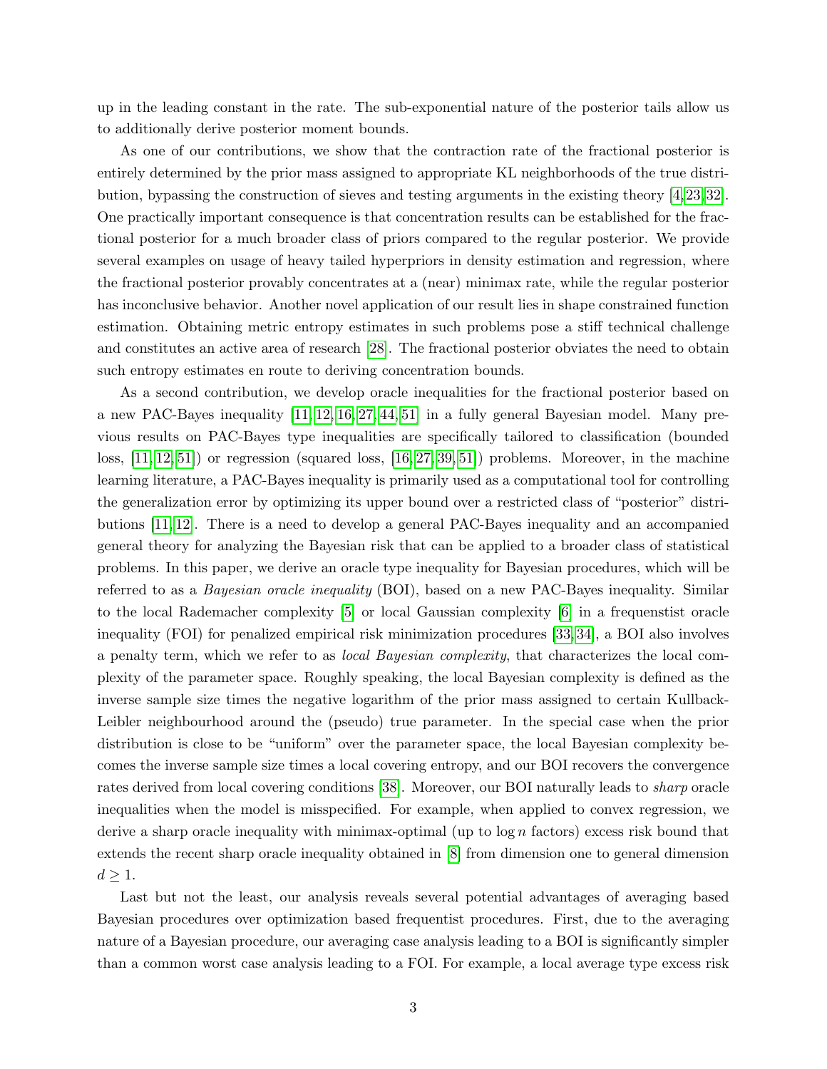up in the leading constant in the rate. The sub-exponential nature of the posterior tails allow us to additionally derive posterior moment bounds.

As one of our contributions, we show that the contraction rate of the fractional posterior is entirely determined by the prior mass assigned to appropriate KL neighborhoods of the true distribution, bypassing the construction of sieves and testing arguments in the existing theory [4,23,32]. One practically important consequence is that concentration results can be established for the fractional posterior for a much broader class of priors compared to the regular posterior. We provide several examples on usage of heavy tailed hyperpriors in density estimation and regression, where the fractional posterior provably concentrates at a (near) minimax rate, while the regular posterior has inconclusive behavior. Another novel application of our result lies in shape constrained function estimation. Obtaining metric entropy estimates in such problems pose a stiff technical challenge and constitutes an active area of research [28]. The fractional posterior obviates the need to obtain such entropy estimates en route to deriving concentration bounds.

As a second contribution, we develop oracle inequalities for the fractional posterior based on a new PAC-Bayes inequality [11,12,16,27,44,51] in a fully general Bayesian model. Many previous results on PAC-Bayes type inequalities are specifically tailored to classification (bounded loss, [11,12,51]) or regression (squared loss, [16,27,39,51]) problems. Moreover, in the machine learning literature, a PAC-Bayes inequality is primarily used as a computational tool for controlling the generalization error by optimizing its upper bound over a restricted class of "posterior" distributions [11,12]. There is a need to develop a general PAC-Bayes inequality and an accompanied general theory for analyzing the Bayesian risk that can be applied to a broader class of statistical problems. In this paper, we derive an oracle type inequality for Bayesian procedures, which will be referred to as a *Bayesian oracle inequality* (BOI), based on a new PAC-Bayes inequality. Similar to the local Rademacher complexity [5] or local Gaussian complexity [6] in a frequenstist oracle inequality (FOI) for penalized empirical risk minimization procedures [33,34], a BOI also involves a penalty term, which we refer to as *local Bayesian complexity*, that characterizes the local complexity of the parameter space. Roughly speaking, the local Bayesian complexity is defined as the inverse sample size times the negative logarithm of the prior mass assigned to certain Kullback-Leibler neighbourhood around the (pseudo) true parameter. In the special case when the prior distribution is close to be "uniform" over the parameter space, the local Bayesian complexity becomes the inverse sample size times a local covering entropy, and our BOI recovers the convergence rates derived from local covering conditions [38]. Moreover, our BOI naturally leads to *sharp* oracle inequalities when the model is misspecified. For example, when applied to convex regression, we derive a sharp oracle inequality with minimax-optimal (up to $\log n$ factors) excess risk bound that extends the recent sharp oracle inequality obtained in [8] from dimension one to general dimension $d \geq 1$.

Last but not the least, our analysis reveals several potential advantages of averaging based Bayesian procedures over optimization based frequentist procedures. First, due to the averaging nature of a Bayesian procedure, our averaging case analysis leading to a BOI is significantly simpler than a common worst case analysis leading to a FOI. For example, a local average type excess risk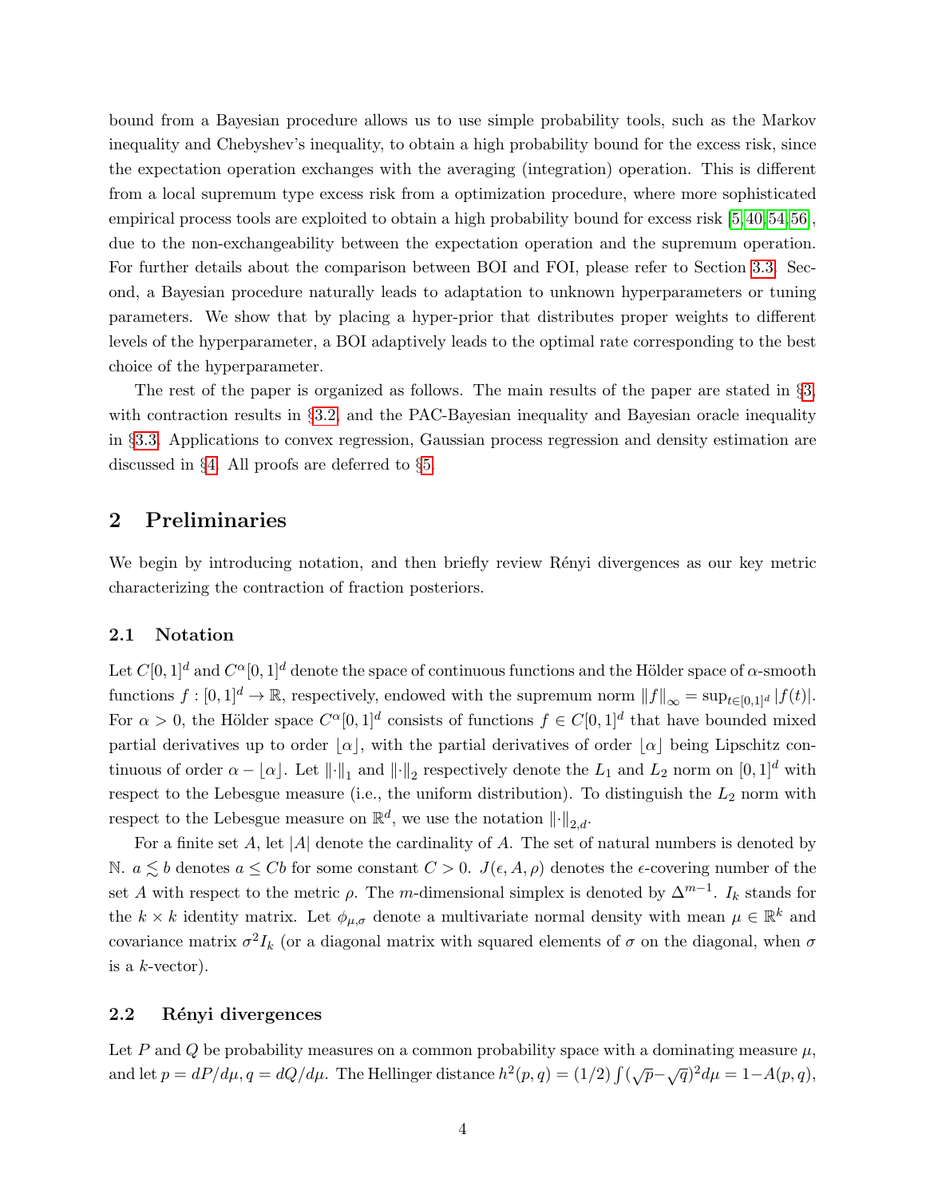bound from a Bayesian procedure allows us to use simple probability tools, such as the Markov inequality and Chebyshev's inequality, to obtain a high probability bound for the excess risk, since the expectation operation exchanges with the averaging (integration) operation. This is different from a local supremum type excess risk from a optimization procedure, where more sophisticated empirical process tools are exploited to obtain a high probability bound for excess risk [5,40,54,56], due to the non-exchangeability between the expectation operation and the supremum operation. For further details about the comparison between BOI and FOI, please refer to Section 3.3. Second, a Bayesian procedure naturally leads to adaptation to unknown hyperparameters or tuning parameters. We show that by placing a hyper-prior that distributes proper weights to different levels of the hyperparameter, a BOI adaptively leads to the optimal rate corresponding to the best choice of the hyperparameter.

The rest of the paper is organized as follows. The main results of the paper are stated in §3, with contraction results in §3.2, and the PAC-Bayesian inequality and Bayesian oracle inequality in §3.3. Applications to convex regression, Gaussian process regression and density estimation are discussed in §4. All proofs are deferred to §5.

## 2 Preliminaries

We begin by introducing notation, and then briefly review Rényi divergences as our key metric characterizing the contraction of fraction posteriors.

### 2.1 Notation

Let $C[0,1]^d$ and $C^\alpha[0,1]^d$ denote the space of continuous functions and the Hölder space of $\alpha$-smooth functions $f:[0,1]^d \to \mathbb{R}$, respectively, endowed with the supremum norm $\|f\|_\infty = \sup_{t\in[0,1]^d}|f(t)|$. For $\alpha > 0$, the Hölder space $C^\alpha[0,1]^d$ consists of functions $f \in C[0,1]^d$ that have bounded mixed partial derivatives up to order $\lfloor \alpha \rfloor$, with the partial derivatives of order $\lfloor \alpha \rfloor$ being Lipschitz continuous of order $\alpha - \lfloor \alpha \rfloor$. Let $\|\cdot\|_1$ and $\|\cdot\|_2$ respectively denote the $L_1$ and $L_2$ norm on $[0,1]^d$ with respect to the Lebesgue measure (i.e., the uniform distribution). To distinguish the $L_2$ norm with respect to the Lebesgue measure on $\mathbb{R}^d$, we use the notation $\|\cdot\|_{2,d}$.

For a finite set $A$, let $|A|$ denote the cardinality of $A$. The set of natural numbers is denoted by $\mathbb{N}$. $a \lesssim b$ denotes $a \le Cb$ for some constant $C > 0$. $J(\epsilon, A, \rho)$ denotes the $\epsilon$-covering number of the set $A$ with respect to the metric $\rho$. The $m$-dimensional simplex is denoted by $\Delta^{m-1}$. $I_k$ stands for the $k \times k$ identity matrix. Let $\phi_{\mu,\sigma}$ denote a multivariate normal density with mean $\mu \in \mathbb{R}^k$ and covariance matrix $\sigma^2 I_k$ (or a diagonal matrix with squared elements of $\sigma$ on the diagonal, when $\sigma$ is a $k$-vector).

### 2.2 Rényi divergences

Let $P$ and $Q$ be probability measures on a common probability space with a dominating measure $\mu$, and let $p = dP/d\mu, q = dQ/d\mu$. The Hellinger distance $h^2(p,q) = (1/2)\int(\sqrt{p}-\sqrt{q})^2 d\mu = 1 - A(p,q)$,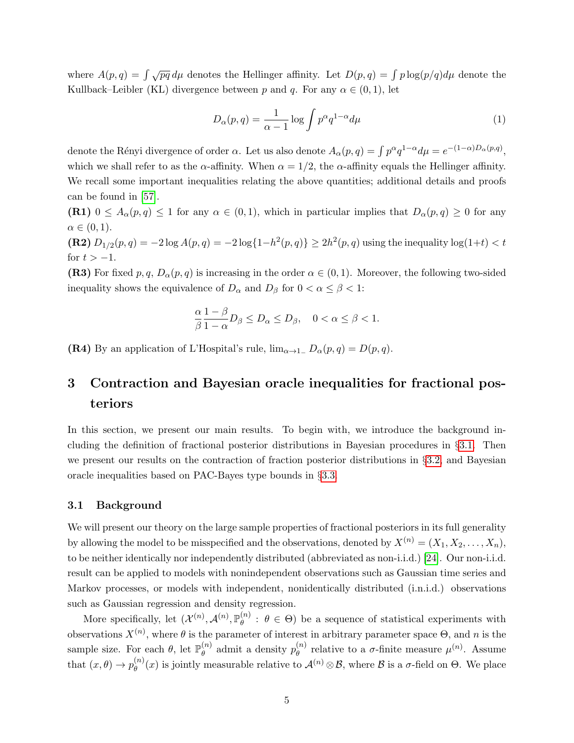where $A(p, q) = \int \sqrt{pq}\, d\mu$ denotes the Hellinger affinity. Let $D(p, q) = \int p \log(p/q) d\mu$ denote the Kullback–Leibler (KL) divergence between $p$ and $q$. For any $\alpha \in (0, 1)$, let

$$D_\alpha(p, q) = \frac{1}{\alpha - 1} \log \int p^\alpha q^{1-\alpha} d\mu \tag{1}$$

denote the Rényi divergence of order $\alpha$. Let us also denote $A_\alpha(p, q) = \int p^\alpha q^{1-\alpha} d\mu = e^{-(1-\alpha)D_\alpha(p,q)}$, which we shall refer to as the $\alpha$-affinity. When $\alpha = 1/2$, the $\alpha$-affinity equals the Hellinger affinity. We recall some important inequalities relating the above quantities; additional details and proofs can be found in [57].

**(R1)** $0 \leq A_\alpha(p, q) \leq 1$ for any $\alpha \in (0, 1)$, which in particular implies that $D_\alpha(p, q) \geq 0$ for any $\alpha \in (0, 1)$.

**(R2)** $D_{1/2}(p, q) = -2 \log A(p, q) = -2 \log\{1 - h^2(p, q)\} \geq 2h^2(p, q)$ using the inequality $\log(1+t) < t$ for $t > -1$.

**(R3)** For fixed $p, q$, $D_\alpha(p, q)$ is increasing in the order $\alpha \in (0, 1)$. Moreover, the following two-sided inequality shows the equivalence of $D_\alpha$ and $D_\beta$ for $0 < \alpha \leq \beta < 1$:

$$\frac{\alpha}{\beta} \frac{1-\beta}{1-\alpha} D_\beta \leq D_\alpha \leq D_\beta, \quad 0 < \alpha \leq \beta < 1.$$

**(R4)** By an application of L'Hospital's rule, $\lim_{\alpha \to 1_-} D_\alpha(p, q) = D(p, q)$.

# 3 Contraction and Bayesian oracle inequalities for fractional posteriors

In this section, we present our main results. To begin with, we introduce the background including the definition of fractional posterior distributions in Bayesian procedures in §3.1. Then we present our results on the contraction of fraction posterior distributions in §3.2, and Bayesian oracle inequalities based on PAC-Bayes type bounds in §3.3.

## 3.1 Background

We will present our theory on the large sample properties of fractional posteriors in its full generality by allowing the model to be misspecified and the observations, denoted by $X^{(n)} = (X_1, X_2, \ldots, X_n)$, to be neither identically nor independently distributed (abbreviated as non-i.i.d.) [24]. Our non-i.i.d. result can be applied to models with nonindependent observations such as Gaussian time series and Markov processes, or models with independent, nonidentically distributed (i.n.i.d.) observations such as Gaussian regression and density regression.

More specifically, let $(\mathcal{X}^{(n)}, \mathcal{A}^{(n)}, \mathbb{P}_\theta^{(n)} : \theta \in \Theta)$ be a sequence of statistical experiments with observations $X^{(n)}$, where $\theta$ is the parameter of interest in arbitrary parameter space $\Theta$, and $n$ is the sample size. For each $\theta$, let $\mathbb{P}_\theta^{(n)}$ admit a density $p_\theta^{(n)}$ relative to a $\sigma$-finite measure $\mu^{(n)}$. Assume that $(x, \theta) \to p_\theta^{(n)}(x)$ is jointly measurable relative to $\mathcal{A}^{(n)} \otimes \mathcal{B}$, where $\mathcal{B}$ is a $\sigma$-field on $\Theta$. We place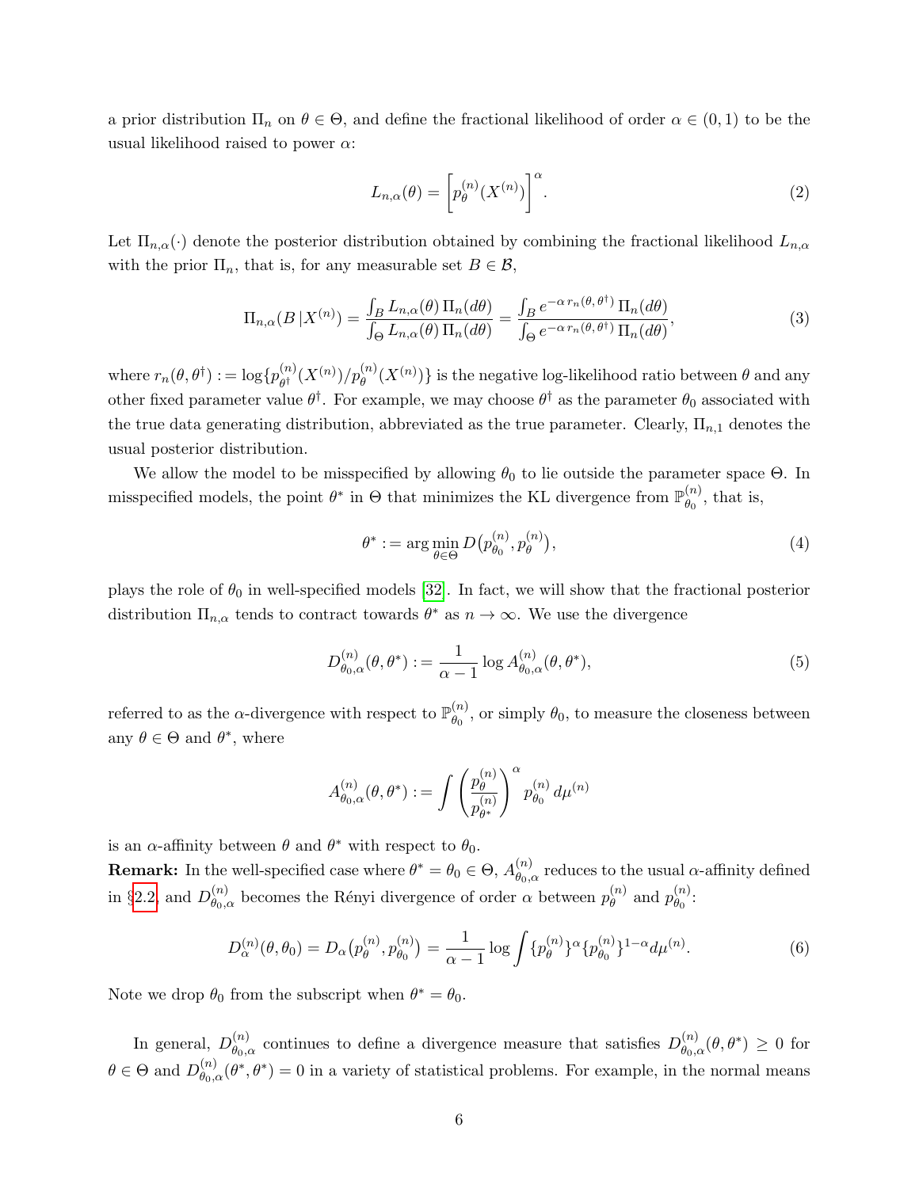a prior distribution $\Pi_n$ on $\theta \in \Theta$, and define the fractional likelihood of order $\alpha \in (0,1)$ to be the usual likelihood raised to power $\alpha$:

$$L_{n,\alpha}(\theta) = \Big[p_\theta^{(n)}(X^{(n)})\Big]^\alpha. \tag{2}$$

Let $\Pi_{n,\alpha}(\cdot)$ denote the posterior distribution obtained by combining the fractional likelihood $L_{n,\alpha}$ with the prior $\Pi_n$, that is, for any measurable set $B \in \mathcal{B}$,

$$\Pi_{n,\alpha}(B\,|X^{(n)}) = \frac{\int_B L_{n,\alpha}(\theta)\,\Pi_n(d\theta)}{\int_\Theta L_{n,\alpha}(\theta)\,\Pi_n(d\theta)} = \frac{\int_B e^{-\alpha\, r_n(\theta,\theta^\dagger)}\,\Pi_n(d\theta)}{\int_\Theta e^{-\alpha\, r_n(\theta,\theta^\dagger)}\,\Pi_n(d\theta)}, \tag{3}$$

where $r_n(\theta,\theta^\dagger) := \log\{p_{\theta^\dagger}^{(n)}(X^{(n)})/p_\theta^{(n)}(X^{(n)})\}$ is the negative log-likelihood ratio between $\theta$ and any other fixed parameter value $\theta^\dagger$. For example, we may choose $\theta^\dagger$ as the parameter $\theta_0$ associated with the true data generating distribution, abbreviated as the true parameter. Clearly, $\Pi_{n,1}$ denotes the usual posterior distribution.

We allow the model to be misspecified by allowing $\theta_0$ to lie outside the parameter space $\Theta$. In misspecified models, the point $\theta^*$ in $\Theta$ that minimizes the KL divergence from $\mathbb{P}_{\theta_0}^{(n)}$, that is,

$$\theta^* := \arg\min_{\theta\in\Theta} D\big(p_{\theta_0}^{(n)}, p_\theta^{(n)}\big), \tag{4}$$

plays the role of $\theta_0$ in well-specified models [32]. In fact, we will show that the fractional posterior distribution $\Pi_{n,\alpha}$ tends to contract towards $\theta^*$ as $n \to \infty$. We use the divergence

$$D_{\theta_0,\alpha}^{(n)}(\theta,\theta^*) := \frac{1}{\alpha-1}\log A_{\theta_0,\alpha}^{(n)}(\theta,\theta^*), \tag{5}$$

referred to as the $\alpha$-divergence with respect to $\mathbb{P}_{\theta_0}^{(n)}$, or simply $\theta_0$, to measure the closeness between any $\theta \in \Theta$ and $\theta^*$, where

$$A_{\theta_0,\alpha}^{(n)}(\theta,\theta^*) := \int \left(\frac{p_\theta^{(n)}}{p_{\theta^*}^{(n)}}\right)^\alpha p_{\theta_0}^{(n)}\, d\mu^{(n)}$$

is an $\alpha$-affinity between $\theta$ and $\theta^*$ with respect to $\theta_0$.

**Remark:** In the well-specified case where $\theta^* = \theta_0 \in \Theta$, $A_{\theta_0,\alpha}^{(n)}$ reduces to the usual $\alpha$-affinity defined in §2.2, and $D_{\theta_0,\alpha}^{(n)}$ becomes the Rényi divergence of order $\alpha$ between $p_\theta^{(n)}$ and $p_{\theta_0}^{(n)}$:

$$D_\alpha^{(n)}(\theta,\theta_0) = D_\alpha\big(p_\theta^{(n)}, p_{\theta_0}^{(n)}\big) = \frac{1}{\alpha-1}\log\int \{p_\theta^{(n)}\}^\alpha\{p_{\theta_0}^{(n)}\}^{1-\alpha}d\mu^{(n)}. \tag{6}$$

Note we drop $\theta_0$ from the subscript when $\theta^* = \theta_0$.

In general, $D_{\theta_0,\alpha}^{(n)}$ continues to define a divergence measure that satisfies $D_{\theta_0,\alpha}^{(n)}(\theta,\theta^*) \geq 0$ for $\theta \in \Theta$ and $D_{\theta_0,\alpha}^{(n)}(\theta^*,\theta^*) = 0$ in a variety of statistical problems. For example, in the normal means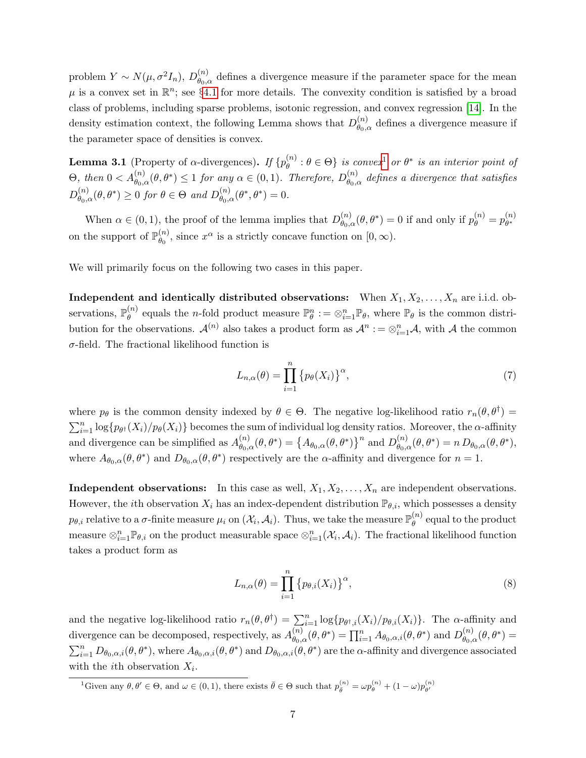problem $Y \sim N(\mu, \sigma^2 I_n)$, $D^{(n)}_{\theta_0,\alpha}$ defines a divergence measure if the parameter space for the mean $\mu$ is a convex set in $\mathbb{R}^n$; see §4.1 for more details. The convexity condition is satisfied by a broad class of problems, including sparse problems, isotonic regression, and convex regression [14]. In the density estimation context, the following Lemma shows that $D^{(n)}_{\theta_0,\alpha}$ defines a divergence measure if the parameter space of densities is convex.

**Lemma 3.1** (Property of $\alpha$-divergences)**.** *If $\{p^{(n)}_\theta : \theta \in \Theta\}$ is convex*[1] *or $\theta^*$ is an interior point of $\Theta$, then $0 < A^{(n)}_{\theta_0,\alpha}(\theta, \theta^*) \leq 1$ for any $\alpha \in (0, 1)$. Therefore, $D^{(n)}_{\theta_0,\alpha}$ defines a divergence that satisfies $D^{(n)}_{\theta_0,\alpha}(\theta, \theta^*) \geq 0$ for $\theta \in \Theta$ and $D^{(n)}_{\theta_0,\alpha}(\theta^*, \theta^*) = 0$.*

When $\alpha \in (0, 1)$, the proof of the lemma implies that $D^{(n)}_{\theta_0,\alpha}(\theta, \theta^*) = 0$ if and only if $p^{(n)}_\theta = p^{(n)}_{\theta^*}$ on the support of $\mathbb{P}^{(n)}_{\theta_0}$, since $x^\alpha$ is a strictly concave function on $[0, \infty)$.

We will primarily focus on the following two cases in this paper.

**Independent and identically distributed observations:** When $X_1, X_2, \ldots, X_n$ are i.i.d. observations, $\mathbb{P}^{(n)}_\theta$ equals the $n$-fold product measure $\mathbb{P}^n_\theta := \otimes_{i=1}^n \mathbb{P}_\theta$, where $\mathbb{P}_\theta$ is the common distribution for the observations. $\mathcal{A}^{(n)}$ also takes a product form as $\mathcal{A}^n := \otimes_{i=1}^n \mathcal{A}$, with $\mathcal{A}$ the common $\sigma$-field. The fractional likelihood function is

$$L_{n,\alpha}(\theta) = \prod_{i=1}^n \big\{p_\theta(X_i)\big\}^\alpha, \tag{7}$$

where $p_\theta$ is the common density indexed by $\theta \in \Theta$. The negative log-likelihood ratio $r_n(\theta, \theta^\dagger) = \sum_{i=1}^n \log\{p_{\theta^\dagger}(X_i)/p_\theta(X_i)\}$ becomes the sum of individual log density ratios. Moreover, the $\alpha$-affinity and divergence can be simplified as $A^{(n)}_{\theta_0,\alpha}(\theta, \theta^*) = \big\{A_{\theta_0,\alpha}(\theta, \theta^*)\big\}^n$ and $D^{(n)}_{\theta_0,\alpha}(\theta, \theta^*) = n\, D_{\theta_0,\alpha}(\theta, \theta^*)$, where $A_{\theta_0,\alpha}(\theta, \theta^*)$ and $D_{\theta_0,\alpha}(\theta, \theta^*)$ respectively are the $\alpha$-affinity and divergence for $n = 1$.

**Independent observations:** In this case as well, $X_1, X_2, \ldots, X_n$ are independent observations. However, the $i$th observation $X_i$ has an index-dependent distribution $\mathbb{P}_{\theta,i}$, which possesses a density $p_{\theta,i}$ relative to a $\sigma$-finite measure $\mu_i$ on $(\mathcal{X}_i, \mathcal{A}_i)$. Thus, we take the measure $\mathbb{P}^{(n)}_\theta$ equal to the product measure $\otimes_{i=1}^n \mathbb{P}_{\theta,i}$ on the product measurable space $\otimes_{i=1}^n (\mathcal{X}_i, \mathcal{A}_i)$. The fractional likelihood function takes a product form as

$$L_{n,\alpha}(\theta) = \prod_{i=1}^n \big\{p_{\theta,i}(X_i)\big\}^\alpha, \tag{8}$$

and the negative log-likelihood ratio $r_n(\theta, \theta^\dagger) = \sum_{i=1}^n \log\{p_{\theta^\dagger,i}(X_i)/p_{\theta,i}(X_i)\}$. The $\alpha$-affinity and divergence can be decomposed, respectively, as $A^{(n)}_{\theta_0,\alpha}(\theta, \theta^*) = \prod_{i=1}^n A_{\theta_0,\alpha,i}(\theta, \theta^*)$ and $D^{(n)}_{\theta_0,\alpha}(\theta, \theta^*) = \sum_{i=1}^n D_{\theta_0,\alpha,i}(\theta, \theta^*)$, where $A_{\theta_0,\alpha,i}(\theta, \theta^*)$ and $D_{\theta_0,\alpha,i}(\theta, \theta^*)$ are the $\alpha$-affinity and divergence associated with the $i$th observation $X_i$.

---

[1] Given any $\theta, \theta' \in \Theta$, and $\omega \in (0, 1)$, there exists $\bar{\theta} \in \Theta$ such that $p^{(n)}_{\bar{\theta}} = \omega p^{(n)}_\theta + (1 - \omega) p^{(n)}_{\theta'}$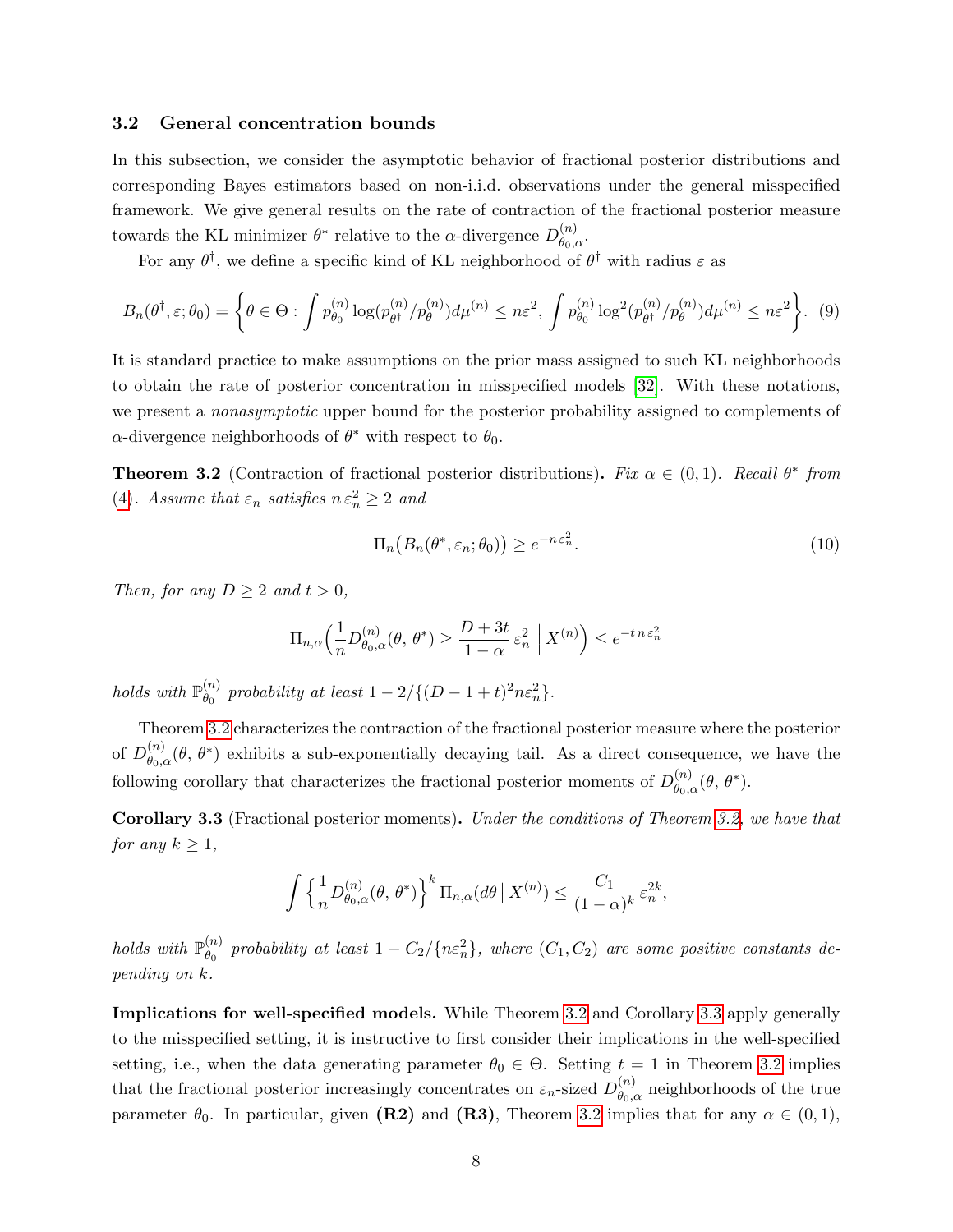### 3.2 General concentration bounds

In this subsection, we consider the asymptotic behavior of fractional posterior distributions and corresponding Bayes estimators based on non-i.i.d. observations under the general misspecified framework. We give general results on the rate of contraction of the fractional posterior measure towards the KL minimizer $\theta^*$ relative to the $\alpha$-divergence $D^{(n)}_{\theta_0,\alpha}$.

For any $\theta^\dagger$, we define a specific kind of KL neighborhood of $\theta^\dagger$ with radius $\varepsilon$ as

$$B_n(\theta^\dagger, \varepsilon; \theta_0) = \left\{\theta \in \Theta : \int p^{(n)}_{\theta_0} \log(p^{(n)}_{\theta^\dagger}/p^{(n)}_{\theta}) d\mu^{(n)} \leq n\varepsilon^2,\ \int p^{(n)}_{\theta_0} \log^2(p^{(n)}_{\theta^\dagger}/p^{(n)}_{\theta}) d\mu^{(n)} \leq n\varepsilon^2 \right\}. \quad (9)$$

It is standard practice to make assumptions on the prior mass assigned to such KL neighborhoods to obtain the rate of posterior concentration in misspecified models [32]. With these notations, we present a *nonasymptotic* upper bound for the posterior probability assigned to complements of $\alpha$-divergence neighborhoods of $\theta^*$ with respect to $\theta_0$.

**Theorem 3.2** (Contraction of fractional posterior distributions)**.** *Fix $\alpha \in (0, 1)$. Recall $\theta^*$ from (4). Assume that $\varepsilon_n$ satisfies $n\,\varepsilon_n^2 \geq 2$ and*

$$\Pi_n\big(B_n(\theta^*, \varepsilon_n; \theta_0)\big) \geq e^{-n\,\varepsilon_n^2}. \quad (10)$$

*Then, for any $D \geq 2$ and $t > 0$,*

$$\Pi_{n,\alpha}\Big(\frac{1}{n} D^{(n)}_{\theta_0,\alpha}(\theta,\, \theta^*) \geq \frac{D + 3t}{1-\alpha}\, \varepsilon_n^2 \;\Big|\; X^{(n)}\Big) \leq e^{-t\,n\,\varepsilon_n^2}$$

*holds with $\mathbb{P}^{(n)}_{\theta_0}$ probability at least $1 - 2/\{(D - 1 + t)^2 n\varepsilon_n^2\}$.*

Theorem 3.2 characterizes the contraction of the fractional posterior measure where the posterior of $D^{(n)}_{\theta_0,\alpha}(\theta,\, \theta^*)$ exhibits a sub-exponentially decaying tail. As a direct consequence, we have the following corollary that characterizes the fractional posterior moments of $D^{(n)}_{\theta_0,\alpha}(\theta,\, \theta^*)$.

**Corollary 3.3** (Fractional posterior moments)**.** *Under the conditions of Theorem 3.2, we have that for any $k \geq 1$,*

$$\int \Big\{\frac{1}{n} D^{(n)}_{\theta_0,\alpha}(\theta,\, \theta^*)\Big\}^k\, \Pi_{n,\alpha}(d\theta \,|\, X^{(n)}) \leq \frac{C_1}{(1-\alpha)^k}\, \varepsilon_n^{2k},$$

*holds with $\mathbb{P}^{(n)}_{\theta_0}$ probability at least $1 - C_2/\{n\varepsilon_n^2\}$, where $(C_1, C_2)$ are some positive constants depending on $k$.*

**Implications for well-specified models.** While Theorem 3.2 and Corollary 3.3 apply generally to the misspecified setting, it is instructive to first consider their implications in the well-specified setting, i.e., when the data generating parameter $\theta_0 \in \Theta$. Setting $t = 1$ in Theorem 3.2 implies that the fractional posterior increasingly concentrates on $\varepsilon_n$-sized $D^{(n)}_{\theta_0,\alpha}$ neighborhoods of the true parameter $\theta_0$. In particular, given **(R2)** and **(R3)**, Theorem 3.2 implies that for any $\alpha \in (0, 1)$,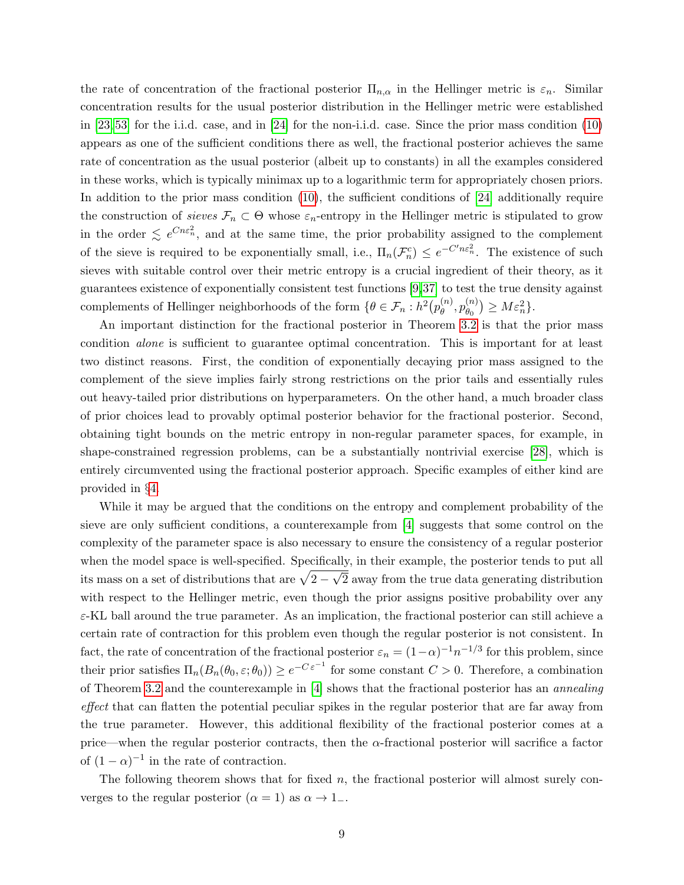the rate of concentration of the fractional posterior $\Pi_{n,\alpha}$ in the Hellinger metric is $\varepsilon_n$. Similar concentration results for the usual posterior distribution in the Hellinger metric were established in [23, 53] for the i.i.d. case, and in [24] for the non-i.i.d. case. Since the prior mass condition (10) appears as one of the sufficient conditions there as well, the fractional posterior achieves the same rate of concentration as the usual posterior (albeit up to constants) in all the examples considered in these works, which is typically minimax up to a logarithmic term for appropriately chosen priors. In addition to the prior mass condition (10), the sufficient conditions of [24] additionally require the construction of *sieves* $\mathcal{F}_n \subset \Theta$ whose $\varepsilon_n$-entropy in the Hellinger metric is stipulated to grow in the order $\lesssim e^{Cn\varepsilon_n^2}$, and at the same time, the prior probability assigned to the complement of the sieve is required to be exponentially small, i.e., $\Pi_n(\mathcal{F}_n^c) \leq e^{-C'n\varepsilon_n^2}$. The existence of such sieves with suitable control over their metric entropy is a crucial ingredient of their theory, as it guarantees existence of exponentially consistent test functions [9, 37] to test the true density against complements of Hellinger neighborhoods of the form $\{\theta \in \mathcal{F}_n : h^2(p_\theta^{(n)}, p_{\theta_0}^{(n)}) \geq M\varepsilon_n^2\}$.

An important distinction for the fractional posterior in Theorem 3.2 is that the prior mass condition *alone* is sufficient to guarantee optimal concentration. This is important for at least two distinct reasons. First, the condition of exponentially decaying prior mass assigned to the complement of the sieve implies fairly strong restrictions on the prior tails and essentially rules out heavy-tailed prior distributions on hyperparameters. On the other hand, a much broader class of prior choices lead to provably optimal posterior behavior for the fractional posterior. Second, obtaining tight bounds on the metric entropy in non-regular parameter spaces, for example, in shape-constrained regression problems, can be a substantially nontrivial exercise [28], which is entirely circumvented using the fractional posterior approach. Specific examples of either kind are provided in §4.

While it may be argued that the conditions on the entropy and complement probability of the sieve are only sufficient conditions, a counterexample from [4] suggests that some control on the complexity of the parameter space is also necessary to ensure the consistency of a regular posterior when the model space is well-specified. Specifically, in their example, the posterior tends to put all its mass on a set of distributions that are $\sqrt{2-\sqrt{2}}$ away from the true data generating distribution with respect to the Hellinger metric, even though the prior assigns positive probability over any $\varepsilon$-KL ball around the true parameter. As an implication, the fractional posterior can still achieve a certain rate of contraction for this problem even though the regular posterior is not consistent. In fact, the rate of concentration of the fractional posterior $\varepsilon_n = (1-\alpha)^{-1} n^{-1/3}$ for this problem, since their prior satisfies $\Pi_n(B_n(\theta_0, \varepsilon; \theta_0)) \geq e^{-C\,\varepsilon^{-1}}$ for some constant $C > 0$. Therefore, a combination of Theorem 3.2 and the counterexample in [4] shows that the fractional posterior has an *annealing effect* that can flatten the potential peculiar spikes in the regular posterior that are far away from the true parameter. However, this additional flexibility of the fractional posterior comes at a price—when the regular posterior contracts, then the $\alpha$-fractional posterior will sacrifice a factor of $(1-\alpha)^{-1}$ in the rate of contraction.

The following theorem shows that for fixed $n$, the fractional posterior will almost surely converges to the regular posterior ($\alpha = 1$) as $\alpha \to 1_-$.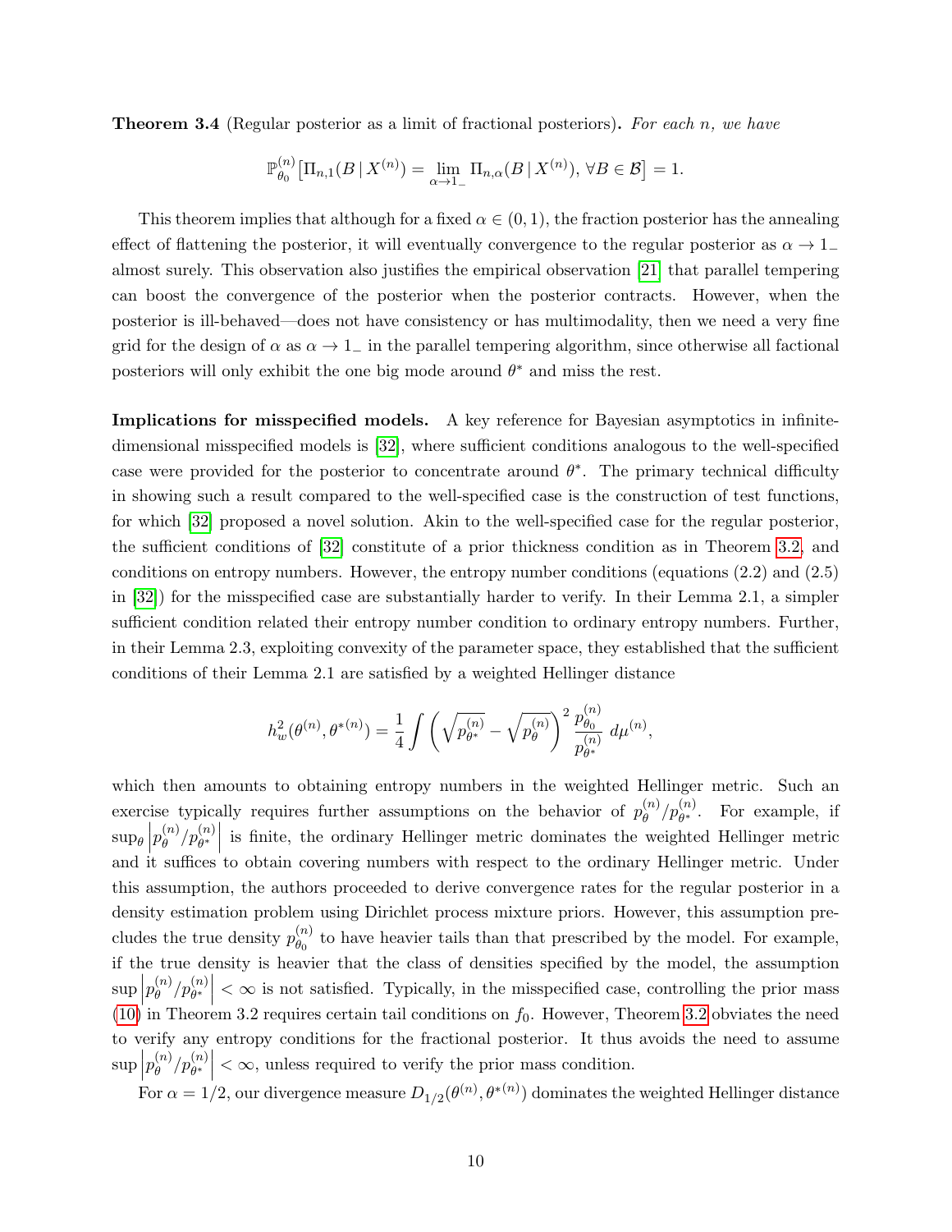**Theorem 3.4** (Regular posterior as a limit of fractional posteriors). *For each $n$, we have*

$$\mathbb{P}_{\theta_0}^{(n)}\big[\Pi_{n,1}(B \,|\, X^{(n)}) = \lim_{\alpha \to 1_-} \Pi_{n,\alpha}(B \,|\, X^{(n)}),\, \forall B \in \mathcal{B}\big] = 1.$$

This theorem implies that although for a fixed $\alpha \in (0,1)$, the fraction posterior has the annealing effect of flattening the posterior, it will eventually convergence to the regular posterior as $\alpha \to 1_-$ almost surely. This observation also justifies the empirical observation [21] that parallel tempering can boost the convergence of the posterior when the posterior contracts. However, when the posterior is ill-behaved—does not have consistency or has multimodality, then we need a very fine grid for the design of $\alpha$ as $\alpha \to 1_-$ in the parallel tempering algorithm, since otherwise all factional posteriors will only exhibit the one big mode around $\theta^*$ and miss the rest.

**Implications for misspecified models.** A key reference for Bayesian asymptotics in infinite-dimensional misspecified models is [32], where sufficient conditions analogous to the well-specified case were provided for the posterior to concentrate around $\theta^*$. The primary technical difficulty in showing such a result compared to the well-specified case is the construction of test functions, for which [32] proposed a novel solution. Akin to the well-specified case for the regular posterior, the sufficient conditions of [32] constitute of a prior thickness condition as in Theorem 3.2, and conditions on entropy numbers. However, the entropy number conditions (equations (2.2) and (2.5) in [32]) for the misspecified case are substantially harder to verify. In their Lemma 2.1, a simpler sufficient condition related their entropy number condition to ordinary entropy numbers. Further, in their Lemma 2.3, exploiting convexity of the parameter space, they established that the sufficient conditions of their Lemma 2.1 are satisfied by a weighted Hellinger distance

$$h_w^2(\theta^{(n)}, \theta^{*(n)}) = \frac{1}{4} \int \left( \sqrt{p_{\theta^*}^{(n)}} - \sqrt{p_{\theta}^{(n)}} \right)^2 \frac{p_{\theta_0}^{(n)}}{p_{\theta^*}^{(n)}} \, d\mu^{(n)},$$

which then amounts to obtaining entropy numbers in the weighted Hellinger metric. Such an exercise typically requires further assumptions on the behavior of $p_{\theta}^{(n)}/p_{\theta^*}^{(n)}$. For example, if $\sup_{\theta} \left| p_{\theta}^{(n)}/p_{\theta^*}^{(n)} \right|$ is finite, the ordinary Hellinger metric dominates the weighted Hellinger metric and it suffices to obtain covering numbers with respect to the ordinary Hellinger metric. Under this assumption, the authors proceeded to derive convergence rates for the regular posterior in a density estimation problem using Dirichlet process mixture priors. However, this assumption precludes the true density $p_{\theta_0}^{(n)}$ to have heavier tails than that prescribed by the model. For example, if the true density is heavier that the class of densities specified by the model, the assumption $\sup \left| p_{\theta}^{(n)}/p_{\theta^*}^{(n)} \right| < \infty$ is not satisfied. Typically, in the misspecified case, controlling the prior mass (10) in Theorem 3.2 requires certain tail conditions on $f_0$. However, Theorem 3.2 obviates the need to verify any entropy conditions for the fractional posterior. It thus avoids the need to assume $\sup \left| p_{\theta}^{(n)}/p_{\theta^*}^{(n)} \right| < \infty$, unless required to verify the prior mass condition.

For $\alpha = 1/2$, our divergence measure $D_{1/2}(\theta^{(n)}, \theta^{*(n)})$ dominates the weighted Hellinger distance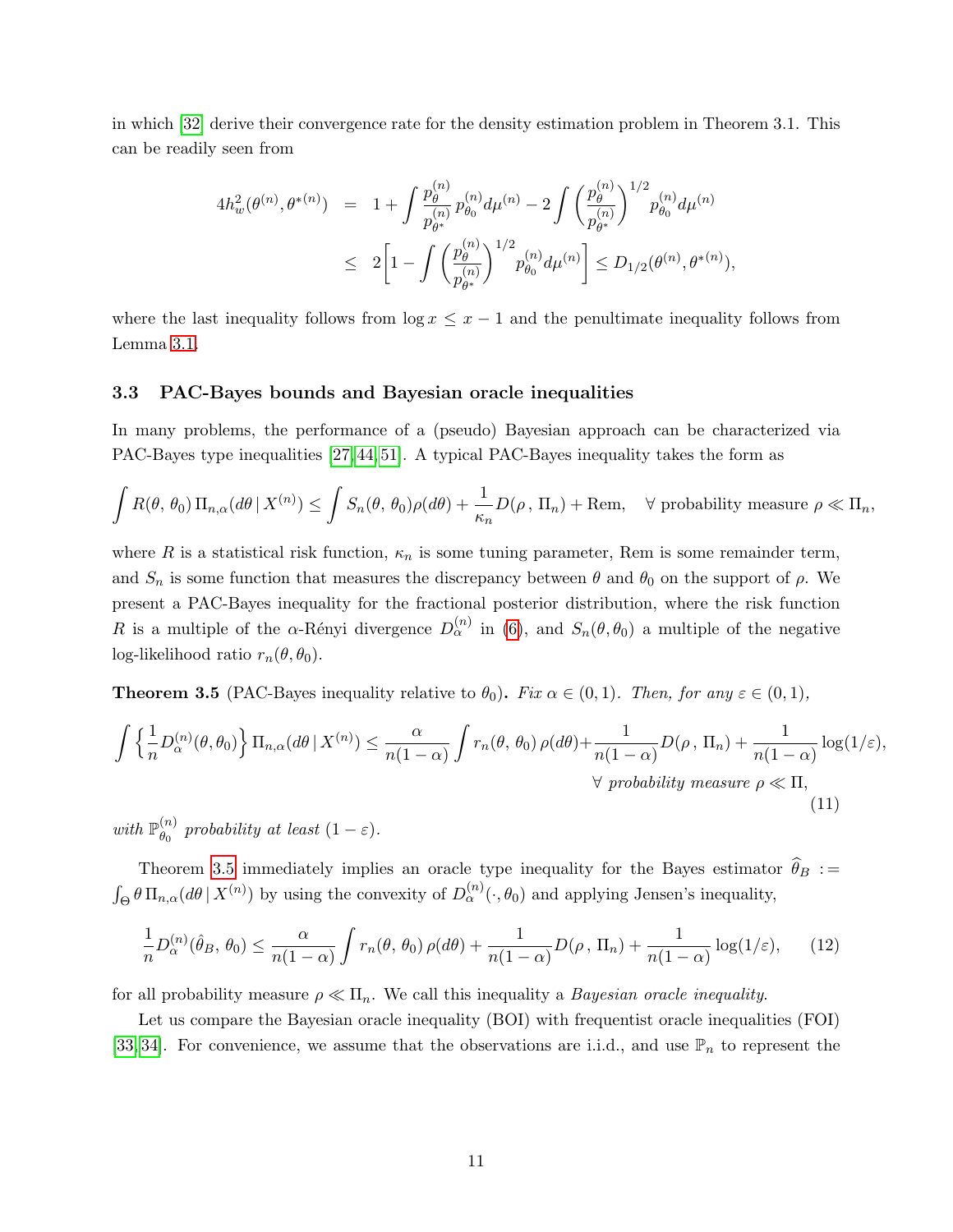in which [32] derive their convergence rate for the density estimation problem in Theorem 3.1. This can be readily seen from

$$
\begin{aligned}
4h_w^2(\theta^{(n)}, \theta^{*(n)}) &= 1 + \int \frac{p_\theta^{(n)}}{p_{\theta^*}^{(n)}} p_{\theta_0}^{(n)} d\mu^{(n)} - 2 \int \left( \frac{p_\theta^{(n)}}{p_{\theta^*}^{(n)}} \right)^{1/2} p_{\theta_0}^{(n)} d\mu^{(n)} \\
&\leq 2 \left[ 1 - \int \left( \frac{p_\theta^{(n)}}{p_{\theta^*}^{(n)}} \right)^{1/2} p_{\theta_0}^{(n)} d\mu^{(n)} \right] \leq D_{1/2}(\theta^{(n)}, \theta^{*(n)}),
\end{aligned}
$$

where the last inequality follows from $\log x \leq x - 1$ and the penultimate inequality follows from Lemma 3.1.

### 3.3 PAC-Bayes bounds and Bayesian oracle inequalities

In many problems, the performance of a (pseudo) Bayesian approach can be characterized via PAC-Bayes type inequalities [27, 44, 51]. A typical PAC-Bayes inequality takes the form as

$$
\int R(\theta, \theta_0) \, \Pi_{n,\alpha}(d\theta \,|\, X^{(n)}) \leq \int S_n(\theta, \theta_0) \rho(d\theta) + \frac{1}{\kappa_n} D(\rho \,, \Pi_n) + \text{Rem}, \quad \forall \text{ probability measure } \rho \ll \Pi_n,
$$

where $R$ is a statistical risk function, $\kappa_n$ is some tuning parameter, Rem is some remainder term, and $S_n$ is some function that measures the discrepancy between $\theta$ and $\theta_0$ on the support of $\rho$. We present a PAC-Bayes inequality for the fractional posterior distribution, where the risk function $R$ is a multiple of the $\alpha$-Rényi divergence $D_\alpha^{(n)}$ in (6), and $S_n(\theta, \theta_0)$ a multiple of the negative log-likelihood ratio $r_n(\theta, \theta_0)$.

**Theorem 3.5** (PAC-Bayes inequality relative to $\theta_0$)**.** *Fix $\alpha \in (0, 1)$. Then, for any $\varepsilon \in (0, 1)$,*

$$
\int \left\{ \frac{1}{n} D_\alpha^{(n)}(\theta, \theta_0) \right\} \Pi_{n,\alpha}(d\theta \,|\, X^{(n)}) \leq \frac{\alpha}{n(1-\alpha)} \int r_n(\theta, \theta_0) \, \rho(d\theta) + \frac{1}{n(1-\alpha)} D(\rho \,, \Pi_n) + \frac{1}{n(1-\alpha)} \log(1/\varepsilon),
$$
$$
\forall \text{ probability measure } \rho \ll \Pi, \tag{11}
$$

*with $\mathbb{P}_{\theta_0}^{(n)}$ probability at least $(1 - \varepsilon)$.*

Theorem 3.5 immediately implies an oracle type inequality for the Bayes estimator $\widehat{\theta}_B := \int_\Theta \theta \, \Pi_{n,\alpha}(d\theta \,|\, X^{(n)})$ by using the convexity of $D_\alpha^{(n)}(\cdot, \theta_0)$ and applying Jensen's inequality,

$$
\frac{1}{n} D_\alpha^{(n)}(\hat{\theta}_B, \theta_0) \leq \frac{\alpha}{n(1-\alpha)} \int r_n(\theta, \theta_0) \, \rho(d\theta) + \frac{1}{n(1-\alpha)} D(\rho \,, \Pi_n) + \frac{1}{n(1-\alpha)} \log(1/\varepsilon), \tag{12}
$$

for all probability measure $\rho \ll \Pi_n$. We call this inequality a *Bayesian oracle inequality*.

Let us compare the Bayesian oracle inequality (BOI) with frequentist oracle inequalities (FOI) [33, 34]. For convenience, we assume that the observations are i.i.d., and use $\mathbb{P}_n$ to represent the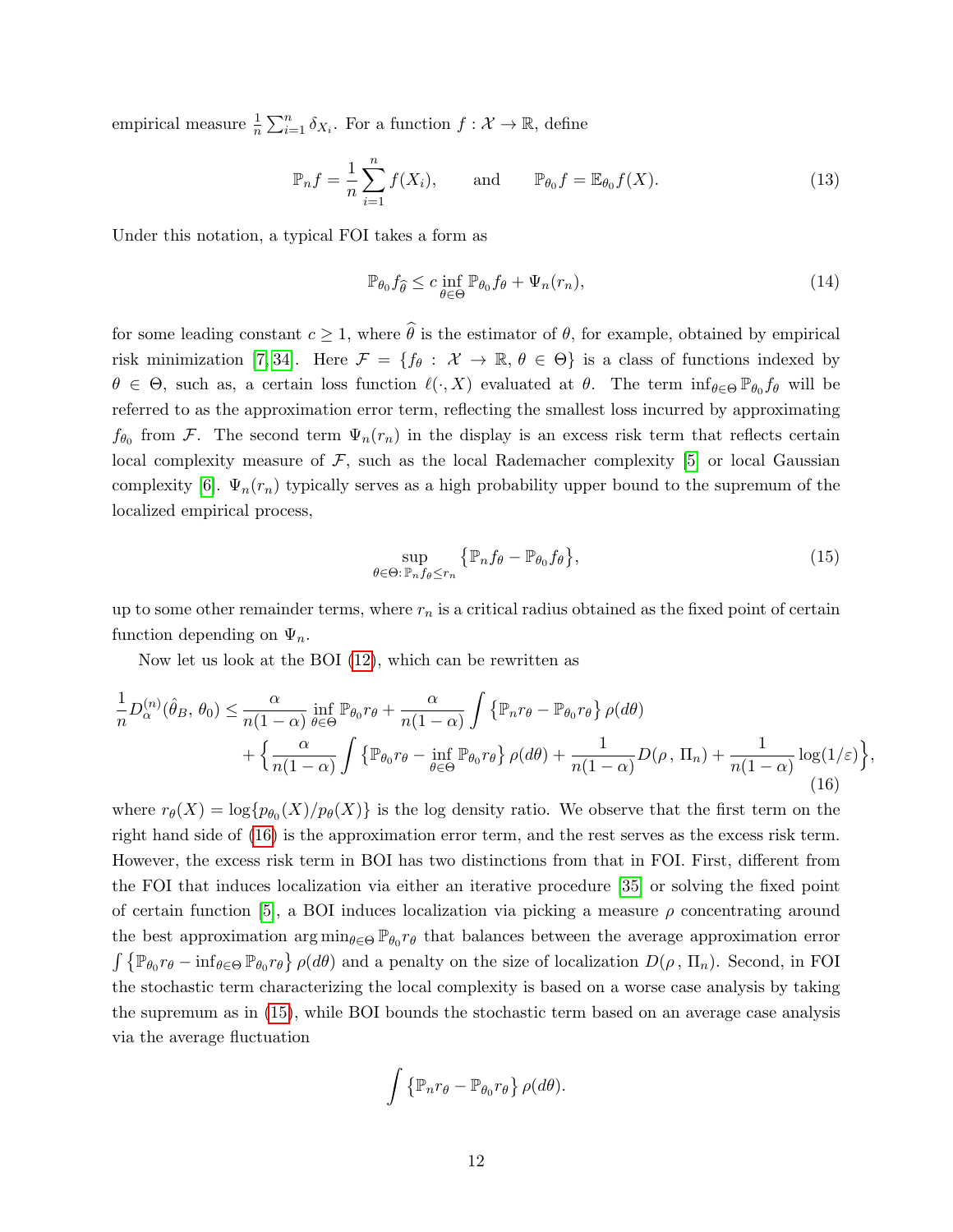empirical measure $\frac{1}{n}\sum_{i=1}^n \delta_{X_i}$. For a function $f : \mathcal{X} \to \mathbb{R}$, define

$$\mathbb{P}_n f = \frac{1}{n}\sum_{i=1}^n f(X_i), \qquad \text{and} \qquad \mathbb{P}_{\theta_0} f = \mathbb{E}_{\theta_0} f(X). \tag{13}$$

Under this notation, a typical FOI takes a form as

$$\mathbb{P}_{\theta_0} f_{\widehat{\theta}} \le c \inf_{\theta \in \Theta} \mathbb{P}_{\theta_0} f_\theta + \Psi_n(r_n), \tag{14}$$

for some leading constant $c \ge 1$, where $\widehat{\theta}$ is the estimator of $\theta$, for example, obtained by empirical risk minimization [7, 34]. Here $\mathcal{F} = \{f_\theta : \mathcal{X} \to \mathbb{R}, \theta \in \Theta\}$ is a class of functions indexed by $\theta \in \Theta$, such as, a certain loss function $\ell(\cdot, X)$ evaluated at $\theta$. The term $\inf_{\theta\in\Theta} \mathbb{P}_{\theta_0} f_\theta$ will be referred to as the approximation error term, reflecting the smallest loss incurred by approximating $f_{\theta_0}$ from $\mathcal{F}$. The second term $\Psi_n(r_n)$ in the display is an excess risk term that reflects certain local complexity measure of $\mathcal{F}$, such as the local Rademacher complexity [5] or local Gaussian complexity [6]. $\Psi_n(r_n)$ typically serves as a high probability upper bound to the supremum of the localized empirical process,

$$\sup_{\theta \in \Theta:\, \mathbb{P}_n f_\theta \le r_n} \big\{\mathbb{P}_n f_\theta - \mathbb{P}_{\theta_0} f_\theta\big\}, \tag{15}$$

up to some other remainder terms, where $r_n$ is a critical radius obtained as the fixed point of certain function depending on $\Psi_n$.

Now let us look at the BOI (12), which can be rewritten as

$$\begin{aligned}\frac{1}{n} D_\alpha^{(n)}(\hat{\theta}_B, \theta_0) \le\ & \frac{\alpha}{n(1-\alpha)} \inf_{\theta\in\Theta} \mathbb{P}_{\theta_0} r_\theta + \frac{\alpha}{n(1-\alpha)} \int \big\{\mathbb{P}_n r_\theta - \mathbb{P}_{\theta_0} r_\theta\big\}\, \rho(d\theta) \\ & + \Big\{\frac{\alpha}{n(1-\alpha)} \int \big\{\mathbb{P}_{\theta_0} r_\theta - \inf_{\theta\in\Theta} \mathbb{P}_{\theta_0} r_\theta\big\}\, \rho(d\theta) + \frac{1}{n(1-\alpha)} D(\rho\,,\, \Pi_n) + \frac{1}{n(1-\alpha)} \log(1/\varepsilon)\Big\},\end{aligned} \tag{16}$$

where $r_\theta(X) = \log\{p_{\theta_0}(X)/p_\theta(X)\}$ is the log density ratio. We observe that the first term on the right hand side of (16) is the approximation error term, and the rest serves as the excess risk term. However, the excess risk term in BOI has two distinctions from that in FOI. First, different from the FOI that induces localization via either an iterative procedure [35] or solving the fixed point of certain function [5], a BOI induces localization via picking a measure $\rho$ concentrating around the best approximation $\arg\min_{\theta\in\Theta} \mathbb{P}_{\theta_0} r_\theta$ that balances between the average approximation error $\int \big\{\mathbb{P}_{\theta_0} r_\theta - \inf_{\theta\in\Theta} \mathbb{P}_{\theta_0} r_\theta\big\}\, \rho(d\theta)$ and a penalty on the size of localization $D(\rho\,,\, \Pi_n)$. Second, in FOI the stochastic term characterizing the local complexity is based on a worse case analysis by taking the supremum as in (15), while BOI bounds the stochastic term based on an average case analysis via the average fluctuation

$$\int \big\{\mathbb{P}_n r_\theta - \mathbb{P}_{\theta_0} r_\theta\big\}\, \rho(d\theta).$$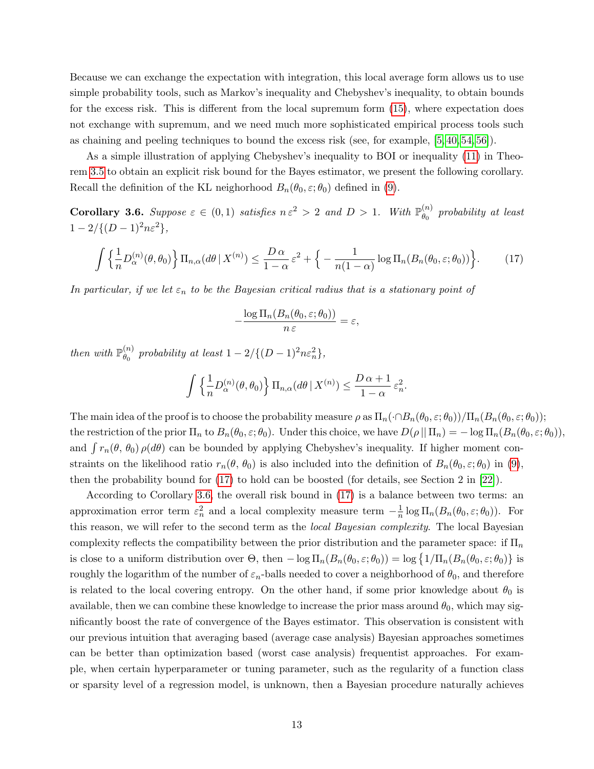Because we can exchange the expectation with integration, this local average form allows us to use simple probability tools, such as Markov's inequality and Chebyshev's inequality, to obtain bounds for the excess risk. This is different from the local supremum form (15), where expectation does not exchange with supremum, and we need much more sophisticated empirical process tools such as chaining and peeling techniques to bound the excess risk (see, for example, [5,40,54,56]).

As a simple illustration of applying Chebyshev's inequality to BOI or inequality (11) in Theorem 3.5 to obtain an explicit risk bound for the Bayes estimator, we present the following corollary. Recall the definition of the KL neighborhood $B_n(\theta_0, \varepsilon; \theta_0)$ defined in (9).

**Corollary 3.6.** *Suppose $\varepsilon \in (0,1)$ satisfies $n\,\varepsilon^2 > 2$ and $D > 1$. With $\mathbb{P}_{\theta_0}^{(n)}$ probability at least $1 - 2/\{(D-1)^2 n\varepsilon^2\}$,*

$$\int \Big\{\frac{1}{n} D_\alpha^{(n)}(\theta, \theta_0)\Big\}\, \Pi_{n,\alpha}(d\theta \,|\, X^{(n)}) \leq \frac{D\,\alpha}{1-\alpha}\,\varepsilon^2 + \Big\{ -\frac{1}{n(1-\alpha)} \log \Pi_n(B_n(\theta_0, \varepsilon; \theta_0))\Big\}. \tag{17}$$

*In particular, if we let $\varepsilon_n$ to be the Bayesian critical radius that is a stationary point of*

$$-\frac{\log \Pi_n(B_n(\theta_0, \varepsilon; \theta_0))}{n\,\varepsilon} = \varepsilon,$$

*then with $\mathbb{P}_{\theta_0}^{(n)}$ probability at least $1 - 2/\{(D-1)^2 n\varepsilon_n^2\}$,*

$$\int \Big\{\frac{1}{n} D_\alpha^{(n)}(\theta, \theta_0)\Big\}\, \Pi_{n,\alpha}(d\theta \,|\, X^{(n)}) \leq \frac{D\,\alpha + 1}{1-\alpha}\,\varepsilon_n^2.$$

The main idea of the proof is to choose the probability measure $\rho$ as $\Pi_n(\cdot \cap B_n(\theta_0, \varepsilon; \theta_0))/\Pi_n(B_n(\theta_0, \varepsilon; \theta_0))$; the restriction of the prior $\Pi_n$ to $B_n(\theta_0, \varepsilon; \theta_0)$. Under this choice, we have $D(\rho \,||\, \Pi_n) = -\log \Pi_n(B_n(\theta_0, \varepsilon; \theta_0))$, and $\int r_n(\theta,\, \theta_0)\, \rho(d\theta)$ can be bounded by applying Chebyshev's inequality. If higher moment constraints on the likelihood ratio $r_n(\theta,\, \theta_0)$ is also included into the definition of $B_n(\theta_0, \varepsilon; \theta_0)$ in (9), then the probability bound for (17) to hold can be boosted (for details, see Section 2 in [22]).

According to Corollary 3.6, the overall risk bound in (17) is a balance between two terms: an approximation error term $\varepsilon_n^2$ and a local complexity measure term $-\frac{1}{n}\log \Pi_n(B_n(\theta_0, \varepsilon; \theta_0))$. For this reason, we will refer to the second term as the *local Bayesian complexity*. The local Bayesian complexity reflects the compatibility between the prior distribution and the parameter space: if $\Pi_n$ is close to a uniform distribution over $\Theta$, then $-\log \Pi_n(B_n(\theta_0, \varepsilon; \theta_0)) = \log\big\{1/\Pi_n(B_n(\theta_0, \varepsilon; \theta_0)\big\}$ is roughly the logarithm of the number of $\varepsilon_n$-balls needed to cover a neighborhood of $\theta_0$, and therefore is related to the local covering entropy. On the other hand, if some prior knowledge about $\theta_0$ is available, then we can combine these knowledge to increase the prior mass around $\theta_0$, which may significantly boost the rate of convergence of the Bayes estimator. This observation is consistent with our previous intuition that averaging based (average case analysis) Bayesian approaches sometimes can be better than optimization based (worst case analysis) frequentist approaches. For example, when certain hyperparameter or tuning parameter, such as the regularity of a function class or sparsity level of a regression model, is unknown, then a Bayesian procedure naturally achieves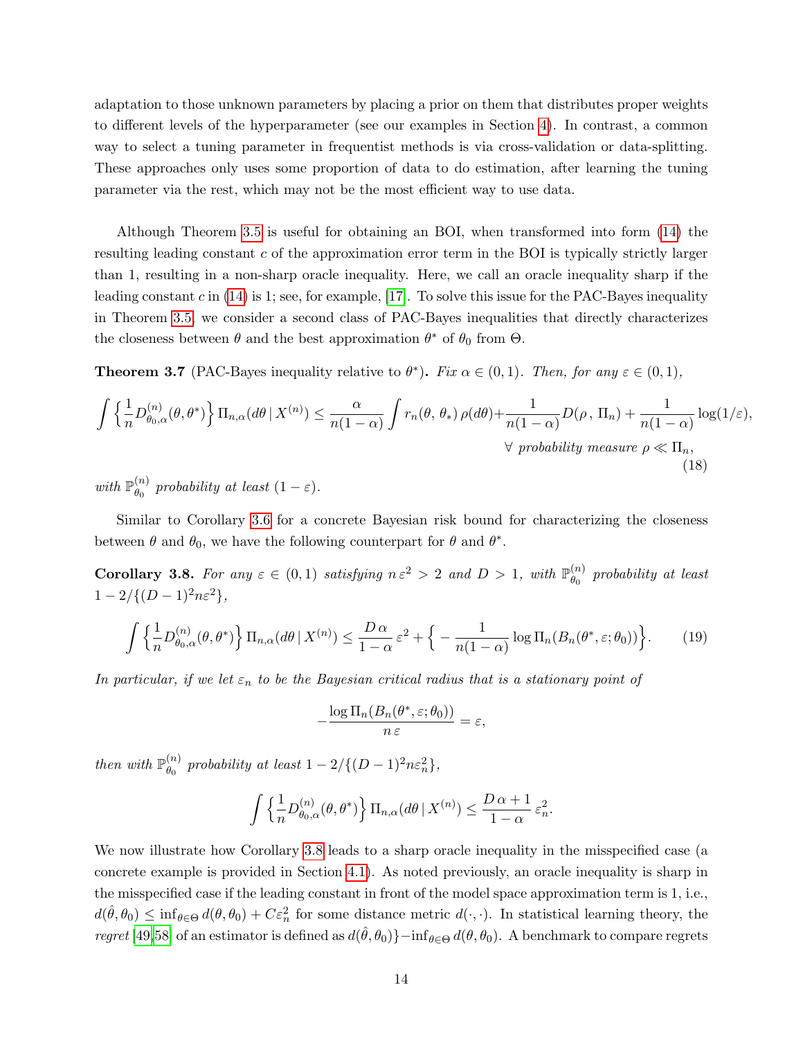adaptation to those unknown parameters by placing a prior on them that distributes proper weights to different levels of the hyperparameter (see our examples in Section 4). In contrast, a common way to select a tuning parameter in frequentist methods is via cross-validation or data-splitting. These approaches only uses some proportion of data to do estimation, after learning the tuning parameter via the rest, which may not be the most efficient way to use data.

Although Theorem 3.5 is useful for obtaining an BOI, when transformed into form (14) the resulting leading constant $c$ of the approximation error term in the BOI is typically strictly larger than 1, resulting in a non-sharp oracle inequality. Here, we call an oracle inequality sharp if the leading constant $c$ in (14) is 1; see, for example, [17]. To solve this issue for the PAC-Bayes inequality in Theorem 3.5, we consider a second class of PAC-Bayes inequalities that directly characterizes the closeness between $\theta$ and the best approximation $\theta^*$ of $\theta_0$ from $\Theta$.

**Theorem 3.7** (PAC-Bayes inequality relative to $\theta^*$)**.** *Fix $\alpha \in (0,1)$. Then, for any $\varepsilon \in (0,1)$,*

$$\int \Big\{\frac{1}{n} D^{(n)}_{\theta_0,\alpha}(\theta,\theta^*)\Big\}\, \Pi_{n,\alpha}(d\theta\,|\,X^{(n)}) \leq \frac{\alpha}{n(1-\alpha)}\int r_n(\theta,\,\theta_*)\,\rho(d\theta) + \frac{1}{n(1-\alpha)} D(\rho\,,\,\Pi_n) + \frac{1}{n(1-\alpha)}\log(1/\varepsilon), \quad \forall \text{ probability measure } \rho \ll \Pi_n, \tag{18}$$

*with $\mathbb{P}^{(n)}_{\theta_0}$ probability at least $(1-\varepsilon)$.*

Similar to Corollary 3.6 for a concrete Bayesian risk bound for characterizing the closeness between $\theta$ and $\theta_0$, we have the following counterpart for $\theta$ and $\theta^*$.

**Corollary 3.8.** *For any $\varepsilon \in (0,1)$ satisfying $n\,\varepsilon^2 > 2$ and $D > 1$, with $\mathbb{P}^{(n)}_{\theta_0}$ probability at least $1 - 2/\{(D-1)^2 n\varepsilon^2\}$,*

$$\int \Big\{\frac{1}{n} D^{(n)}_{\theta_0,\alpha}(\theta,\theta^*)\Big\}\, \Pi_{n,\alpha}(d\theta\,|\,X^{(n)}) \leq \frac{D\,\alpha}{1-\alpha}\,\varepsilon^2 + \Big\{-\frac{1}{n(1-\alpha)}\log \Pi_n(B_n(\theta^*,\varepsilon;\theta_0))\Big\}. \tag{19}$$

*In particular, if we let $\varepsilon_n$ to be the Bayesian critical radius that is a stationary point of*

$$-\frac{\log \Pi_n(B_n(\theta^*,\varepsilon;\theta_0))}{n\,\varepsilon} = \varepsilon,$$

*then with $\mathbb{P}^{(n)}_{\theta_0}$ probability at least $1 - 2/\{(D-1)^2 n\varepsilon_n^2\}$,*

$$\int \Big\{\frac{1}{n} D^{(n)}_{\theta_0,\alpha}(\theta,\theta^*)\Big\}\, \Pi_{n,\alpha}(d\theta\,|\,X^{(n)}) \leq \frac{D\,\alpha + 1}{1-\alpha}\,\varepsilon_n^2.$$

We now illustrate how Corollary 3.8 leads to a sharp oracle inequality in the misspecified case (a concrete example is provided in Section 4.1). As noted previously, an oracle inequality is sharp in the misspecified case if the leading constant in front of the model space approximation term is 1, i.e., $d(\hat{\theta},\theta_0) \leq \inf_{\theta\in\Theta} d(\theta,\theta_0) + C\varepsilon_n^2$ for some distance metric $d(\cdot,\cdot)$. In statistical learning theory, the *regret* [49,58] of an estimator is defined as $d(\hat{\theta},\theta_0)\} - \inf_{\theta\in\Theta} d(\theta,\theta_0)$. A benchmark to compare regrets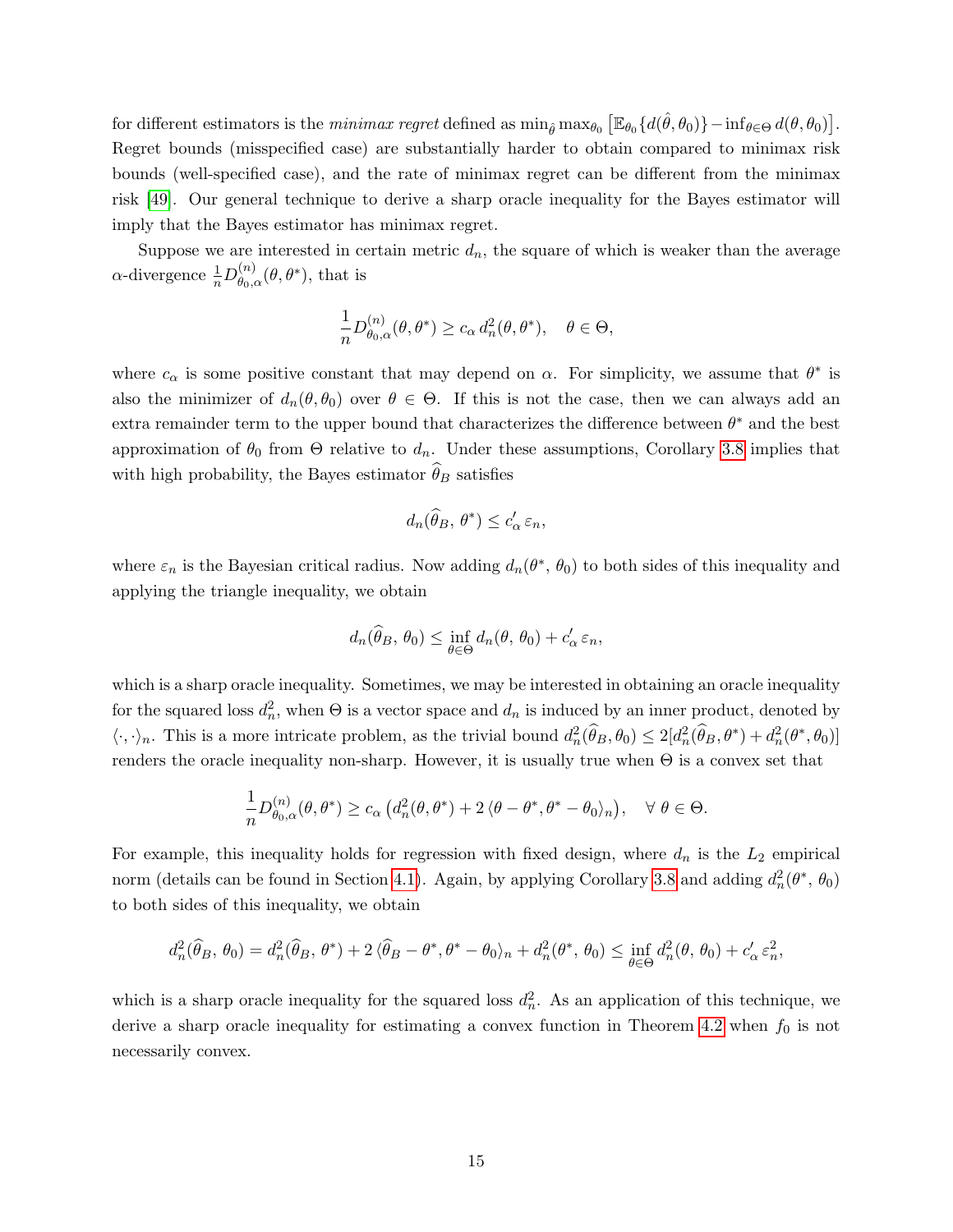for different estimators is the *minimax regret* defined as $\min_{\hat\theta}\max_{\theta_0}\big[\mathbb{E}_{\theta_0}\{d(\hat\theta,\theta_0)\} - \inf_{\theta\in\Theta} d(\theta,\theta_0)\big]$. Regret bounds (misspecified case) are substantially harder to obtain compared to minimax risk bounds (well-specified case), and the rate of minimax regret can be different from the minimax risk [49]. Our general technique to derive a sharp oracle inequality for the Bayes estimator will imply that the Bayes estimator has minimax regret.

Suppose we are interested in certain metric $d_n$, the square of which is weaker than the average $\alpha$-divergence $\frac{1}{n}D^{(n)}_{\theta_0,\alpha}(\theta,\theta^*)$, that is

$$\frac{1}{n}D^{(n)}_{\theta_0,\alpha}(\theta,\theta^*) \geq c_\alpha\, d_n^2(\theta,\theta^*), \quad \theta\in\Theta,$$

where $c_\alpha$ is some positive constant that may depend on $\alpha$. For simplicity, we assume that $\theta^*$ is also the minimizer of $d_n(\theta,\theta_0)$ over $\theta\in\Theta$. If this is not the case, then we can always add an extra remainder term to the upper bound that characterizes the difference between $\theta^*$ and the best approximation of $\theta_0$ from $\Theta$ relative to $d_n$. Under these assumptions, Corollary 3.8 implies that with high probability, the Bayes estimator $\widehat\theta_B$ satisfies

$$d_n(\widehat\theta_B,\,\theta^*) \leq c'_\alpha\,\varepsilon_n,$$

where $\varepsilon_n$ is the Bayesian critical radius. Now adding $d_n(\theta^*,\,\theta_0)$ to both sides of this inequality and applying the triangle inequality, we obtain

$$d_n(\widehat\theta_B,\,\theta_0) \leq \inf_{\theta\in\Theta} d_n(\theta,\,\theta_0) + c'_\alpha\,\varepsilon_n,$$

which is a sharp oracle inequality. Sometimes, we may be interested in obtaining an oracle inequality for the squared loss $d_n^2$, when $\Theta$ is a vector space and $d_n$ is induced by an inner product, denoted by $\langle\cdot,\cdot\rangle_n$. This is a more intricate problem, as the trivial bound $d_n^2(\widehat\theta_B,\theta_0) \leq 2[d_n^2(\widehat\theta_B,\theta^*) + d_n^2(\theta^*,\theta_0)]$ renders the oracle inequality non-sharp. However, it is usually true when $\Theta$ is a convex set that

$$\frac{1}{n}D^{(n)}_{\theta_0,\alpha}(\theta,\theta^*) \geq c_\alpha\left(d_n^2(\theta,\theta^*) + 2\,\langle\theta-\theta^*,\theta^*-\theta_0\rangle_n\right), \quad \forall\,\theta\in\Theta.$$

For example, this inequality holds for regression with fixed design, where $d_n$ is the $L_2$ empirical norm (details can be found in Section 4.1). Again, by applying Corollary 3.8 and adding $d_n^2(\theta^*,\,\theta_0)$ to both sides of this inequality, we obtain

$$d_n^2(\widehat\theta_B,\,\theta_0) = d_n^2(\widehat\theta_B,\,\theta^*) + 2\,\langle\widehat\theta_B-\theta^*,\theta^*-\theta_0\rangle_n + d_n^2(\theta^*,\,\theta_0) \leq \inf_{\theta\in\Theta} d_n^2(\theta,\,\theta_0) + c'_\alpha\,\varepsilon_n^2,$$

which is a sharp oracle inequality for the squared loss $d_n^2$. As an application of this technique, we derive a sharp oracle inequality for estimating a convex function in Theorem 4.2 when $f_0$ is not necessarily convex.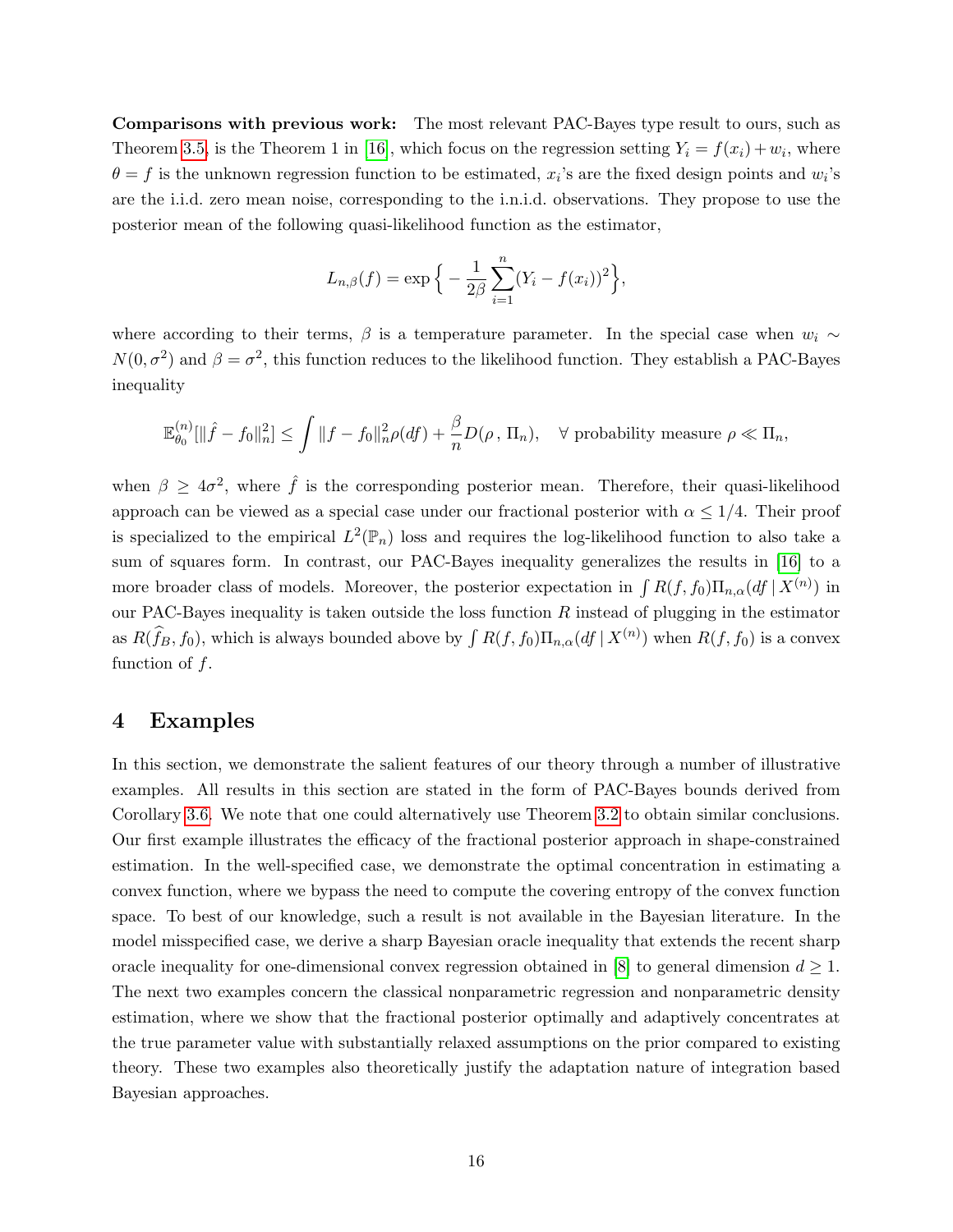**Comparisons with previous work:** The most relevant PAC-Bayes type result to ours, such as Theorem 3.5, is the Theorem 1 in [16], which focus on the regression setting $Y_i = f(x_i) + w_i$, where $\theta = f$ is the unknown regression function to be estimated, $x_i$'s are the fixed design points and $w_i$'s are the i.i.d. zero mean noise, corresponding to the i.n.i.d. observations. They propose to use the posterior mean of the following quasi-likelihood function as the estimator,

$$L_{n,\beta}(f) = \exp\Big\{ -\frac{1}{2\beta}\sum_{i=1}^{n}(Y_i - f(x_i))^2\Big\},$$

where according to their terms, $\beta$ is a temperature parameter. In the special case when $w_i \sim N(0,\sigma^2)$ and $\beta = \sigma^2$, this function reduces to the likelihood function. They establish a PAC-Bayes inequality

$$\mathbb{E}_{\theta_0}^{(n)}[\|\hat{f} - f_0\|_n^2] \leq \int \|f - f_0\|_n^2 \rho(df) + \frac{\beta}{n} D(\rho\,,\,\Pi_n), \quad \forall \text{ probability measure } \rho \ll \Pi_n,$$

when $\beta \geq 4\sigma^2$, where $\hat{f}$ is the corresponding posterior mean. Therefore, their quasi-likelihood approach can be viewed as a special case under our fractional posterior with $\alpha \leq 1/4$. Their proof is specialized to the empirical $L^2(\mathbb{P}_n)$ loss and requires the log-likelihood function to also take a sum of squares form. In contrast, our PAC-Bayes inequality generalizes the results in [16] to a more broader class of models. Moreover, the posterior expectation in $\int R(f, f_0)\Pi_{n,\alpha}(df \mid X^{(n)})$ in our PAC-Bayes inequality is taken outside the loss function $R$ instead of plugging in the estimator as $R(\widehat{f}_B, f_0)$, which is always bounded above by $\int R(f, f_0)\Pi_{n,\alpha}(df \mid X^{(n)})$ when $R(f, f_0)$ is a convex function of $f$.

# 4 Examples

In this section, we demonstrate the salient features of our theory through a number of illustrative examples. All results in this section are stated in the form of PAC-Bayes bounds derived from Corollary 3.6. We note that one could alternatively use Theorem 3.2 to obtain similar conclusions. Our first example illustrates the efficacy of the fractional posterior approach in shape-constrained estimation. In the well-specified case, we demonstrate the optimal concentration in estimating a convex function, where we bypass the need to compute the covering entropy of the convex function space. To best of our knowledge, such a result is not available in the Bayesian literature. In the model misspecified case, we derive a sharp Bayesian oracle inequality that extends the recent sharp oracle inequality for one-dimensional convex regression obtained in [8] to general dimension $d \geq 1$. The next two examples concern the classical nonparametric regression and nonparametric density estimation, where we show that the fractional posterior optimally and adaptively concentrates at the true parameter value with substantially relaxed assumptions on the prior compared to existing theory. These two examples also theoretically justify the adaptation nature of integration based Bayesian approaches.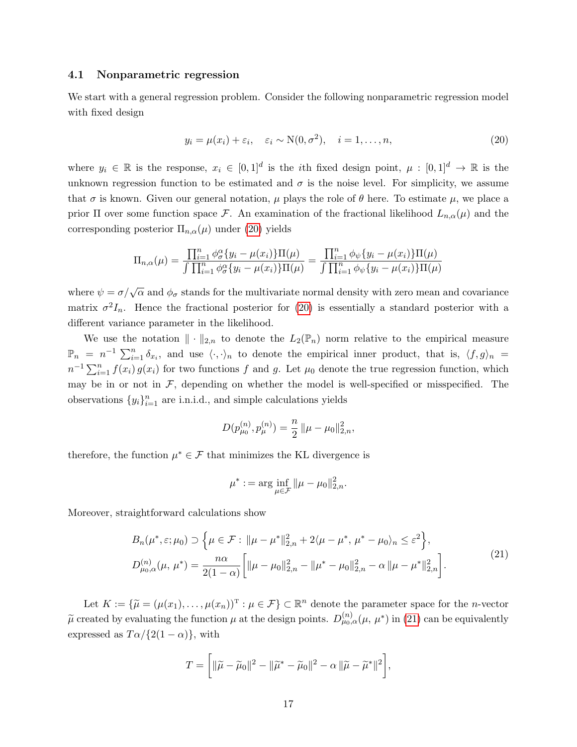### 4.1 Nonparametric regression

We start with a general regression problem. Consider the following nonparametric regression model with fixed design

$$y_i = \mu(x_i) + \varepsilon_i, \quad \varepsilon_i \sim \mathrm{N}(0, \sigma^2), \quad i = 1, \ldots, n, \tag{20}$$

where $y_i \in \mathbb{R}$ is the response, $x_i \in [0,1]^d$ is the $i$th fixed design point, $\mu : [0,1]^d \to \mathbb{R}$ is the unknown regression function to be estimated and $\sigma$ is the noise level. For simplicity, we assume that $\sigma$ is known. Given our general notation, $\mu$ plays the role of $\theta$ here. To estimate $\mu$, we place a prior $\Pi$ over some function space $\mathcal{F}$. An examination of the fractional likelihood $L_{n,\alpha}(\mu)$ and the corresponding posterior $\Pi_{n,\alpha}(\mu)$ under (20) yields

$$\Pi_{n,\alpha}(\mu) = \frac{\prod_{i=1}^n \phi_\sigma^\alpha\{y_i - \mu(x_i)\}\Pi(\mu)}{\int \prod_{i=1}^n \phi_\sigma^\alpha\{y_i - \mu(x_i)\}\Pi(\mu)} = \frac{\prod_{i=1}^n \phi_\psi\{y_i - \mu(x_i)\}\Pi(\mu)}{\int \prod_{i=1}^n \phi_\psi\{y_i - \mu(x_i)\}\Pi(\mu)}$$

where $\psi = \sigma/\sqrt{\alpha}$ and $\phi_\sigma$ stands for the multivariate normal density with zero mean and covariance matrix $\sigma^2 I_n$. Hence the fractional posterior for (20) is essentially a standard posterior with a different variance parameter in the likelihood.

We use the notation $\|\cdot\|_{2,n}$ to denote the $L_2(\mathbb{P}_n)$ norm relative to the empirical measure $\mathbb{P}_n = n^{-1}\sum_{i=1}^n \delta_{x_i}$, and use $\langle \cdot, \cdot \rangle_n$ to denote the empirical inner product, that is, $\langle f, g \rangle_n = n^{-1}\sum_{i=1}^n f(x_i)\, g(x_i)$ for two functions $f$ and $g$. Let $\mu_0$ denote the true regression function, which may be in or not in $\mathcal{F}$, depending on whether the model is well-specified or misspecified. The observations $\{y_i\}_{i=1}^n$ are i.n.i.d., and simple calculations yields

$$D(p_{\mu_0}^{(n)}, p_\mu^{(n)}) = \frac{n}{2}\,\|\mu - \mu_0\|_{2,n}^2,$$

therefore, the function $\mu^* \in \mathcal{F}$ that minimizes the KL divergence is

$$\mu^* := \arg\inf_{\mu \in \mathcal{F}} \|\mu - \mu_0\|_{2,n}^2.$$

Moreover, straightforward calculations show

$$\begin{aligned}
&B_n(\mu^*, \varepsilon; \mu_0) \supset \Big\{\mu \in \mathcal{F} : \|\mu - \mu^*\|_{2,n}^2 + 2\langle \mu - \mu^*,\, \mu^* - \mu_0\rangle_n \le \varepsilon^2\Big\}, \\
&D_{\mu_0,\alpha}^{(n)}(\mu,\, \mu^*) = \frac{n\alpha}{2(1-\alpha)}\Big[\|\mu - \mu_0\|_{2,n}^2 - \|\mu^* - \mu_0\|_{2,n}^2 - \alpha\,\|\mu - \mu^*\|_{2,n}^2\Big].
\end{aligned} \tag{21}$$

Let $K := \{\widetilde{\mu} = (\mu(x_1), \ldots, \mu(x_n))^{\mathrm{T}} : \mu \in \mathcal{F}\} \subset \mathbb{R}^n$ denote the parameter space for the $n$-vector $\widetilde{\mu}$ created by evaluating the function $\mu$ at the design points. $D_{\mu_0,\alpha}^{(n)}(\mu,\, \mu^*)$ in (21) can be equivalently expressed as $T\alpha/\{2(1-\alpha)\}$, with

$$T = \Big[\|\widetilde{\mu} - \widetilde{\mu}_0\|^2 - \|\widetilde{\mu}^* - \widetilde{\mu}_0\|^2 - \alpha\,\|\widetilde{\mu} - \widetilde{\mu}^*\|^2\Big],$$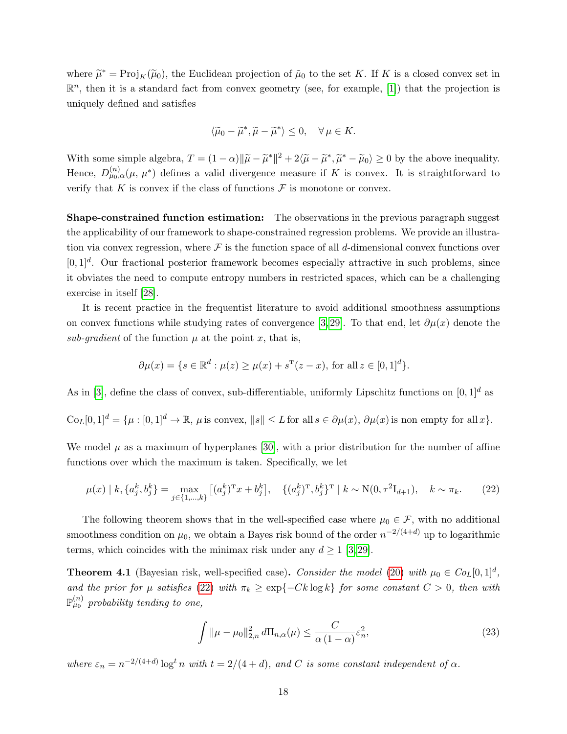where $\widetilde{\mu}^* = \mathrm{Proj}_K(\widetilde{\mu}_0)$, the Euclidean projection of $\tilde{\mu}_0$ to the set $K$. If $K$ is a closed convex set in $\mathbb{R}^n$, then it is a standard fact from convex geometry (see, for example, [1]) that the projection is uniquely defined and satisfies

$$\langle \widetilde{\mu}_0 - \widetilde{\mu}^*, \widetilde{\mu} - \widetilde{\mu}^* \rangle \leq 0, \quad \forall\, \mu \in K.$$

With some simple algebra, $T = (1-\alpha)\|\widetilde{\mu} - \widetilde{\mu}^*\|^2 + 2\langle \widetilde{\mu} - \widetilde{\mu}^*, \widetilde{\mu}^* - \widetilde{\mu}_0 \rangle \geq 0$ by the above inequality. Hence, $D^{(n)}_{\mu_0,\alpha}(\mu, \mu^*)$ defines a valid divergence measure if $K$ is convex. It is straightforward to verify that $K$ is convex if the class of functions $\mathcal{F}$ is monotone or convex.

**Shape-constrained function estimation:** The observations in the previous paragraph suggest the applicability of our framework to shape-constrained regression problems. We provide an illustration via convex regression, where $\mathcal{F}$ is the function space of all $d$-dimensional convex functions over $[0,1]^d$. Our fractional posterior framework becomes especially attractive in such problems, since it obviates the need to compute entropy numbers in restricted spaces, which can be a challenging exercise in itself [28].

It is recent practice in the frequentist literature to avoid additional smoothness assumptions on convex functions while studying rates of convergence [3,29]. To that end, let $\partial\mu(x)$ denote the *sub-gradient* of the function $\mu$ at the point $x$, that is,

$$\partial\mu(x) = \{s \in \mathbb{R}^d : \mu(z) \geq \mu(x) + s^{\mathrm{T}}(z - x), \text{ for all}\, z \in [0,1]^d\}.$$

As in [3], define the class of convex, sub-differentiable, uniformly Lipschitz functions on $[0,1]^d$ as

$$\mathrm{Co}_L[0,1]^d = \{\mu : [0,1]^d \to \mathbb{R},\, \mu\, \text{is convex},\, \|s\| \leq L\, \text{for all}\, s \in \partial\mu(x),\, \partial\mu(x)\, \text{is non empty for all}\, x\}.$$

We model $\mu$ as a maximum of hyperplanes [30], with a prior distribution for the number of affine functions over which the maximum is taken. Specifically, we let

$$\mu(x) \mid k, \{a_j^k, b_j^k\} = \max_{j \in \{1,\dots,k\}} \big[(a_j^k)^{\mathrm{T}} x + b_j^k\big], \quad \{(a_j^k)^{\mathrm{T}}, b_j^k\}^{\mathrm{T}} \mid k \sim \mathrm{N}(0, \tau^2 \mathrm{I}_{d+1}), \quad k \sim \pi_k. \tag{22}$$

The following theorem shows that in the well-specified case where $\mu_0 \in \mathcal{F}$, with no additional smoothness condition on $\mu_0$, we obtain a Bayes risk bound of the order $n^{-2/(4+d)}$ up to logarithmic terms, which coincides with the minimax risk under any $d \geq 1$ [3,29].

**Theorem 4.1** (Bayesian risk, well-specified case)**.** *Consider the model (20) with $\mu_0 \in Co_L[0,1]^d$, and the prior for $\mu$ satisfies (22) with $\pi_k \geq \exp\{-Ck\log k\}$ for some constant $C > 0$, then with $\mathbb{P}^{(n)}_{\mu_0}$ probability tending to one,*

$$\int \|\mu - \mu_0\|^2_{2,n}\, d\Pi_{n,\alpha}(\mu) \leq \frac{C}{\alpha\,(1-\alpha)}\varepsilon_n^2, \tag{23}$$

*where $\varepsilon_n = n^{-2/(4+d)} \log^t n$ with $t = 2/(4+d)$, and $C$ is some constant independent of $\alpha$.*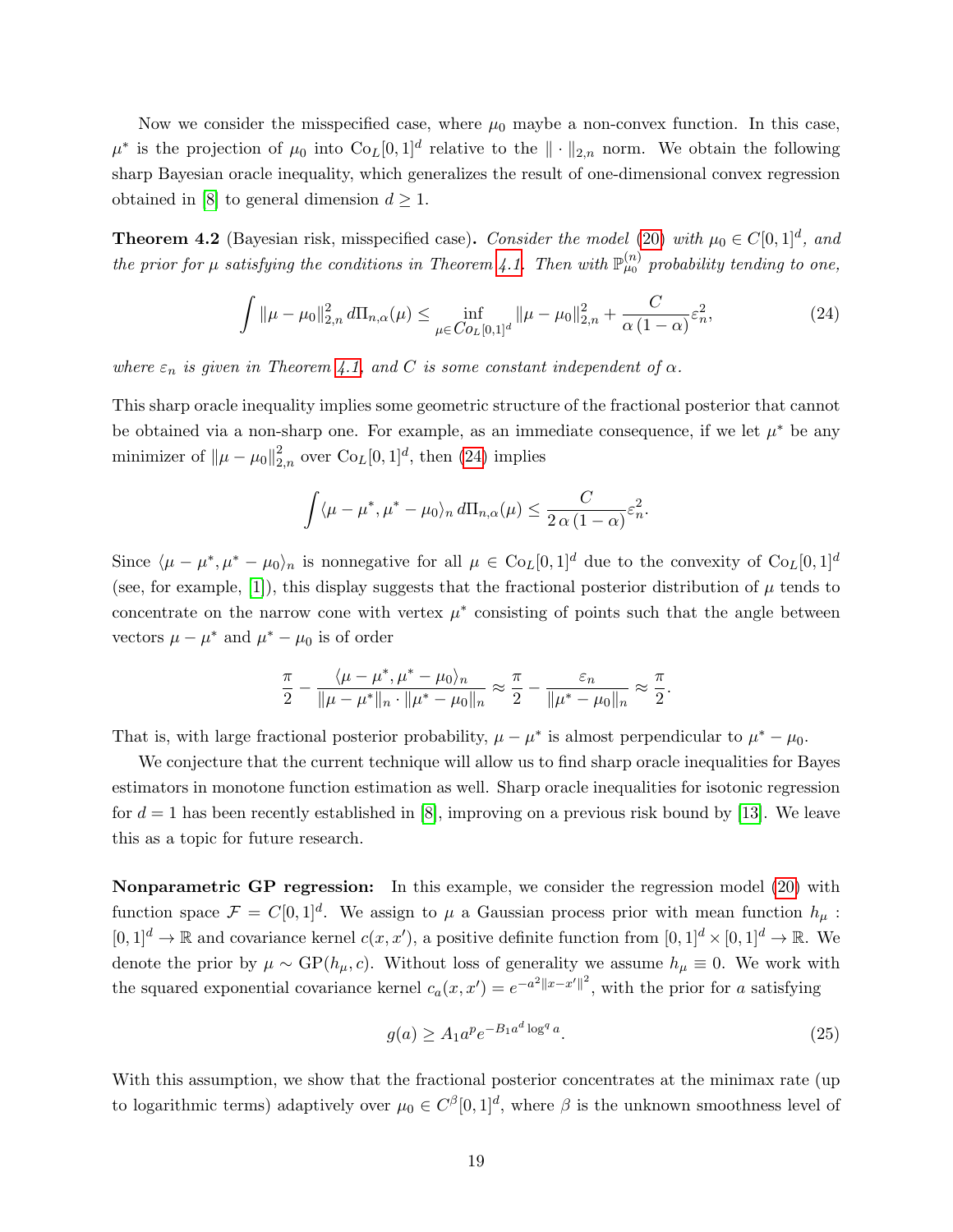Now we consider the misspecified case, where $\mu_0$ maybe a non-convex function. In this case, $\mu^*$ is the projection of $\mu_0$ into $\mathrm{Co}_L[0,1]^d$ relative to the $\|\cdot\|_{2,n}$ norm. We obtain the following sharp Bayesian oracle inequality, which generalizes the result of one-dimensional convex regression obtained in [8] to general dimension $d \geq 1$.

**Theorem 4.2** (Bayesian risk, misspecified case)**.** *Consider the model (20) with $\mu_0 \in C[0,1]^d$, and the prior for $\mu$ satisfying the conditions in Theorem 4.1. Then with $\mathbb{P}_{\mu_0}^{(n)}$ probability tending to one,*

$$\int \|\mu - \mu_0\|_{2,n}^2 \, d\Pi_{n,\alpha}(\mu) \leq \inf_{\mu \in Co_L[0,1]^d} \|\mu - \mu_0\|_{2,n}^2 + \frac{C}{\alpha\,(1-\alpha)} \varepsilon_n^2, \tag{24}$$

*where $\varepsilon_n$ is given in Theorem 4.1, and $C$ is some constant independent of $\alpha$.*

This sharp oracle inequality implies some geometric structure of the fractional posterior that cannot be obtained via a non-sharp one. For example, as an immediate consequence, if we let $\mu^*$ be any minimizer of $\|\mu - \mu_0\|_{2,n}^2$ over $\mathrm{Co}_L[0,1]^d$, then (24) implies

$$\int \langle \mu - \mu^*, \mu^* - \mu_0 \rangle_n \, d\Pi_{n,\alpha}(\mu) \leq \frac{C}{2\,\alpha\,(1-\alpha)} \varepsilon_n^2.$$

Since $\langle \mu - \mu^*, \mu^* - \mu_0 \rangle_n$ is nonnegative for all $\mu \in \mathrm{Co}_L[0,1]^d$ due to the convexity of $\mathrm{Co}_L[0,1]^d$ (see, for example, [1]), this display suggests that the fractional posterior distribution of $\mu$ tends to concentrate on the narrow cone with vertex $\mu^*$ consisting of points such that the angle between vectors $\mu - \mu^*$ and $\mu^* - \mu_0$ is of order

$$\frac{\pi}{2} - \frac{\langle \mu - \mu^*, \mu^* - \mu_0 \rangle_n}{\|\mu - \mu^*\|_n \cdot \|\mu^* - \mu_0\|_n} \approx \frac{\pi}{2} - \frac{\varepsilon_n}{\|\mu^* - \mu_0\|_n} \approx \frac{\pi}{2}.$$

That is, with large fractional posterior probability, $\mu - \mu^*$ is almost perpendicular to $\mu^* - \mu_0$.

We conjecture that the current technique will allow us to find sharp oracle inequalities for Bayes estimators in monotone function estimation as well. Sharp oracle inequalities for isotonic regression for $d = 1$ has been recently established in [8], improving on a previous risk bound by [13]. We leave this as a topic for future research.

**Nonparametric GP regression:** In this example, we consider the regression model (20) with function space $\mathcal{F} = C[0,1]^d$. We assign to $\mu$ a Gaussian process prior with mean function $h_\mu : [0,1]^d \to \mathbb{R}$ and covariance kernel $c(x, x')$, a positive definite function from $[0,1]^d \times [0,1]^d \to \mathbb{R}$. We denote the prior by $\mu \sim \mathrm{GP}(h_\mu, c)$. Without loss of generality we assume $h_\mu \equiv 0$. We work with the squared exponential covariance kernel $c_a(x, x') = e^{-a^2\|x - x'\|^2}$, with the prior for $a$ satisfying

$$g(a) \geq A_1 a^p e^{-B_1 a^d \log^q a}. \tag{25}$$

With this assumption, we show that the fractional posterior concentrates at the minimax rate (up to logarithmic terms) adaptively over $\mu_0 \in C^\beta[0,1]^d$, where $\beta$ is the unknown smoothness level of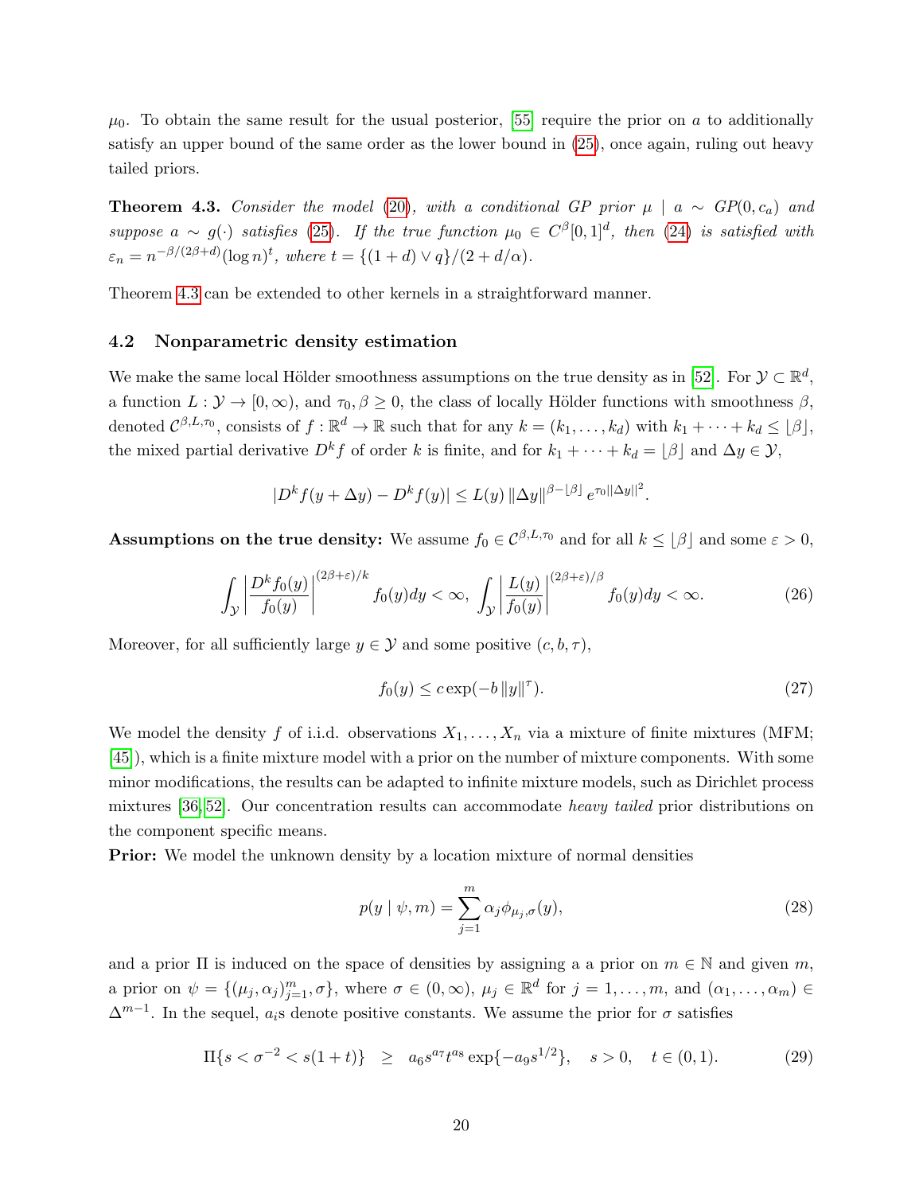$\mu_0$. To obtain the same result for the usual posterior, [55] require the prior on $a$ to additionally satisfy an upper bound of the same order as the lower bound in (25), once again, ruling out heavy tailed priors.

**Theorem 4.3.** *Consider the model (20), with a conditional GP prior $\mu \mid a \sim GP(0, c_a)$ and suppose $a \sim g(\cdot)$ satisfies (25). If the true function $\mu_0 \in C^\beta[0,1]^d$, then (24) is satisfied with $\varepsilon_n = n^{-\beta/(2\beta+d)}(\log n)^t$, where $t = \{(1+d) \vee q\}/(2 + d/\alpha)$.*

Theorem 4.3 can be extended to other kernels in a straightforward manner.

### 4.2 Nonparametric density estimation

We make the same local Hölder smoothness assumptions on the true density as in [52]. For $\mathcal{Y} \subset \mathbb{R}^d$, a function $L : \mathcal{Y} \to [0, \infty)$, and $\tau_0, \beta \geq 0$, the class of locally Hölder functions with smoothness $\beta$, denoted $\mathcal{C}^{\beta, L, \tau_0}$, consists of $f : \mathbb{R}^d \to \mathbb{R}$ such that for any $k = (k_1, \ldots, k_d)$ with $k_1 + \cdots + k_d \leq \lfloor \beta \rfloor$, the mixed partial derivative $D^k f$ of order $k$ is finite, and for $k_1 + \cdots + k_d = \lfloor \beta \rfloor$ and $\Delta y \in \mathcal{Y}$,

$$|D^k f(y + \Delta y) - D^k f(y)| \leq L(y) \, \|\Delta y\|^{\beta - \lfloor \beta \rfloor} \, e^{\tau_0 \|\Delta y\|^2}.$$

**Assumptions on the true density:** We assume $f_0 \in \mathcal{C}^{\beta, L, \tau_0}$ and for all $k \leq \lfloor \beta \rfloor$ and some $\varepsilon > 0$,

$$\int_{\mathcal{Y}} \left| \frac{D^k f_0(y)}{f_0(y)} \right|^{(2\beta+\varepsilon)/k} f_0(y) dy < \infty, \quad \int_{\mathcal{Y}} \left| \frac{L(y)}{f_0(y)} \right|^{(2\beta+\varepsilon)/\beta} f_0(y) dy < \infty. \tag{26}$$

Moreover, for all sufficiently large $y \in \mathcal{Y}$ and some positive $(c, b, \tau)$,

$$f_0(y) \leq c \exp(-b \|y\|^\tau). \tag{27}$$

We model the density $f$ of i.i.d. observations $X_1, \ldots, X_n$ via a mixture of finite mixtures (MFM; [45]), which is a finite mixture model with a prior on the number of mixture components. With some minor modifications, the results can be adapted to infinite mixture models, such as Dirichlet process mixtures [36, 52]. Our concentration results can accommodate *heavy tailed* prior distributions on the component specific means.

**Prior:** We model the unknown density by a location mixture of normal densities

$$p(y \mid \psi, m) = \sum_{j=1}^{m} \alpha_j \phi_{\mu_j, \sigma}(y), \tag{28}$$

and a prior $\Pi$ is induced on the space of densities by assigning a a prior on $m \in \mathbb{N}$ and given $m$, a prior on $\psi = \{(\mu_j, \alpha_j)_{j=1}^m, \sigma\}$, where $\sigma \in (0, \infty)$, $\mu_j \in \mathbb{R}^d$ for $j = 1, \ldots, m$, and $(\alpha_1, \ldots, \alpha_m) \in \Delta^{m-1}$. In the sequel, $a_i$s denote positive constants. We assume the prior for $\sigma$ satisfies

$$\Pi\{s < \sigma^{-2} < s(1+t)\} \quad \geq \quad a_6 s^{a_7} t^{a_8} \exp\{-a_9 s^{1/2}\}, \quad s > 0, \quad t \in (0, 1). \tag{29}$$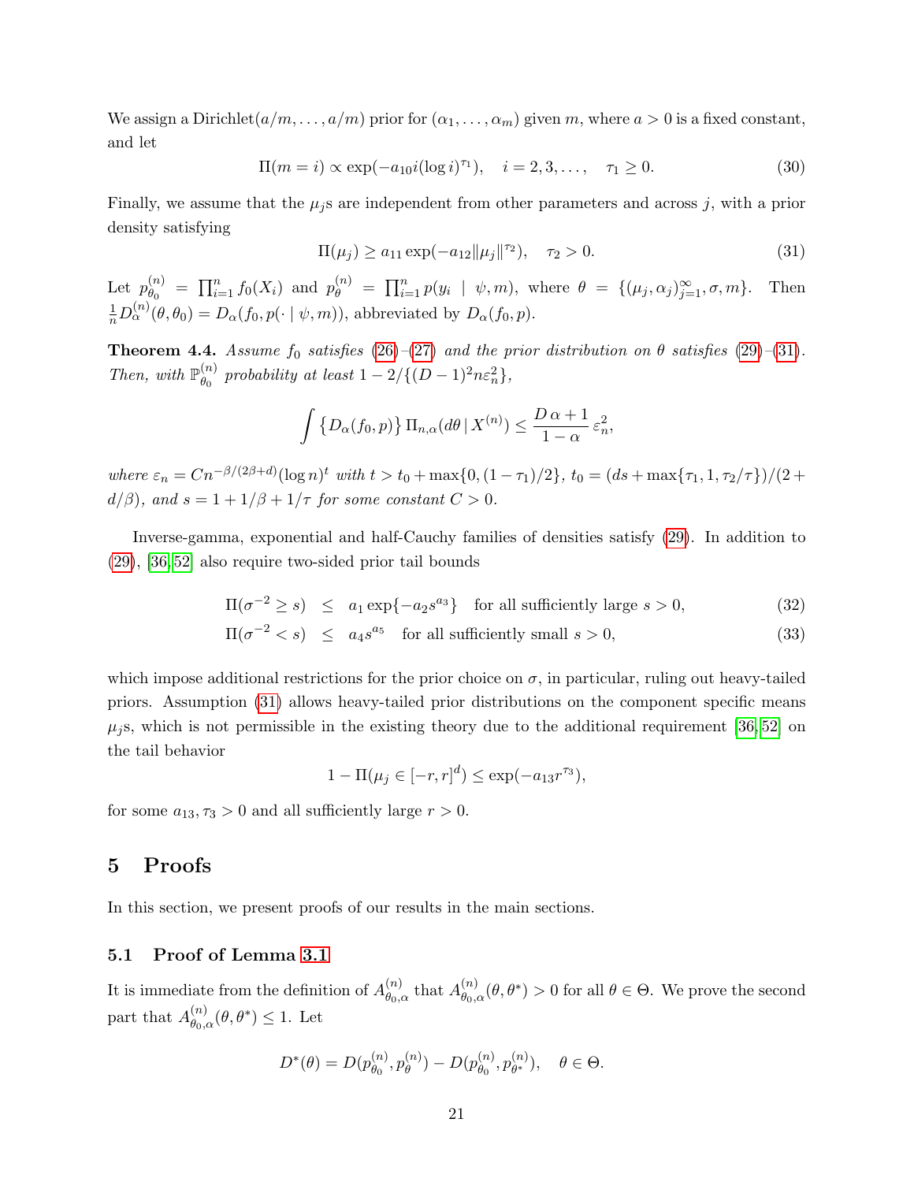We assign a Dirichlet$(a/m, \ldots, a/m)$ prior for $(\alpha_1, \ldots, \alpha_m)$ given $m$, where $a > 0$ is a fixed constant, and let

$$\Pi(m = i) \propto \exp(-a_{10} i (\log i)^{\tau_1}), \quad i = 2, 3, \ldots, \quad \tau_1 \geq 0. \tag{30}$$

Finally, we assume that the $\mu_j$s are independent from other parameters and across $j$, with a prior density satisfying

$$\Pi(\mu_j) \geq a_{11} \exp(-a_{12} \|\mu_j\|^{\tau_2}), \quad \tau_2 > 0. \tag{31}$$

Let $p_{\theta_0}^{(n)} = \prod_{i=1}^n f_0(X_i)$ and $p_\theta^{(n)} = \prod_{i=1}^n p(y_i \mid \psi, m)$, where $\theta = \{(\mu_j, \alpha_j)_{j=1}^\infty, \sigma, m\}$. Then $\frac{1}{n} D_\alpha^{(n)}(\theta, \theta_0) = D_\alpha(f_0, p(\cdot \mid \psi, m))$, abbreviated by $D_\alpha(f_0, p)$.

**Theorem 4.4.** *Assume $f_0$ satisfies (26)–(27) and the prior distribution on $\theta$ satisfies (29)–(31). Then, with $\mathbb{P}_{\theta_0}^{(n)}$ probability at least $1 - 2/\{(D-1)^2 n \varepsilon_n^2\}$,*

$$\int \big\{D_\alpha(f_0, p)\big\} \, \Pi_{n,\alpha}(d\theta \,|\, X^{(n)}) \leq \frac{D\,\alpha + 1}{1 - \alpha} \, \varepsilon_n^2,$$

*where $\varepsilon_n = C n^{-\beta/(2\beta+d)} (\log n)^t$ with $t > t_0 + \max\{0, (1-\tau_1)/2\}$, $t_0 = (ds + \max\{\tau_1, 1, \tau_2/\tau\})/(2 + d/\beta)$, and $s = 1 + 1/\beta + 1/\tau$ for some constant $C > 0$.*

Inverse-gamma, exponential and half-Cauchy families of densities satisfy (29). In addition to (29), [36, 52] also require two-sided prior tail bounds

$$\Pi(\sigma^{-2} \geq s) \;\; \leq \;\; a_1 \exp\{-a_2 s^{a_3}\} \quad \text{for all sufficiently large } s > 0, \tag{32}$$

$$\Pi(\sigma^{-2} < s) \;\; \leq \;\; a_4 s^{a_5} \quad \text{for all sufficiently small } s > 0, \tag{33}$$

which impose additional restrictions for the prior choice on $\sigma$, in particular, ruling out heavy-tailed priors. Assumption (31) allows heavy-tailed prior distributions on the component specific means $\mu_j$s, which is not permissible in the existing theory due to the additional requirement [36, 52] on the tail behavior

$$1 - \Pi(\mu_j \in [-r, r]^d) \leq \exp(-a_{13} r^{\tau_3}),$$

for some $a_{13}, \tau_3 > 0$ and all sufficiently large $r > 0$.

# 5 Proofs

In this section, we present proofs of our results in the main sections.

## 5.1 Proof of Lemma 3.1

It is immediate from the definition of $A_{\theta_0,\alpha}^{(n)}$ that $A_{\theta_0,\alpha}^{(n)}(\theta, \theta^*) > 0$ for all $\theta \in \Theta$. We prove the second part that $A_{\theta_0,\alpha}^{(n)}(\theta, \theta^*) \leq 1$. Let

$$D^*(\theta) = D(p_{\theta_0}^{(n)}, p_\theta^{(n)}) - D(p_{\theta_0}^{(n)}, p_{\theta^*}^{(n)}), \quad \theta \in \Theta.$$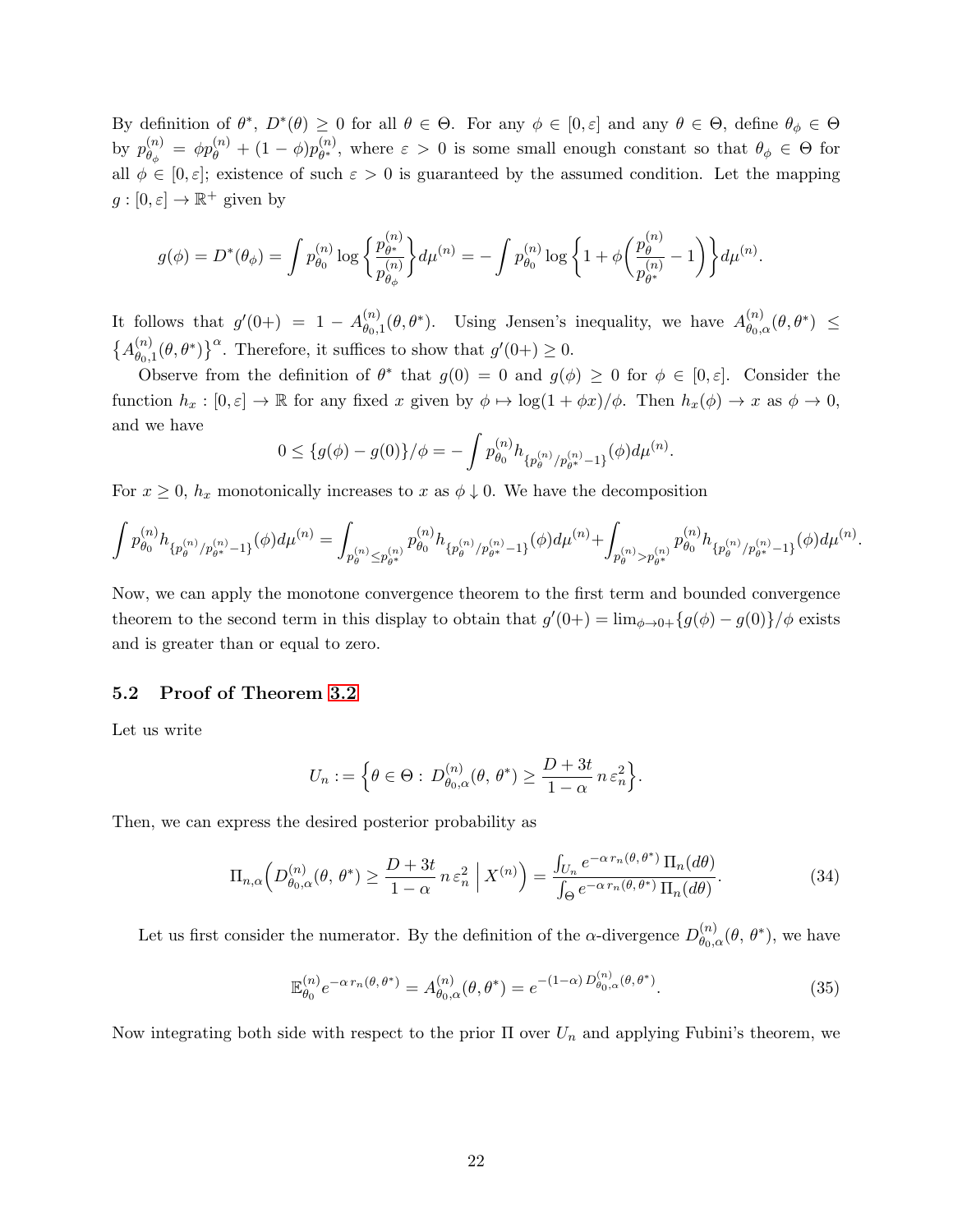By definition of $\theta^*$, $D^*(\theta) \geq 0$ for all $\theta \in \Theta$. For any $\phi \in [0, \varepsilon]$ and any $\theta \in \Theta$, define $\theta_\phi \in \Theta$ by $p_{\theta_\phi}^{(n)} = \phi p_\theta^{(n)} + (1-\phi) p_{\theta^*}^{(n)}$, where $\varepsilon > 0$ is some small enough constant so that $\theta_\phi \in \Theta$ for all $\phi \in [0, \varepsilon]$; existence of such $\varepsilon > 0$ is guaranteed by the assumed condition. Let the mapping $g : [0, \varepsilon] \to \mathbb{R}^+$ given by

$$g(\phi) = D^*(\theta_\phi) = \int p_{\theta_0}^{(n)} \log \Big\{ \frac{p_{\theta^*}^{(n)}}{p_{\theta_\phi}^{(n)}} \Big\} d\mu^{(n)} = -\int p_{\theta_0}^{(n)} \log \Big\{ 1 + \phi \Big( \frac{p_\theta^{(n)}}{p_{\theta^*}^{(n)}} - 1 \Big) \Big\} d\mu^{(n)}.$$

It follows that $g'(0+) = 1 - A_{\theta_0,1}^{(n)}(\theta, \theta^*)$. Using Jensen's inequality, we have $A_{\theta_0,\alpha}^{(n)}(\theta, \theta^*) \leq \big\{ A_{\theta_0,1}^{(n)}(\theta, \theta^*) \big\}^\alpha$. Therefore, it suffices to show that $g'(0+) \geq 0$.

Observe from the definition of $\theta^*$ that $g(0) = 0$ and $g(\phi) \geq 0$ for $\phi \in [0, \varepsilon]$. Consider the function $h_x : [0, \varepsilon] \to \mathbb{R}$ for any fixed $x$ given by $\phi \mapsto \log(1 + \phi x)/\phi$. Then $h_x(\phi) \to x$ as $\phi \to 0$, and we have

$$0 \leq \{ g(\phi) - g(0) \}/\phi = -\int p_{\theta_0}^{(n)} h_{\{p_\theta^{(n)}/p_{\theta^*}^{(n)} - 1\}}(\phi) d\mu^{(n)}.$$

For $x \geq 0$, $h_x$ monotonically increases to $x$ as $\phi \downarrow 0$. We have the decomposition

$$\int p_{\theta_0}^{(n)} h_{\{p_\theta^{(n)}/p_{\theta^*}^{(n)} - 1\}}(\phi) d\mu^{(n)} = \int_{p_\theta^{(n)} \leq p_{\theta^*}^{(n)}} p_{\theta_0}^{(n)} h_{\{p_\theta^{(n)}/p_{\theta^*}^{(n)} - 1\}}(\phi) d\mu^{(n)} + \int_{p_\theta^{(n)} > p_{\theta^*}^{(n)}} p_{\theta_0}^{(n)} h_{\{p_\theta^{(n)}/p_{\theta^*}^{(n)} - 1\}}(\phi) d\mu^{(n)}.$$

Now, we can apply the monotone convergence theorem to the first term and bounded convergence theorem to the second term in this display to obtain that $g'(0+) = \lim_{\phi \to 0+} \{ g(\phi) - g(0) \}/\phi$ exists and is greater than or equal to zero.

### 5.2 Proof of Theorem 3.2

Let us write

$$U_n := \Big\{ \theta \in \Theta : D_{\theta_0,\alpha}^{(n)}(\theta, \theta^*) \geq \frac{D + 3t}{1 - \alpha} n \varepsilon_n^2 \Big\}.$$

Then, we can express the desired posterior probability as

$$\Pi_{n,\alpha}\Big( D_{\theta_0,\alpha}^{(n)}(\theta, \theta^*) \geq \frac{D + 3t}{1 - \alpha} n \varepsilon_n^2 \,\Big|\, X^{(n)} \Big) = \frac{\int_{U_n} e^{-\alpha\, r_n(\theta, \theta^*)}\, \Pi_n(d\theta)}{\int_\Theta e^{-\alpha\, r_n(\theta, \theta^*)}\, \Pi_n(d\theta)}. \tag{34}$$

Let us first consider the numerator. By the definition of the $\alpha$-divergence $D_{\theta_0,\alpha}^{(n)}(\theta, \theta^*)$, we have

$$\mathbb{E}_{\theta_0}^{(n)} e^{-\alpha\, r_n(\theta, \theta^*)} = A_{\theta_0,\alpha}^{(n)}(\theta, \theta^*) = e^{-(1-\alpha)\, D_{\theta_0,\alpha}^{(n)}(\theta, \theta^*)}. \tag{35}$$

Now integrating both side with respect to the prior $\Pi$ over $U_n$ and applying Fubini's theorem, we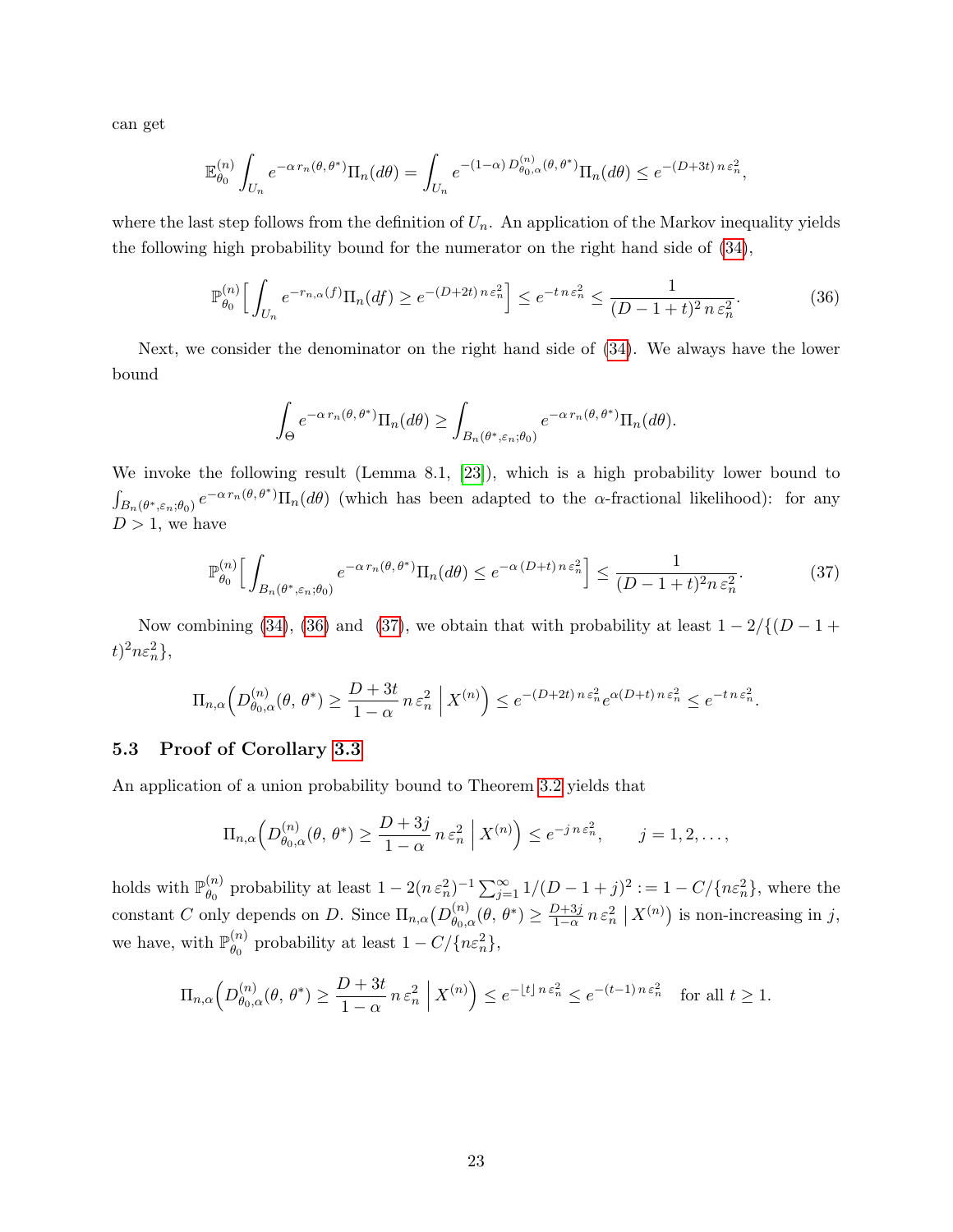can get

$$\mathbb{E}_{\theta_0}^{(n)} \int_{U_n} e^{-\alpha\, r_n(\theta,\theta^*)} \Pi_n(d\theta) = \int_{U_n} e^{-(1-\alpha)\, D^{(n)}_{\theta_0,\alpha}(\theta,\,\theta^*)} \Pi_n(d\theta) \le e^{-(D+3t)\, n\, \varepsilon_n^2},$$

where the last step follows from the definition of $U_n$. An application of the Markov inequality yields the following high probability bound for the numerator on the right hand side of (34),

$$\mathbb{P}_{\theta_0}^{(n)}\Big[\int_{U_n} e^{-r_{n,\alpha}(f)} \Pi_n(df) \ge e^{-(D+2t)\, n\, \varepsilon_n^2}\Big] \le e^{-t\, n\, \varepsilon_n^2} \le \frac{1}{(D-1+t)^2\, n\, \varepsilon_n^2}. \tag{36}$$

Next, we consider the denominator on the right hand side of (34). We always have the lower bound

$$\int_{\Theta} e^{-\alpha\, r_n(\theta,\theta^*)} \Pi_n(d\theta) \ge \int_{B_n(\theta^*,\varepsilon_n;\theta_0)} e^{-\alpha\, r_n(\theta,\theta^*)} \Pi_n(d\theta).$$

We invoke the following result (Lemma 8.1, [23]), which is a high probability lower bound to $\int_{B_n(\theta^*,\varepsilon_n;\theta_0)} e^{-\alpha\, r_n(\theta,\theta^*)} \Pi_n(d\theta)$ (which has been adapted to the $\alpha$-fractional likelihood): for any $D > 1$, we have

$$\mathbb{P}_{\theta_0}^{(n)}\Big[\int_{B_n(\theta^*,\varepsilon_n;\theta_0)} e^{-\alpha\, r_n(\theta,\theta^*)} \Pi_n(d\theta) \le e^{-\alpha\,(D+t)\, n\, \varepsilon_n^2}\Big] \le \frac{1}{(D-1+t)^2 n\, \varepsilon_n^2}. \tag{37}$$

Now combining (34), (36) and (37), we obtain that with probability at least $1 - 2/\{(D-1+t)^2 n\varepsilon_n^2\}$,

$$\Pi_{n,\alpha}\Big(D^{(n)}_{\theta_0,\alpha}(\theta,\,\theta^*) \ge \frac{D+3t}{1-\alpha}\, n\, \varepsilon_n^2 \,\Big|\, X^{(n)}\Big) \le e^{-(D+2t)\, n\, \varepsilon_n^2} e^{\alpha(D+t)\, n\, \varepsilon_n^2} \le e^{-t\, n\, \varepsilon_n^2}.$$

### 5.3 Proof of Corollary 3.3

An application of a union probability bound to Theorem 3.2 yields that

$$\Pi_{n,\alpha}\Big(D^{(n)}_{\theta_0,\alpha}(\theta,\,\theta^*) \ge \frac{D+3j}{1-\alpha}\, n\, \varepsilon_n^2 \,\Big|\, X^{(n)}\Big) \le e^{-j\, n\, \varepsilon_n^2}, \qquad j = 1, 2, \ldots,$$

holds with $\mathbb{P}_{\theta_0}^{(n)}$ probability at least $1 - 2(n\, \varepsilon_n^2)^{-1} \sum_{j=1}^{\infty} 1/(D-1+j)^2 := 1 - C/\{n\varepsilon_n^2\}$, where the constant $C$ only depends on $D$. Since $\Pi_{n,\alpha}\big(D^{(n)}_{\theta_0,\alpha}(\theta,\,\theta^*) \ge \frac{D+3j}{1-\alpha}\, n\, \varepsilon_n^2 \,\big|\, X^{(n)}\big)$ is non-increasing in $j$, we have, with $\mathbb{P}_{\theta_0}^{(n)}$ probability at least $1 - C/\{n\varepsilon_n^2\}$,

$$\Pi_{n,\alpha}\Big(D^{(n)}_{\theta_0,\alpha}(\theta,\,\theta^*) \ge \frac{D+3t}{1-\alpha}\, n\, \varepsilon_n^2 \,\Big|\, X^{(n)}\Big) \le e^{-\lfloor t \rfloor\, n\, \varepsilon_n^2} \le e^{-(t-1)\, n\, \varepsilon_n^2} \quad \text{for all } t \ge 1.$$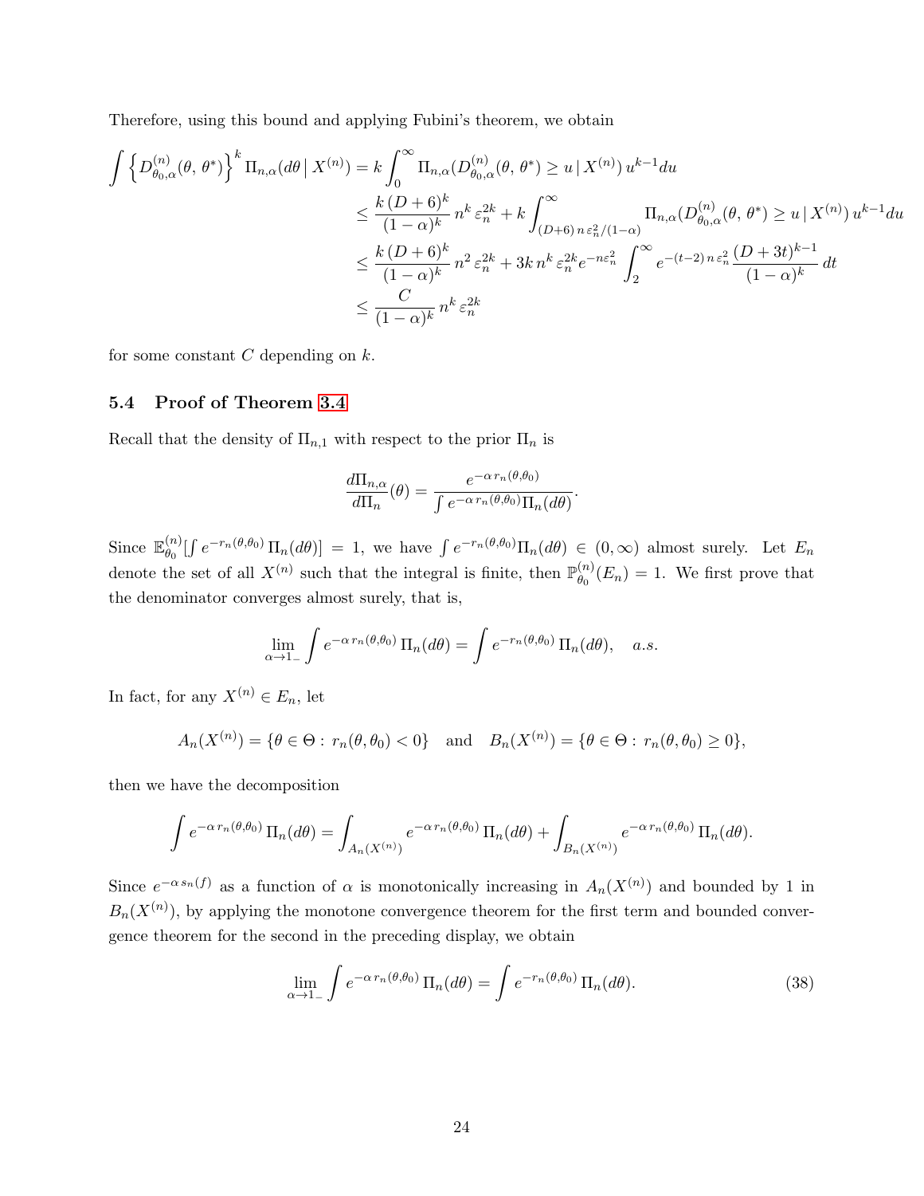Therefore, using this bound and applying Fubini's theorem, we obtain

$$
\begin{aligned}
\int \Big\{D^{(n)}_{\theta_0,\alpha}(\theta,\, \theta^*)\Big\}^k \,\Pi_{n,\alpha}(d\theta\,|\, X^{(n)}) &= k\int_0^\infty \Pi_{n,\alpha}(D^{(n)}_{\theta_0,\alpha}(\theta,\, \theta^*) \geq u \,|\, X^{(n)})\, u^{k-1} du \\
&\leq \frac{k\,(D+6)^k}{(1-\alpha)^k}\, n^k\, \varepsilon_n^{2k} + k\int_{(D+6)\, n\, \varepsilon_n^2/(1-\alpha)}^\infty \Pi_{n,\alpha}(D^{(n)}_{\theta_0,\alpha}(\theta,\, \theta^*) \geq u \,|\, X^{(n)})\, u^{k-1} du \\
&\leq \frac{k\,(D+6)^k}{(1-\alpha)^k}\, n^2\, \varepsilon_n^{2k} + 3k\, n^k\, \varepsilon_n^{2k} e^{-n\varepsilon_n^2} \int_2^\infty e^{-(t-2)\, n\, \varepsilon_n^2}\, \frac{(D+3t)^{k-1}}{(1-\alpha)^k}\, dt \\
&\leq \frac{C}{(1-\alpha)^k}\, n^k\, \varepsilon_n^{2k}
\end{aligned}
$$

for some constant $C$ depending on $k$.

### 5.4 Proof of Theorem 3.4

Recall that the density of $\Pi_{n,1}$ with respect to the prior $\Pi_n$ is

$$
\frac{d\Pi_{n,\alpha}}{d\Pi_n}(\theta) = \frac{e^{-\alpha\, r_n(\theta,\theta_0)}}{\int e^{-\alpha\, r_n(\theta,\theta_0)} \Pi_n(d\theta)}.
$$

Since $\mathbb{E}^{(n)}_{\theta_0}[\int e^{-r_n(\theta,\theta_0)}\, \Pi_n(d\theta)] = 1$, we have $\int e^{-r_n(\theta,\theta_0)} \Pi_n(d\theta) \in (0,\infty)$ almost surely. Let $E_n$ denote the set of all $X^{(n)}$ such that the integral is finite, then $\mathbb{P}^{(n)}_{\theta_0}(E_n) = 1$. We first prove that the denominator converges almost surely, that is,

$$
\lim_{\alpha\to 1_-} \int e^{-\alpha\, r_n(\theta,\theta_0)}\, \Pi_n(d\theta) = \int e^{-r_n(\theta,\theta_0)}\, \Pi_n(d\theta), \quad a.s.
$$

In fact, for any $X^{(n)} \in E_n$, let

$$
A_n(X^{(n)}) = \{\theta \in \Theta : \, r_n(\theta,\theta_0) < 0\} \quad \text{and} \quad B_n(X^{(n)}) = \{\theta \in \Theta : \, r_n(\theta,\theta_0) \geq 0\},
$$

then we have the decomposition

$$
\int e^{-\alpha\, r_n(\theta,\theta_0)}\, \Pi_n(d\theta) = \int_{A_n(X^{(n)})} e^{-\alpha\, r_n(\theta,\theta_0)}\, \Pi_n(d\theta) + \int_{B_n(X^{(n)})} e^{-\alpha\, r_n(\theta,\theta_0)}\, \Pi_n(d\theta).
$$

Since $e^{-\alpha\, s_n(f)}$ as a function of $\alpha$ is monotonically increasing in $A_n(X^{(n)})$ and bounded by 1 in $B_n(X^{(n)})$, by applying the monotone convergence theorem for the first term and bounded convergence theorem for the second in the preceding display, we obtain

$$
\lim_{\alpha\to 1_-} \int e^{-\alpha\, r_n(\theta,\theta_0)}\, \Pi_n(d\theta) = \int e^{-r_n(\theta,\theta_0)}\, \Pi_n(d\theta). \tag{38}
$$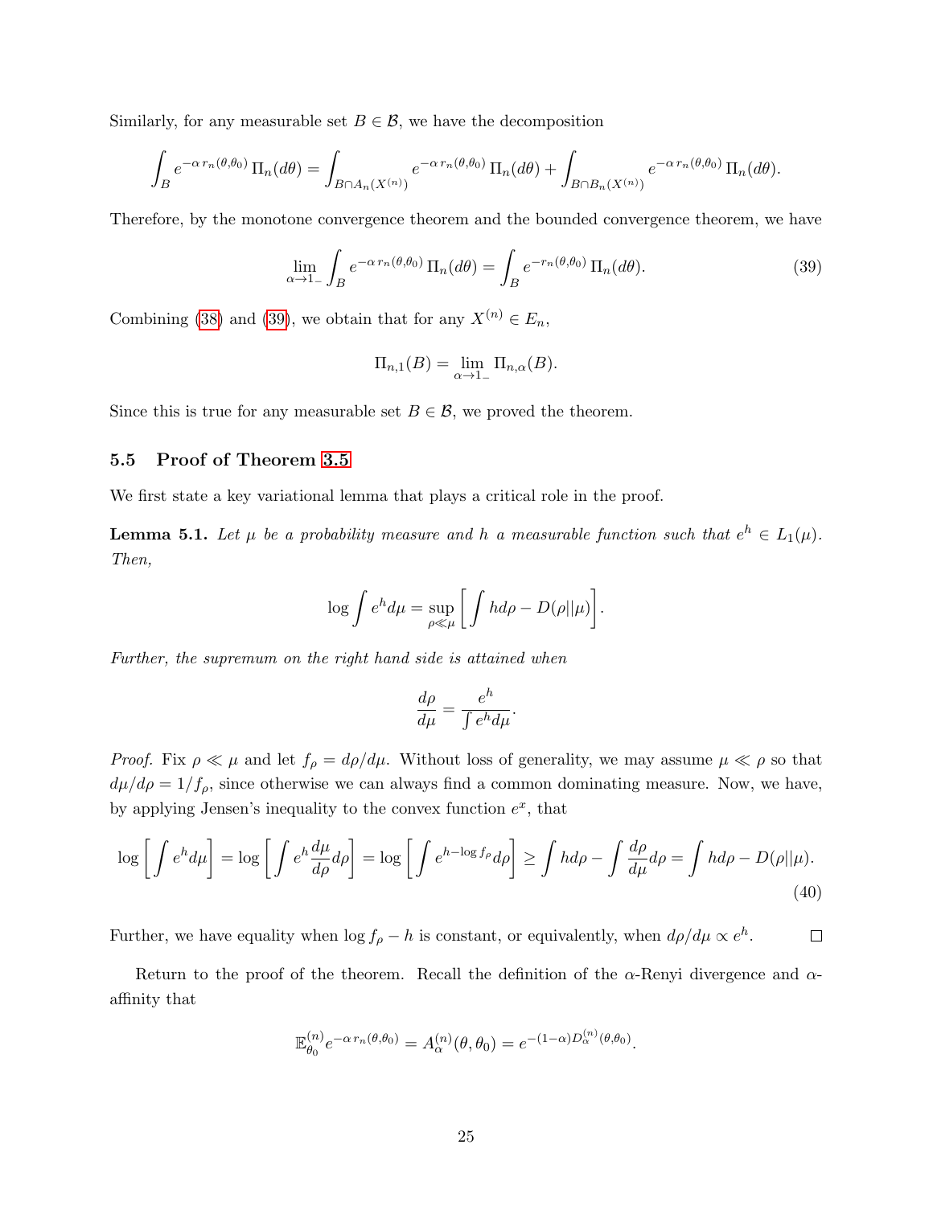Similarly, for any measurable set $B \in \mathcal{B}$, we have the decomposition

$$\int_B e^{-\alpha\, r_n(\theta,\theta_0)}\, \Pi_n(d\theta) = \int_{B\cap A_n(X^{(n)})} e^{-\alpha\, r_n(\theta,\theta_0)}\, \Pi_n(d\theta) + \int_{B\cap B_n(X^{(n)})} e^{-\alpha\, r_n(\theta,\theta_0)}\, \Pi_n(d\theta).$$

Therefore, by the monotone convergence theorem and the bounded convergence theorem, we have

$$\lim_{\alpha\to 1_-} \int_B e^{-\alpha\, r_n(\theta,\theta_0)}\, \Pi_n(d\theta) = \int_B e^{-r_n(\theta,\theta_0)}\, \Pi_n(d\theta). \tag{39}$$

Combining (38) and (39), we obtain that for any $X^{(n)} \in E_n$,

$$\Pi_{n,1}(B) = \lim_{\alpha\to 1_-} \Pi_{n,\alpha}(B).$$

Since this is true for any measurable set $B \in \mathcal{B}$, we proved the theorem.

## 5.5 Proof of Theorem 3.5

We first state a key variational lemma that plays a critical role in the proof.

**Lemma 5.1.** *Let $\mu$ be a probability measure and $h$ a measurable function such that $e^h \in L_1(\mu)$. Then,*

$$\log \int e^h d\mu = \sup_{\rho \ll \mu} \left[ \int h d\rho - D(\rho||\mu)\right].$$

*Further, the supremum on the right hand side is attained when*

$$\frac{d\rho}{d\mu} = \frac{e^h}{\int e^h d\mu}.$$

*Proof.* Fix $\rho \ll \mu$ and let $f_\rho = d\rho/d\mu$. Without loss of generality, we may assume $\mu \ll \rho$ so that $d\mu/d\rho = 1/f_\rho$, since otherwise we can always find a common dominating measure. Now, we have, by applying Jensen's inequality to the convex function $e^x$, that

$$\log\left[\int e^h d\mu\right] = \log\left[\int e^h \frac{d\mu}{d\rho} d\rho\right] = \log\left[\int e^{h-\log f_\rho} d\rho\right] \geq \int h d\rho - \int \frac{d\rho}{d\mu} d\rho = \int h d\rho - D(\rho||\mu). \tag{40}$$

Further, we have equality when $\log f_\rho - h$ is constant, or equivalently, when $d\rho/d\mu \propto e^h$. $\square$

Return to the proof of the theorem. Recall the definition of the $\alpha$-Renyi divergence and $\alpha$-affinity that

$$\mathbb{E}_{\theta_0}^{(n)} e^{-\alpha\, r_n(\theta,\theta_0)} = A_\alpha^{(n)}(\theta,\theta_0) = e^{-(1-\alpha) D_\alpha^{(n)}(\theta,\theta_0)}.$$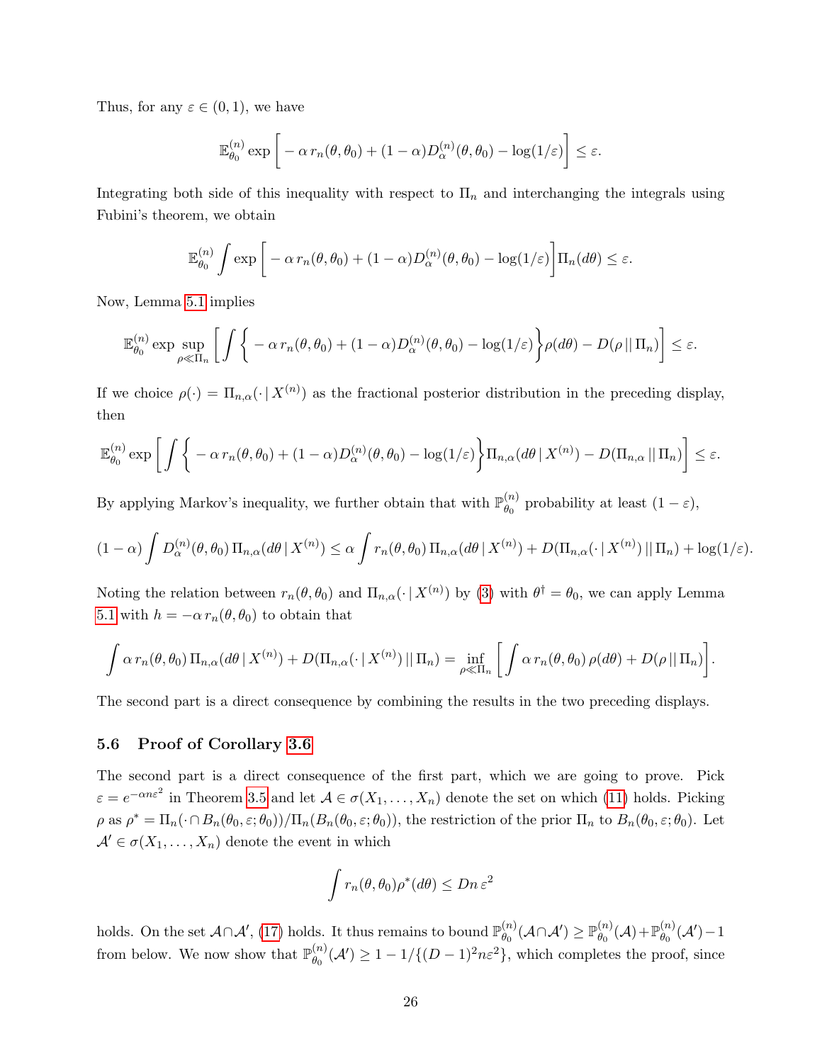Thus, for any $\varepsilon \in (0,1)$, we have

$$\mathbb{E}_{\theta_0}^{(n)} \exp\bigg[-\alpha\, r_n(\theta,\theta_0) + (1-\alpha) D_\alpha^{(n)}(\theta,\theta_0) - \log(1/\varepsilon)\bigg] \leq \varepsilon.$$

Integrating both side of this inequality with respect to $\Pi_n$ and interchanging the integrals using Fubini's theorem, we obtain

$$\mathbb{E}_{\theta_0}^{(n)} \int \exp\bigg[-\alpha\, r_n(\theta,\theta_0) + (1-\alpha) D_\alpha^{(n)}(\theta,\theta_0) - \log(1/\varepsilon)\bigg] \Pi_n(d\theta) \leq \varepsilon.$$

Now, Lemma 5.1 implies

$$\mathbb{E}_{\theta_0}^{(n)} \exp \sup_{\rho \ll \Pi_n} \bigg[\int \bigg\{-\alpha\, r_n(\theta,\theta_0) + (1-\alpha) D_\alpha^{(n)}(\theta,\theta_0) - \log(1/\varepsilon)\bigg\}\rho(d\theta) - D(\rho\,||\,\Pi_n)\bigg] \leq \varepsilon.$$

If we choice $\rho(\cdot) = \Pi_{n,\alpha}(\cdot\,|\,X^{(n)})$ as the fractional posterior distribution in the preceding display, then

$$\mathbb{E}_{\theta_0}^{(n)} \exp \bigg[\int \bigg\{-\alpha\, r_n(\theta,\theta_0) + (1-\alpha) D_\alpha^{(n)}(\theta,\theta_0) - \log(1/\varepsilon)\bigg\}\Pi_{n,\alpha}(d\theta\,|\,X^{(n)}) - D(\Pi_{n,\alpha}\,||\,\Pi_n)\bigg] \leq \varepsilon.$$

By applying Markov's inequality, we further obtain that with $\mathbb{P}_{\theta_0}^{(n)}$ probability at least $(1-\varepsilon)$,

$$(1-\alpha)\int D_\alpha^{(n)}(\theta,\theta_0)\,\Pi_{n,\alpha}(d\theta\,|\,X^{(n)}) \leq \alpha \int r_n(\theta,\theta_0)\,\Pi_{n,\alpha}(d\theta\,|\,X^{(n)}) + D(\Pi_{n,\alpha}(\cdot\,|\,X^{(n)})\,||\,\Pi_n) + \log(1/\varepsilon).$$

Noting the relation between $r_n(\theta,\theta_0)$ and $\Pi_{n,\alpha}(\cdot\,|\,X^{(n)})$ by (3) with $\theta^\dagger = \theta_0$, we can apply Lemma 5.1 with $h = -\alpha\, r_n(\theta,\theta_0)$ to obtain that

$$\int \alpha\, r_n(\theta,\theta_0)\,\Pi_{n,\alpha}(d\theta\,|\,X^{(n)}) + D(\Pi_{n,\alpha}(\cdot\,|\,X^{(n)})\,||\,\Pi_n) = \inf_{\rho \ll \Pi_n}\bigg[\int \alpha\, r_n(\theta,\theta_0)\,\rho(d\theta) + D(\rho\,||\,\Pi_n)\bigg].$$

The second part is a direct consequence by combining the results in the two preceding displays.

### 5.6 Proof of Corollary 3.6

The second part is a direct consequence of the first part, which we are going to prove. Pick $\varepsilon = e^{-\alpha n \varepsilon^2}$ in Theorem 3.5 and let $\mathcal{A} \in \sigma(X_1,\ldots,X_n)$ denote the set on which (11) holds. Picking $\rho$ as $\rho^* = \Pi_n(\cdot \cap B_n(\theta_0,\varepsilon;\theta_0))/\Pi_n(B_n(\theta_0,\varepsilon;\theta_0))$, the restriction of the prior $\Pi_n$ to $B_n(\theta_0,\varepsilon;\theta_0)$. Let $\mathcal{A}' \in \sigma(X_1,\ldots,X_n)$ denote the event in which

$$\int r_n(\theta,\theta_0)\rho^*(d\theta) \leq Dn\,\varepsilon^2$$

holds. On the set $\mathcal{A}\cap\mathcal{A}'$, (17) holds. It thus remains to bound $\mathbb{P}_{\theta_0}^{(n)}(\mathcal{A}\cap\mathcal{A}') \geq \mathbb{P}_{\theta_0}^{(n)}(\mathcal{A}) + \mathbb{P}_{\theta_0}^{(n)}(\mathcal{A}') - 1$ from below. We now show that $\mathbb{P}_{\theta_0}^{(n)}(\mathcal{A}') \geq 1 - 1/\{(D-1)^2 n\varepsilon^2\}$, which completes the proof, since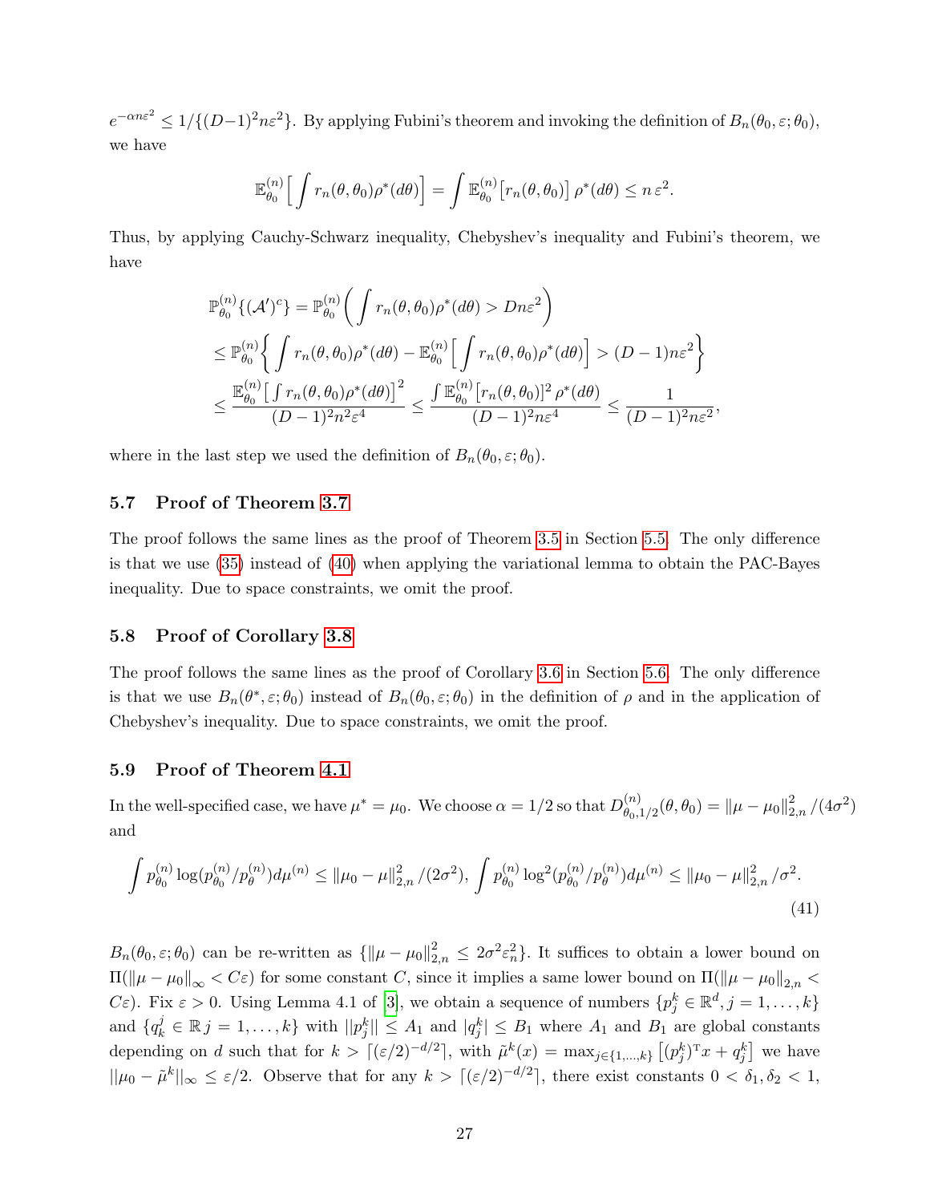$e^{-\alpha n\varepsilon^2} \le 1/\{(D-1)^2 n\varepsilon^2\}$. By applying Fubini's theorem and invoking the definition of $B_n(\theta_0, \varepsilon; \theta_0)$, we have

$$\mathbb{E}_{\theta_0}^{(n)}\Big[\int r_n(\theta,\theta_0)\rho^*(d\theta)\Big] = \int \mathbb{E}_{\theta_0}^{(n)}\big[r_n(\theta,\theta_0)\big]\,\rho^*(d\theta) \le n\,\varepsilon^2.$$

Thus, by applying Cauchy-Schwarz inequality, Chebyshev's inequality and Fubini's theorem, we have

$$\begin{aligned}
\mathbb{P}_{\theta_0}^{(n)}\{(\mathcal{A}')^c\} &= \mathbb{P}_{\theta_0}^{(n)}\bigg(\int r_n(\theta,\theta_0)\rho^*(d\theta) > Dn\varepsilon^2\bigg) \\
&\le \mathbb{P}_{\theta_0}^{(n)}\bigg\{\int r_n(\theta,\theta_0)\rho^*(d\theta) - \mathbb{E}_{\theta_0}^{(n)}\Big[\int r_n(\theta,\theta_0)\rho^*(d\theta)\Big] > (D-1)n\varepsilon^2\bigg\} \\
&\le \frac{\mathbb{E}_{\theta_0}^{(n)}\big[\int r_n(\theta,\theta_0)\rho^*(d\theta)\big]^2}{(D-1)^2n^2\varepsilon^4} \le \frac{\int \mathbb{E}_{\theta_0}^{(n)}\big[r_n(\theta,\theta_0)\big]^2\,\rho^*(d\theta)}{(D-1)^2 n\varepsilon^4} \le \frac{1}{(D-1)^2 n\varepsilon^2},
\end{aligned}$$

where in the last step we used the definition of $B_n(\theta_0, \varepsilon; \theta_0)$.

### 5.7 Proof of Theorem 3.7

The proof follows the same lines as the proof of Theorem 3.5 in Section 5.5. The only difference is that we use (35) instead of (40) when applying the variational lemma to obtain the PAC-Bayes inequality. Due to space constraints, we omit the proof.

### 5.8 Proof of Corollary 3.8

The proof follows the same lines as the proof of Corollary 3.6 in Section 5.6. The only difference is that we use $B_n(\theta^*, \varepsilon; \theta_0)$ instead of $B_n(\theta_0, \varepsilon; \theta_0)$ in the definition of $\rho$ and in the application of Chebyshev's inequality. Due to space constraints, we omit the proof.

### 5.9 Proof of Theorem 4.1

In the well-specified case, we have $\mu^* = \mu_0$. We choose $\alpha = 1/2$ so that $D_{\theta_0,1/2}^{(n)}(\theta,\theta_0) = \|\mu - \mu_0\|_{2,n}^2/(4\sigma^2)$ and

$$\int p_{\theta_0}^{(n)} \log(p_{\theta_0}^{(n)}/p_{\theta}^{(n)}) d\mu^{(n)} \le \|\mu_0 - \mu\|_{2,n}^2/(2\sigma^2),\ \int p_{\theta_0}^{(n)} \log^2(p_{\theta_0}^{(n)}/p_{\theta}^{(n)}) d\mu^{(n)} \le \|\mu_0 - \mu\|_{2,n}^2/\sigma^2. \tag{41}$$

$B_n(\theta_0, \varepsilon; \theta_0)$ can be re-written as $\{\|\mu - \mu_0\|_{2,n}^2 \le 2\sigma^2\varepsilon_n^2\}$. It suffices to obtain a lower bound on $\Pi(\|\mu - \mu_0\|_\infty < C\varepsilon)$ for some constant $C$, since it implies a same lower bound on $\Pi(\|\mu - \mu_0\|_{2,n} < C\varepsilon)$. Fix $\varepsilon > 0$. Using Lemma 4.1 of [3], we obtain a sequence of numbers $\{p_j^k \in \mathbb{R}^d, j = 1, \ldots, k\}$ and $\{q_k^j \in \mathbb{R}\, j = 1, \ldots, k\}$ with $||p_j^k|| \le A_1$ and $|q_j^k| \le B_1$ where $A_1$ and $B_1$ are global constants depending on $d$ such that for $k > \lceil(\varepsilon/2)^{-d/2}\rceil$, with $\tilde{\mu}^k(x) = \max_{j\in\{1,\ldots,k\}}\big[(p_j^k)^{\mathrm{T}}x + q_j^k\big]$ we have $||\mu_0 - \tilde{\mu}^k||_\infty \le \varepsilon/2$. Observe that for any $k > \lceil(\varepsilon/2)^{-d/2}\rceil$, there exist constants $0 < \delta_1, \delta_2 < 1$,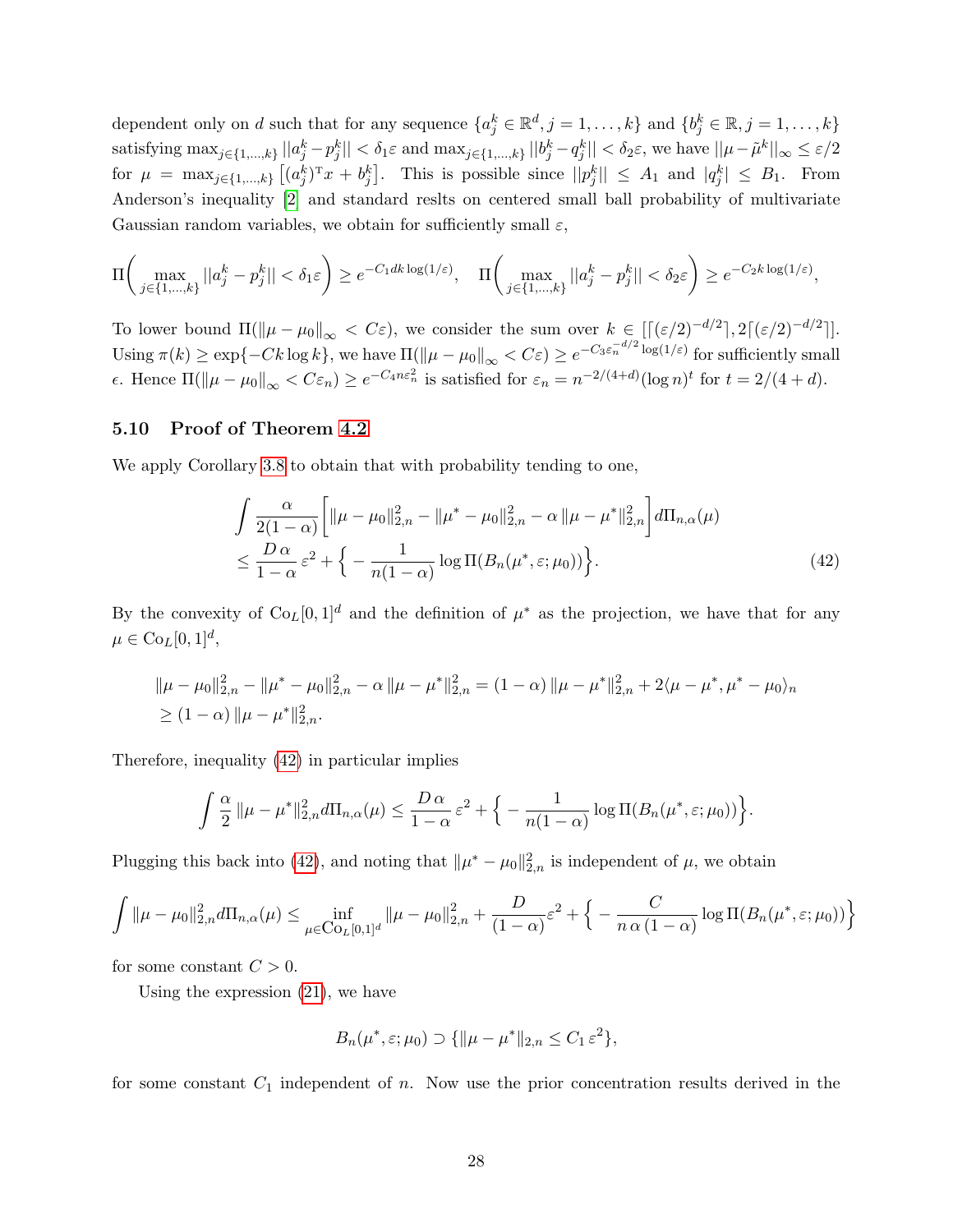dependent only on $d$ such that for any sequence $\{a_j^k \in \mathbb{R}^d, j = 1, \ldots, k\}$ and $\{b_j^k \in \mathbb{R}, j = 1, \ldots, k\}$ satisfying $\max_{j\in\{1,\ldots,k\}} ||a_j^k - p_j^k|| < \delta_1 \varepsilon$ and $\max_{j\in\{1,\ldots,k\}} ||b_j^k - q_j^k|| < \delta_2 \varepsilon$, we have $||\mu - \tilde{\mu}^k||_\infty \leq \varepsilon/2$ for $\mu = \max_{j\in\{1,\ldots,k\}} \big[(a_j^k)^{\mathrm{T}} x + b_j^k\big]$. This is possible since $||p_j^k|| \leq A_1$ and $|q_j^k| \leq B_1$. From Anderson's inequality [2] and standard reslts on centered small ball probability of multivariate Gaussian random variables, we obtain for sufficiently small $\varepsilon$,

$$
\Pi\bigg( \max_{j\in\{1,\ldots,k\}} ||a_j^k - p_j^k|| < \delta_1 \varepsilon \bigg) \geq e^{-C_1 dk \log(1/\varepsilon)}, \quad \Pi\bigg( \max_{j\in\{1,\ldots,k\}} ||a_j^k - p_j^k|| < \delta_2 \varepsilon \bigg) \geq e^{-C_2 k \log(1/\varepsilon)},
$$

To lower bound $\Pi(\|\mu - \mu_0\|_\infty < C\varepsilon)$, we consider the sum over $k \in [\lceil(\varepsilon/2)^{-d/2}\rceil, 2\lceil(\varepsilon/2)^{-d/2}\rceil]$. Using $\pi(k) \geq \exp\{-Ck\log k\}$, we have $\Pi(\|\mu - \mu_0\|_\infty < C\varepsilon) \geq e^{-C_3 \varepsilon_n^{-d/2} \log(\varepsilon)}$ for sufficiently small $\epsilon$. Hence $\Pi(\|\mu - \mu_0\|_\infty < C\varepsilon_n) \geq e^{-C_4 n \varepsilon_n^2}$ is satisfied for $\varepsilon_n = n^{-2/(4+d)} (\log n)^t$ for $t = 2/(4+d)$.

### 5.10 Proof of Theorem 4.2

We apply Corollary 3.8 to obtain that with probability tending to one,

$$
\begin{aligned}
&\int \frac{\alpha}{2(1-\alpha)} \bigg[ \|\mu - \mu_0\|_{2,n}^2 - \|\mu^* - \mu_0\|_{2,n}^2 - \alpha \, \|\mu - \mu^*\|_{2,n}^2 \bigg] d\Pi_{n,\alpha}(\mu) \\
&\leq \frac{D\,\alpha}{1-\alpha}\, \varepsilon^2 + \Big\{ - \frac{1}{n(1-\alpha)} \log \Pi(B_n(\mu^*, \varepsilon; \mu_0)) \Big\}.
\end{aligned} \tag{42}
$$

By the convexity of $\mathrm{Co}_L[0,1]^d$ and the definition of $\mu^*$ as the projection, we have that for any $\mu \in \mathrm{Co}_L[0,1]^d$,

$$
\begin{aligned}
&\|\mu - \mu_0\|_{2,n}^2 - \|\mu^* - \mu_0\|_{2,n}^2 - \alpha \, \|\mu - \mu^*\|_{2,n}^2 = (1-\alpha)\, \|\mu - \mu^*\|_{2,n}^2 + 2\langle \mu - \mu^*, \mu^* - \mu_0 \rangle_n \\
&\geq (1-\alpha)\, \|\mu - \mu^*\|_{2,n}^2.
\end{aligned}
$$

Therefore, inequality (42) in particular implies

$$
\int \frac{\alpha}{2}\, \|\mu - \mu^*\|_{2,n}^2 d\Pi_{n,\alpha}(\mu) \leq \frac{D\,\alpha}{1-\alpha}\, \varepsilon^2 + \Big\{ - \frac{1}{n(1-\alpha)} \log \Pi(B_n(\mu^*, \varepsilon; \mu_0)) \Big\}.
$$

Plugging this back into (42), and noting that $\|\mu^* - \mu_0\|_{2,n}^2$ is independent of $\mu$, we obtain

$$
\int \|\mu - \mu_0\|_{2,n}^2 d\Pi_{n,\alpha}(\mu) \leq \inf_{\mu \in \mathrm{Co}_L[0,1]^d} \|\mu - \mu_0\|_{2,n}^2 + \frac{D}{(1-\alpha)} \varepsilon^2 + \Big\{ - \frac{C}{n\,\alpha\,(1-\alpha)} \log \Pi(B_n(\mu^*, \varepsilon; \mu_0)) \Big\}
$$

for some constant $C > 0$.

Using the expression (21), we have

$$
B_n(\mu^*, \varepsilon; \mu_0) \supset \{\|\mu - \mu^*\|_{2,n} \leq C_1\, \varepsilon^2\},
$$

for some constant $C_1$ independent of $n$. Now use the prior concentration results derived in the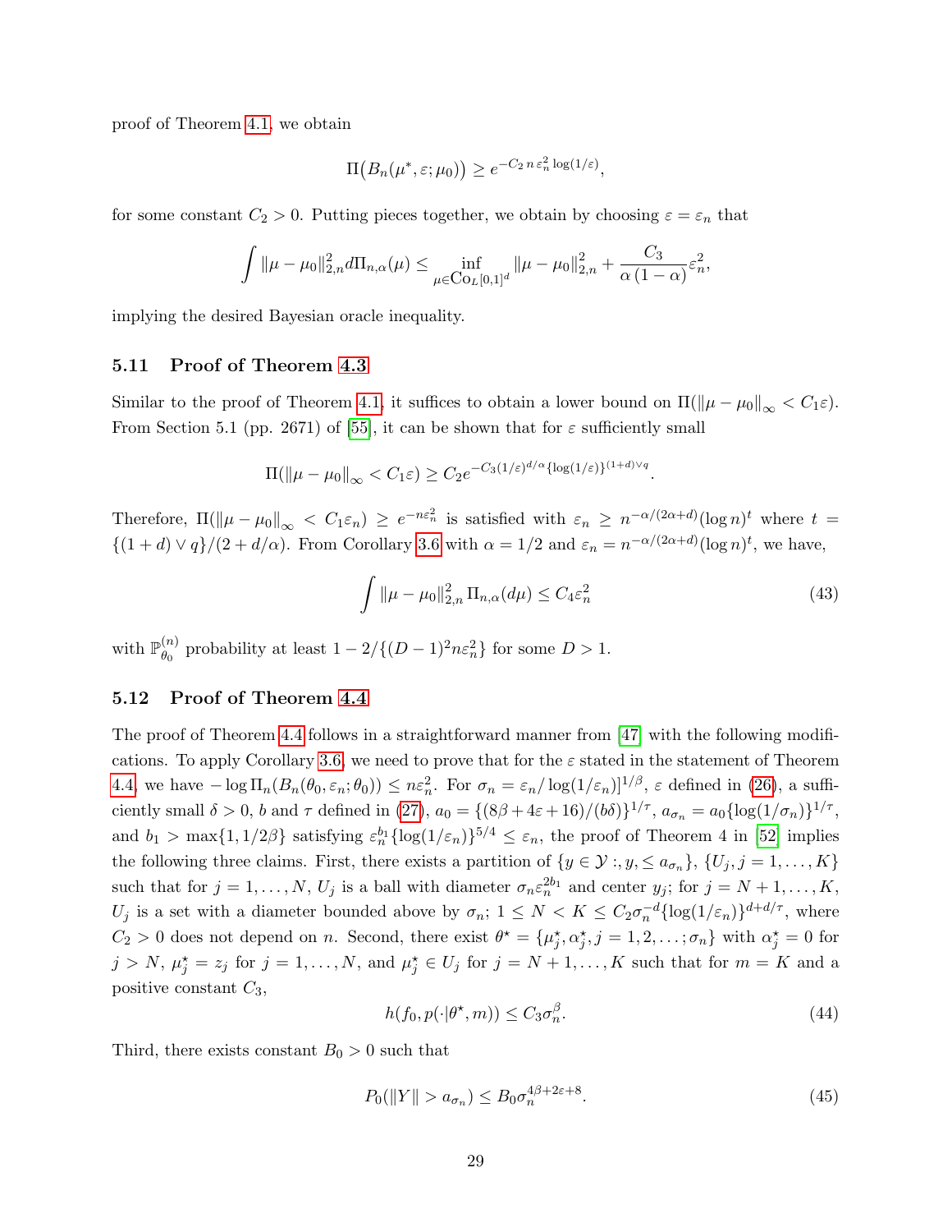proof of Theorem 4.1, we obtain

$$\Pi\big(B_n(\mu^*, \varepsilon; \mu_0)\big) \geq e^{-C_2\, n\, \varepsilon_n^2 \log(1/\varepsilon)},$$

for some constant $C_2 > 0$. Putting pieces together, we obtain by choosing $\varepsilon = \varepsilon_n$ that

$$\int \|\mu - \mu_0\|_{2,n}^2 d\Pi_{n,\alpha}(\mu) \leq \inf_{\mu \in \mathrm{Co}_L[0,1]^d} \|\mu - \mu_0\|_{2,n}^2 + \frac{C_3}{\alpha\,(1-\alpha)} \varepsilon_n^2,$$

implying the desired Bayesian oracle inequality.

### 5.11 Proof of Theorem 4.3

Similar to the proof of Theorem 4.1, it suffices to obtain a lower bound on $\Pi(\|\mu - \mu_0\|_\infty < C_1 \varepsilon)$. From Section 5.1 (pp. 2671) of [55], it can be shown that for $\varepsilon$ sufficiently small

$$\Pi(\|\mu - \mu_0\|_\infty < C_1 \varepsilon) \geq C_2 e^{-C_3 (1/\varepsilon)^{d/\alpha} \{\log(1/\varepsilon)\}^{(1+d)\vee q}}.$$

Therefore, $\Pi(\|\mu - \mu_0\|_\infty < C_1 \varepsilon_n) \geq e^{-n\varepsilon_n^2}$ is satisfied with $\varepsilon_n \geq n^{-\alpha/(2\alpha+d)}(\log n)^t$ where $t = \{(1+d)\vee q\}/(2+d/\alpha)$. From Corollary 3.6 with $\alpha = 1/2$ and $\varepsilon_n = n^{-\alpha/(2\alpha+d)}(\log n)^t$, we have,

$$\int \|\mu - \mu_0\|_{2,n}^2 \, \Pi_{n,\alpha}(d\mu) \leq C_4 \varepsilon_n^2 \tag{43}$$

with $\mathbb{P}_{\theta_0}^{(n)}$ probability at least $1 - 2/\{(D-1)^2 n \varepsilon_n^2\}$ for some $D > 1$.

### 5.12 Proof of Theorem 4.4

The proof of Theorem 4.4 follows in a straightforward manner from [47] with the following modifications. To apply Corollary 3.6, we need to prove that for the $\varepsilon$ stated in the statement of Theorem 4.4, we have $-\log \Pi_n(B_n(\theta_0, \varepsilon_n; \theta_0)) \leq n\varepsilon_n^2$. For $\sigma_n = \varepsilon_n / \log(1/\varepsilon_n)]^{1/\beta}$, $\varepsilon$ defined in (26), a sufficiently small $\delta > 0$, $b$ and $\tau$ defined in (27), $a_0 = \{(8\beta + 4\varepsilon + 16)/(b\delta)\}^{1/\tau}$, $a_{\sigma_n} = a_0\{\log(1/\sigma_n)\}^{1/\tau}$, and $b_1 > \max\{1, 1/2\beta\}$ satisfying $\varepsilon_n^{b_1}\{\log(1/\varepsilon_n)\}^{5/4} \leq \varepsilon_n$, the proof of Theorem 4 in [52] implies the following three claims. First, there exists a partition of $\{y \in \mathcal{Y} :, y, \leq a_{\sigma_n}\}$, $\{U_j, j = 1, \ldots, K\}$ such that for $j = 1, \ldots, N$, $U_j$ is a ball with diameter $\sigma_n \varepsilon_n^{2b_1}$ and center $y_j$; for $j = N+1, \ldots, K$, $U_j$ is a set with a diameter bounded above by $\sigma_n$; $1 \leq N < K \leq C_2 \sigma_n^{-d}\{\log(1/\varepsilon_n)\}^{d+d/\tau}$, where $C_2 > 0$ does not depend on $n$. Second, there exist $\theta^\star = \{\mu_j^\star, \alpha_j^\star, j = 1, 2, \ldots; \sigma_n\}$ with $\alpha_j^\star = 0$ for $j > N$, $\mu_j^\star = z_j$ for $j = 1, \ldots, N$, and $\mu_j^\star \in U_j$ for $j = N+1, \ldots, K$ such that for $m = K$ and a positive constant $C_3$,

$$h(f_0, p(\cdot|\theta^\star, m)) \leq C_3 \sigma_n^\beta. \tag{44}$$

Third, there exists constant $B_0 > 0$ such that

$$P_0(\|Y\| > a_{\sigma_n}) \leq B_0 \sigma_n^{4\beta + 2\varepsilon + 8}. \tag{45}$$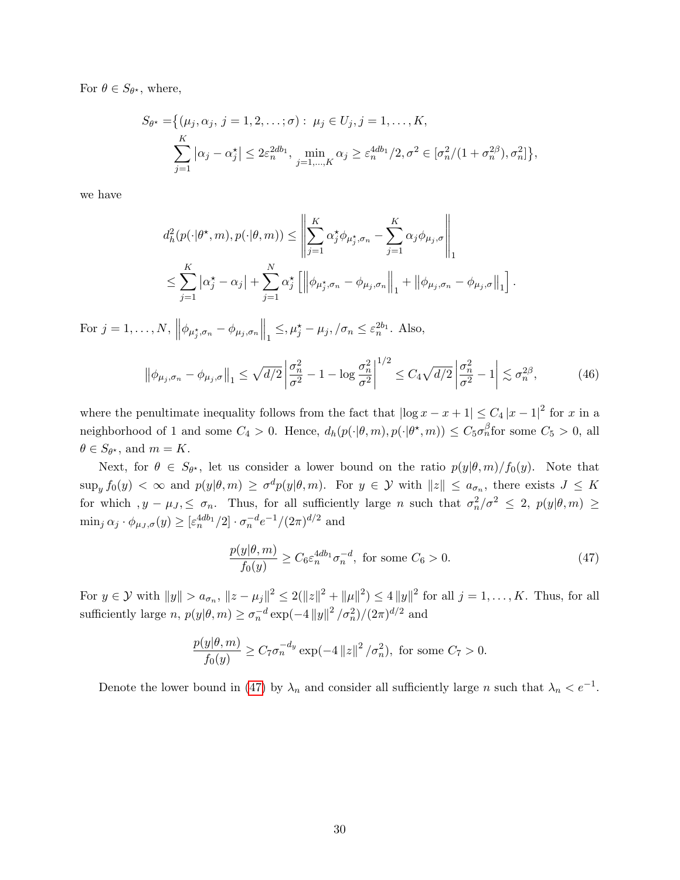For $\theta \in S_{\theta^\star}$, where,

$$
\begin{aligned}
S_{\theta^\star} = &\big\{(\mu_j, \alpha_j, \, j = 1, 2, \ldots; \sigma) : \; \mu_j \in U_j, j = 1, \ldots, K, \\
&\sum_{j=1}^{K} \left|\alpha_j - \alpha_j^\star\right| \leq 2\varepsilon_n^{2db_1}, \; \min_{j=1,\ldots,K} \alpha_j \geq \varepsilon_n^{4db_1}/2, \sigma^2 \in [\sigma_n^2/(1+\sigma_n^{2\beta}), \sigma_n^2]\big\},
\end{aligned}
$$

we have

$$
\begin{aligned}
d_h^2(p(\cdot|\theta^\star, m), p(\cdot|\theta, m)) &\leq \left\| \sum_{j=1}^{K} \alpha_j^\star \phi_{\mu_j^\star, \sigma_n} - \sum_{j=1}^{K} \alpha_j \phi_{\mu_j, \sigma} \right\|_1 \\
&\leq \sum_{j=1}^{K} \left|\alpha_j^\star - \alpha_j\right| + \sum_{j=1}^{N} \alpha_j^\star \left[ \left\|\phi_{\mu_j^\star, \sigma_n} - \phi_{\mu_j, \sigma_n}\right\|_1 + \left\|\phi_{\mu_j, \sigma_n} - \phi_{\mu_j, \sigma}\right\|_1 \right].
\end{aligned}
$$

For $j = 1, \ldots, N$, $\left\|\phi_{\mu_j^\star, \sigma_n} - \phi_{\mu_j, \sigma_n}\right\|_1 \leq, \mu_j^\star - \mu_j, /\sigma_n \leq \varepsilon_n^{2b_1}$. Also,

$$
\left\|\phi_{\mu_j, \sigma_n} - \phi_{\mu_j, \sigma}\right\|_1 \leq \sqrt{d/2} \left| \frac{\sigma_n^2}{\sigma^2} - 1 - \log \frac{\sigma_n^2}{\sigma^2} \right|^{1/2} \leq C_4 \sqrt{d/2} \left| \frac{\sigma_n^2}{\sigma^2} - 1 \right| \lesssim \sigma_n^{2\beta}, \tag{46}
$$

where the penultimate inequality follows from the fact that $|\log x - x + 1| \leq C_4 |x - 1|^2$ for $x$ in a neighborhood of 1 and some $C_4 > 0$. Hence, $d_h(p(\cdot|\theta, m), p(\cdot|\theta^\star, m)) \leq C_5 \sigma_n^{\beta}$for some $C_5 > 0$, all $\theta \in S_{\theta^\star}$, and $m = K$.

Next, for $\theta \in S_{\theta^\star}$, let us consider a lower bound on the ratio $p(y|\theta, m)/f_0(y)$. Note that $\sup_y f_0(y) < \infty$ and $p(y|\theta, m) \geq \sigma^d p(y|\theta, m)$. For $y \in \mathcal{Y}$ with $\|z\| \leq a_{\sigma_n}$, there exists $J \leq K$ for which $, y - \mu_J, \leq \sigma_n$. Thus, for all sufficiently large $n$ such that $\sigma_n^2/\sigma^2 \leq 2$, $p(y|\theta, m) \geq \min_j \alpha_j \cdot \phi_{\mu_J, \sigma}(y) \geq [\varepsilon_n^{4db_1}/2] \cdot \sigma_n^{-d} e^{-1}/(2\pi)^{d/2}$ and

$$
\frac{p(y|\theta, m)}{f_0(y)} \geq C_6 \varepsilon_n^{4db_1} \sigma_n^{-d}, \text{ for some } C_6 > 0. \tag{47}
$$

For $y \in \mathcal{Y}$ with $\|y\| > a_{\sigma_n}$, $\|z - \mu_j\|^2 \leq 2(\|z\|^2 + \|\mu\|^2) \leq 4\|y\|^2$ for all $j = 1, \ldots, K$. Thus, for all sufficiently large $n$, $p(y|\theta, m) \geq \sigma_n^{-d} \exp(-4\|y\|^2/\sigma_n^2)/(2\pi)^{d/2}$ and

$$
\frac{p(y|\theta, m)}{f_0(y)} \geq C_7 \sigma_n^{-d_y} \exp(-4\|z\|^2/\sigma_n^2), \text{ for some } C_7 > 0.
$$

Denote the lower bound in (47) by $\lambda_n$ and consider all sufficiently large $n$ such that $\lambda_n < e^{-1}$.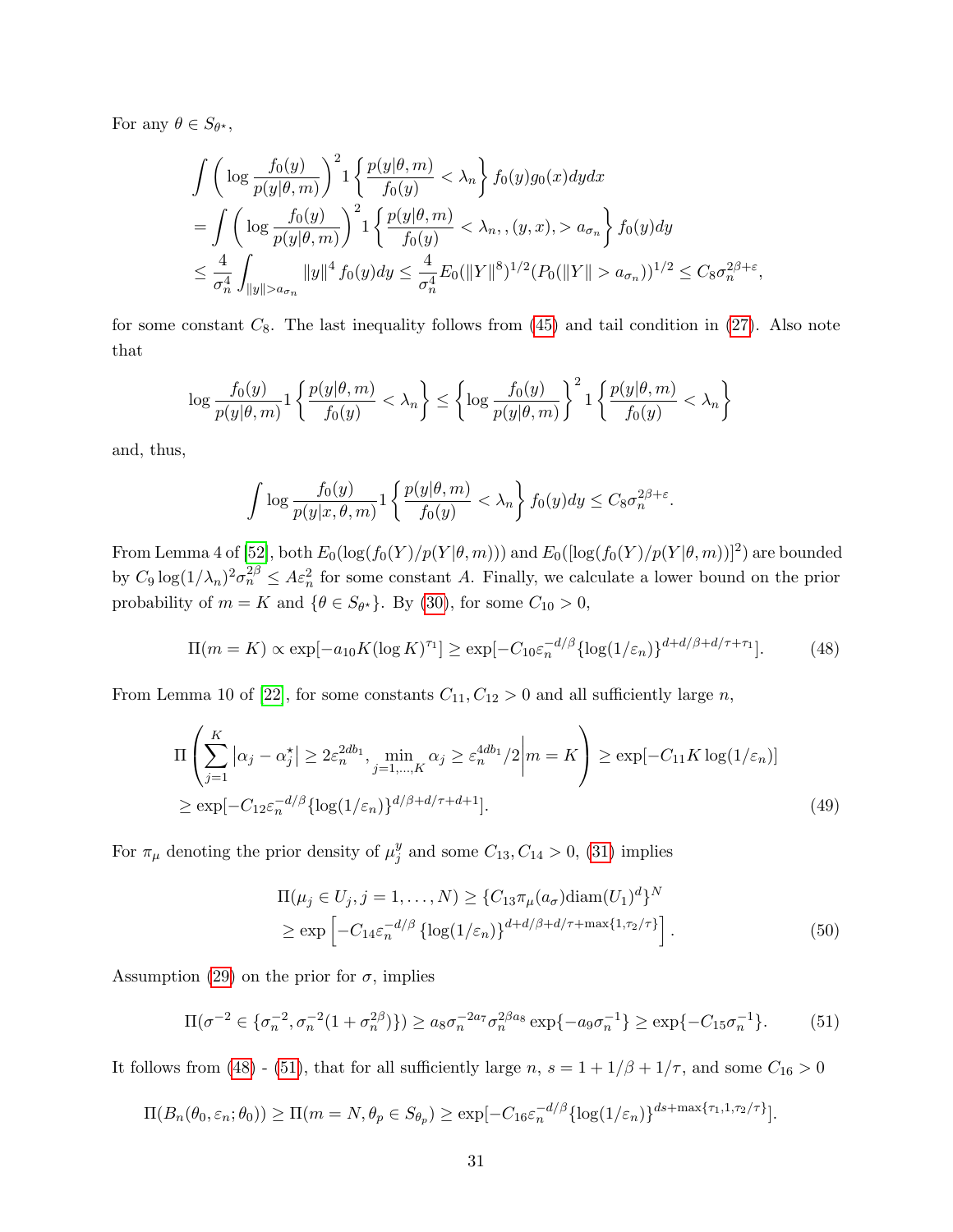For any $\theta \in S_{\theta^\star}$,

$$
\begin{aligned}
&\int \left( \log \frac{f_0(y)}{p(y|\theta,m)} \right)^2 1\left\{ \frac{p(y|\theta,m)}{f_0(y)} < \lambda_n \right\} f_0(y) g_0(x) dy dx \\
&= \int \left( \log \frac{f_0(y)}{p(y|\theta,m)} \right)^2 1\left\{ \frac{p(y|\theta,m)}{f_0(y)} < \lambda_n, , (y,x), > a_{\sigma_n} \right\} f_0(y) dy \\
&\leq \frac{4}{\sigma_n^4} \int_{\|y\|>a_{\sigma_n}} \|y\|^4 f_0(y) dy \leq \frac{4}{\sigma_n^4} E_0(\|Y\|^8)^{1/2} (P_0(\|Y\| > a_{\sigma_n}))^{1/2} \leq C_8 \sigma_n^{2\beta+\varepsilon},
\end{aligned}
$$

for some constant $C_8$. The last inequality follows from (45) and tail condition in (27). Also note that

$$
\log \frac{f_0(y)}{p(y|\theta,m)} 1\left\{ \frac{p(y|\theta,m)}{f_0(y)} < \lambda_n \right\} \leq \left\{ \log \frac{f_0(y)}{p(y|\theta,m)} \right\}^2 1\left\{ \frac{p(y|\theta,m)}{f_0(y)} < \lambda_n \right\}
$$

and, thus,

$$
\int \log \frac{f_0(y)}{p(y|x,\theta,m)} 1\left\{ \frac{p(y|\theta,m)}{f_0(y)} < \lambda_n \right\} f_0(y) dy \leq C_8 \sigma_n^{2\beta+\varepsilon}.
$$

From Lemma 4 of [52], both $E_0(\log(f_0(Y)/p(Y|\theta,m)))$ and $E_0([\log(f_0(Y)/p(Y|\theta,m))]^2)$ are bounded by $C_9 \log(1/\lambda_n)^2 \sigma_n^{2\beta} \leq A\varepsilon_n^2$ for some constant $A$. Finally, we calculate a lower bound on the prior probability of $m = K$ and $\{\theta \in S_{\theta^\star}\}$. By (30), for some $C_{10} > 0$,

$$
\Pi(m = K) \propto \exp[-a_{10} K (\log K)^{\tau_1}] \geq \exp[-C_{10} \varepsilon_n^{-d/\beta} \{\log(1/\varepsilon_n)\}^{d+d/\beta+d/\tau+\tau_1}]. \tag{48}
$$

From Lemma 10 of [22], for some constants $C_{11}, C_{12} > 0$ and all sufficiently large $n$,

$$
\begin{aligned}
&\Pi\left( \sum_{j=1}^{K} \left| \alpha_j - \alpha_j^\star \right| \geq 2\varepsilon_n^{2db_1}, \min_{j=1,\ldots,K} \alpha_j \geq \varepsilon_n^{4db_1}/2 \middle| m = K \right) \geq \exp[-C_{11} K \log(1/\varepsilon_n)] \\
&\geq \exp[-C_{12} \varepsilon_n^{-d/\beta} \{\log(1/\varepsilon_n)\}^{d/\beta+d/\tau+d+1}].
\end{aligned} \tag{49}
$$

For $\pi_\mu$ denoting the prior density of $\mu_j^y$ and some $C_{13}, C_{14} > 0$, (31) implies

$$
\begin{aligned}
&\Pi(\mu_j \in U_j, j = 1, \ldots, N) \geq \{C_{13} \pi_\mu(a_\sigma) \mathrm{diam}(U_1)^d\}^N \\
&\geq \exp\left[ -C_{14} \varepsilon_n^{-d/\beta} \{\log(1/\varepsilon_n)\}^{d+d/\beta+d/\tau+\max\{1,\tau_2/\tau\}} \right].
\end{aligned} \tag{50}
$$

Assumption (29) on the prior for $\sigma$, implies

$$
\Pi(\sigma^{-2} \in \{\sigma_n^{-2}, \sigma_n^{-2}(1+\sigma_n^{2\beta})\}) \geq a_8 \sigma_n^{-2a_7} \sigma_n^{2\beta a_8} \exp\{-a_9 \sigma_n^{-1}\} \geq \exp\{-C_{15} \sigma_n^{-1}\}. \tag{51}
$$

It follows from (48) - (51), that for all sufficiently large $n$, $s = 1 + 1/\beta + 1/\tau$, and some $C_{16} > 0$

$$
\Pi(B_n(\theta_0, \varepsilon_n; \theta_0)) \geq \Pi(m = N, \theta_p \in S_{\theta_p}) \geq \exp[-C_{16} \varepsilon_n^{-d/\beta} \{\log(1/\varepsilon_n)\}^{ds+\max\{\tau_1,1,\tau_2/\tau\}}].
$$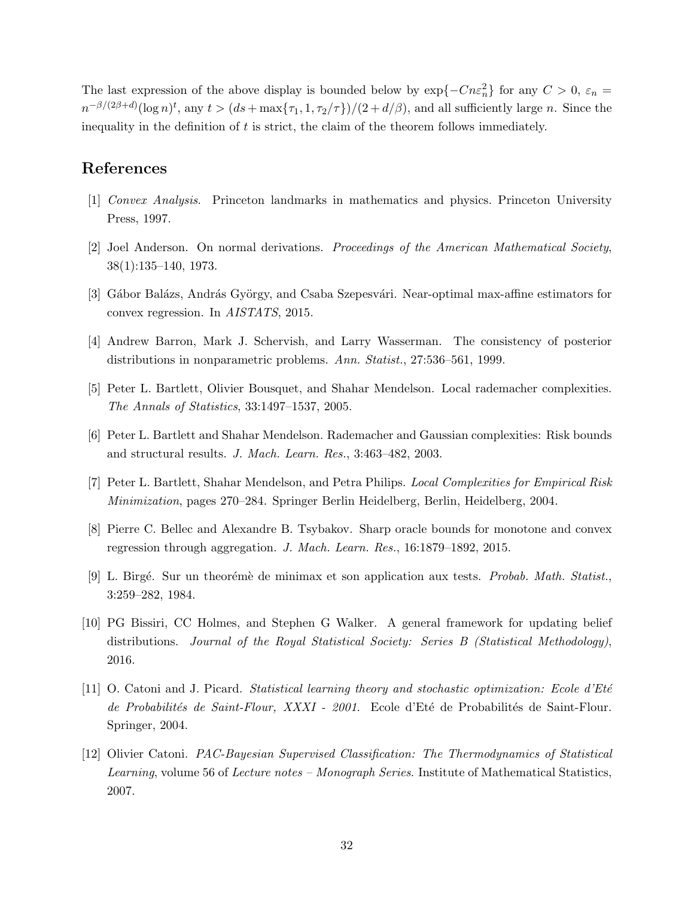The last expression of the above display is bounded below by $\exp\{-Cn\varepsilon_n^2\}$ for any $C > 0$, $\varepsilon_n = n^{-\beta/(2\beta+d)}(\log n)^t$, any $t > (ds + \max\{\tau_1, 1, \tau_2/\tau\})/(2 + d/\beta)$, and all sufficiently large $n$. Since the inequality in the definition of $t$ is strict, the claim of the theorem follows immediately.

## References

[1] *Convex Analysis*. Princeton landmarks in mathematics and physics. Princeton University Press, 1997.

[2] Joel Anderson. On normal derivations. *Proceedings of the American Mathematical Society*, 38(1):135–140, 1973.

[3] Gábor Balázs, András György, and Csaba Szepesvári. Near-optimal max-affine estimators for convex regression. In *AISTATS*, 2015.

[4] Andrew Barron, Mark J. Schervish, and Larry Wasserman. The consistency of posterior distributions in nonparametric problems. *Ann. Statist.*, 27:536–561, 1999.

[5] Peter L. Bartlett, Olivier Bousquet, and Shahar Mendelson. Local rademacher complexities. *The Annals of Statistics*, 33:1497–1537, 2005.

[6] Peter L. Bartlett and Shahar Mendelson. Rademacher and Gaussian complexities: Risk bounds and structural results. *J. Mach. Learn. Res.*, 3:463–482, 2003.

[7] Peter L. Bartlett, Shahar Mendelson, and Petra Philips. *Local Complexities for Empirical Risk Minimization*, pages 270–284. Springer Berlin Heidelberg, Berlin, Heidelberg, 2004.

[8] Pierre C. Bellec and Alexandre B. Tsybakov. Sharp oracle bounds for monotone and convex regression through aggregation. *J. Mach. Learn. Res.*, 16:1879–1892, 2015.

[9] L. Birgé. Sur un theorémè de minimax et son application aux tests. *Probab. Math. Statist.*, 3:259–282, 1984.

[10] PG Bissiri, CC Holmes, and Stephen G Walker. A general framework for updating belief distributions. *Journal of the Royal Statistical Society: Series B (Statistical Methodology)*, 2016.

[11] O. Catoni and J. Picard. *Statistical learning theory and stochastic optimization: Ecole d'Eté de Probabilités de Saint-Flour, XXXI - 2001*. Ecole d'Eté de Probabilités de Saint-Flour. Springer, 2004.

[12] Olivier Catoni. *PAC-Bayesian Supervised Classification: The Thermodynamics of Statistical Learning*, volume 56 of *Lecture notes – Monograph Series*. Institute of Mathematical Statistics, 2007.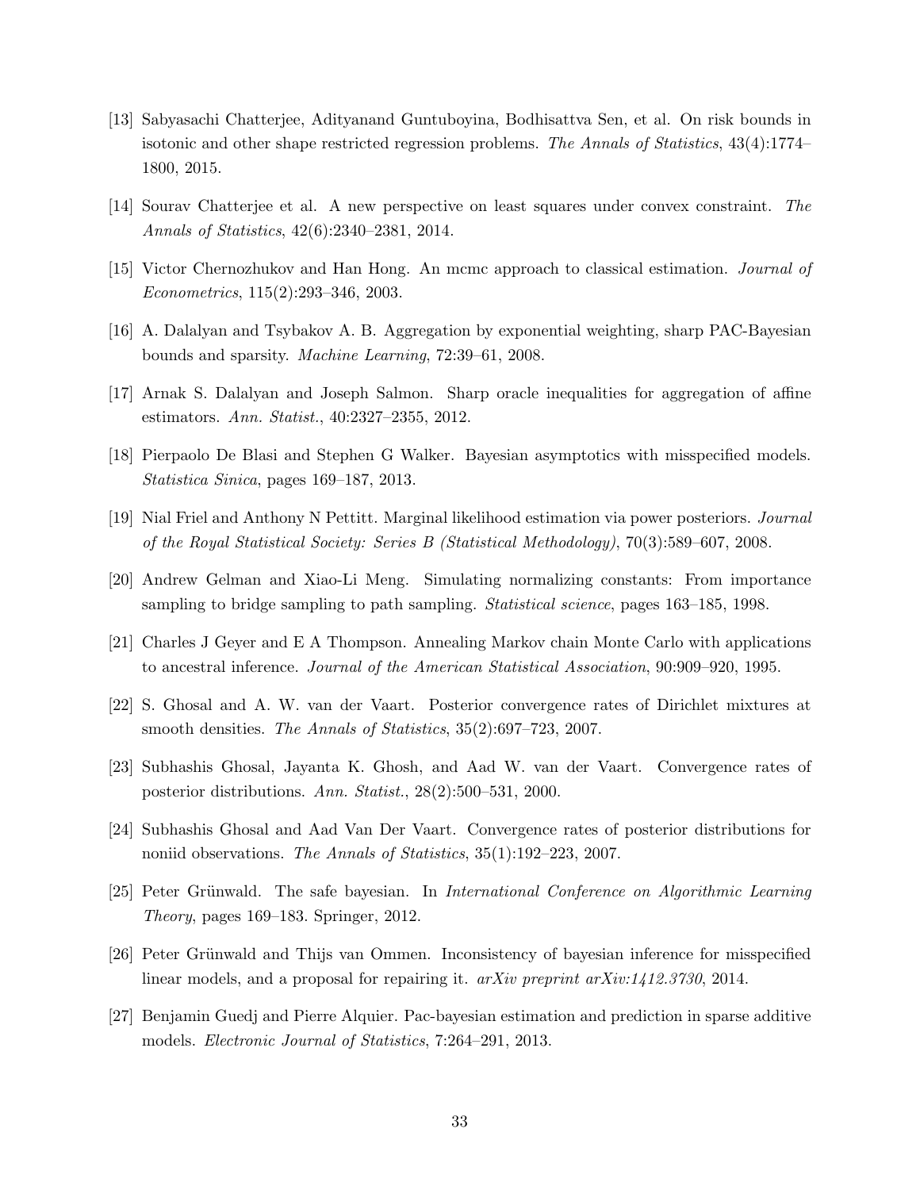[13] Sabyasachi Chatterjee, Adityanand Guntuboyina, Bodhisattva Sen, et al. On risk bounds in isotonic and other shape restricted regression problems. *The Annals of Statistics*, 43(4):1774–1800, 2015.

[14] Sourav Chatterjee et al. A new perspective on least squares under convex constraint. *The Annals of Statistics*, 42(6):2340–2381, 2014.

[15] Victor Chernozhukov and Han Hong. An mcmc approach to classical estimation. *Journal of Econometrics*, 115(2):293–346, 2003.

[16] A. Dalalyan and Tsybakov A. B. Aggregation by exponential weighting, sharp PAC-Bayesian bounds and sparsity. *Machine Learning*, 72:39–61, 2008.

[17] Arnak S. Dalalyan and Joseph Salmon. Sharp oracle inequalities for aggregation of affine estimators. *Ann. Statist.*, 40:2327–2355, 2012.

[18] Pierpaolo De Blasi and Stephen G Walker. Bayesian asymptotics with misspecified models. *Statistica Sinica*, pages 169–187, 2013.

[19] Nial Friel and Anthony N Pettitt. Marginal likelihood estimation via power posteriors. *Journal of the Royal Statistical Society: Series B (Statistical Methodology)*, 70(3):589–607, 2008.

[20] Andrew Gelman and Xiao-Li Meng. Simulating normalizing constants: From importance sampling to bridge sampling to path sampling. *Statistical science*, pages 163–185, 1998.

[21] Charles J Geyer and E A Thompson. Annealing Markov chain Monte Carlo with applications to ancestral inference. *Journal of the American Statistical Association*, 90:909–920, 1995.

[22] S. Ghosal and A. W. van der Vaart. Posterior convergence rates of Dirichlet mixtures at smooth densities. *The Annals of Statistics*, 35(2):697–723, 2007.

[23] Subhashis Ghosal, Jayanta K. Ghosh, and Aad W. van der Vaart. Convergence rates of posterior distributions. *Ann. Statist.*, 28(2):500–531, 2000.

[24] Subhashis Ghosal and Aad Van Der Vaart. Convergence rates of posterior distributions for noniid observations. *The Annals of Statistics*, 35(1):192–223, 2007.

[25] Peter Grünwald. The safe bayesian. In *International Conference on Algorithmic Learning Theory*, pages 169–183. Springer, 2012.

[26] Peter Grünwald and Thijs van Ommen. Inconsistency of bayesian inference for misspecified linear models, and a proposal for repairing it. *arXiv preprint arXiv:1412.3730*, 2014.

[27] Benjamin Guedj and Pierre Alquier. Pac-bayesian estimation and prediction in sparse additive models. *Electronic Journal of Statistics*, 7:264–291, 2013.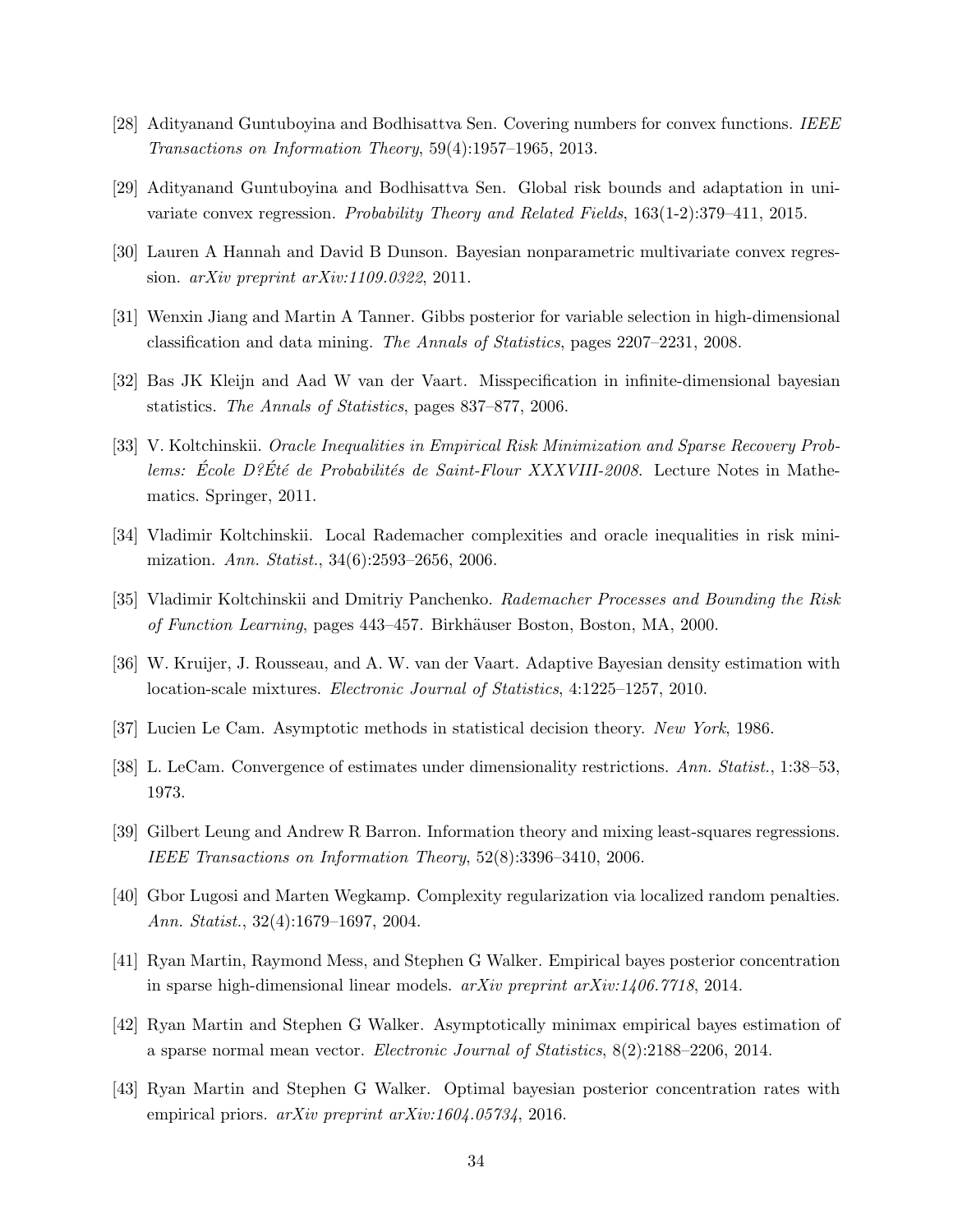[28] Adityanand Guntuboyina and Bodhisattva Sen. Covering numbers for convex functions. *IEEE Transactions on Information Theory*, 59(4):1957–1965, 2013.

[29] Adityanand Guntuboyina and Bodhisattva Sen. Global risk bounds and adaptation in univariate convex regression. *Probability Theory and Related Fields*, 163(1-2):379–411, 2015.

[30] Lauren A Hannah and David B Dunson. Bayesian nonparametric multivariate convex regression. *arXiv preprint arXiv:1109.0322*, 2011.

[31] Wenxin Jiang and Martin A Tanner. Gibbs posterior for variable selection in high-dimensional classification and data mining. *The Annals of Statistics*, pages 2207–2231, 2008.

[32] Bas JK Kleijn and Aad W van der Vaart. Misspecification in infinite-dimensional bayesian statistics. *The Annals of Statistics*, pages 837–877, 2006.

[33] V. Koltchinskii. *Oracle Inequalities in Empirical Risk Minimization and Sparse Recovery Problems: École D?Été de Probabilités de Saint-Flour XXXVIII-2008*. Lecture Notes in Mathematics. Springer, 2011.

[34] Vladimir Koltchinskii. Local Rademacher complexities and oracle inequalities in risk minimization. *Ann. Statist.*, 34(6):2593–2656, 2006.

[35] Vladimir Koltchinskii and Dmitriy Panchenko. *Rademacher Processes and Bounding the Risk of Function Learning*, pages 443–457. Birkhäuser Boston, Boston, MA, 2000.

[36] W. Kruijer, J. Rousseau, and A. W. van der Vaart. Adaptive Bayesian density estimation with location-scale mixtures. *Electronic Journal of Statistics*, 4:1225–1257, 2010.

[37] Lucien Le Cam. Asymptotic methods in statistical decision theory. *New York*, 1986.

[38] L. LeCam. Convergence of estimates under dimensionality restrictions. *Ann. Statist.*, 1:38–53, 1973.

[39] Gilbert Leung and Andrew R Barron. Information theory and mixing least-squares regressions. *IEEE Transactions on Information Theory*, 52(8):3396–3410, 2006.

[40] Gbor Lugosi and Marten Wegkamp. Complexity regularization via localized random penalties. *Ann. Statist.*, 32(4):1679–1697, 2004.

[41] Ryan Martin, Raymond Mess, and Stephen G Walker. Empirical bayes posterior concentration in sparse high-dimensional linear models. *arXiv preprint arXiv:1406.7718*, 2014.

[42] Ryan Martin and Stephen G Walker. Asymptotically minimax empirical bayes estimation of a sparse normal mean vector. *Electronic Journal of Statistics*, 8(2):2188–2206, 2014.

[43] Ryan Martin and Stephen G Walker. Optimal bayesian posterior concentration rates with empirical priors. *arXiv preprint arXiv:1604.05734*, 2016.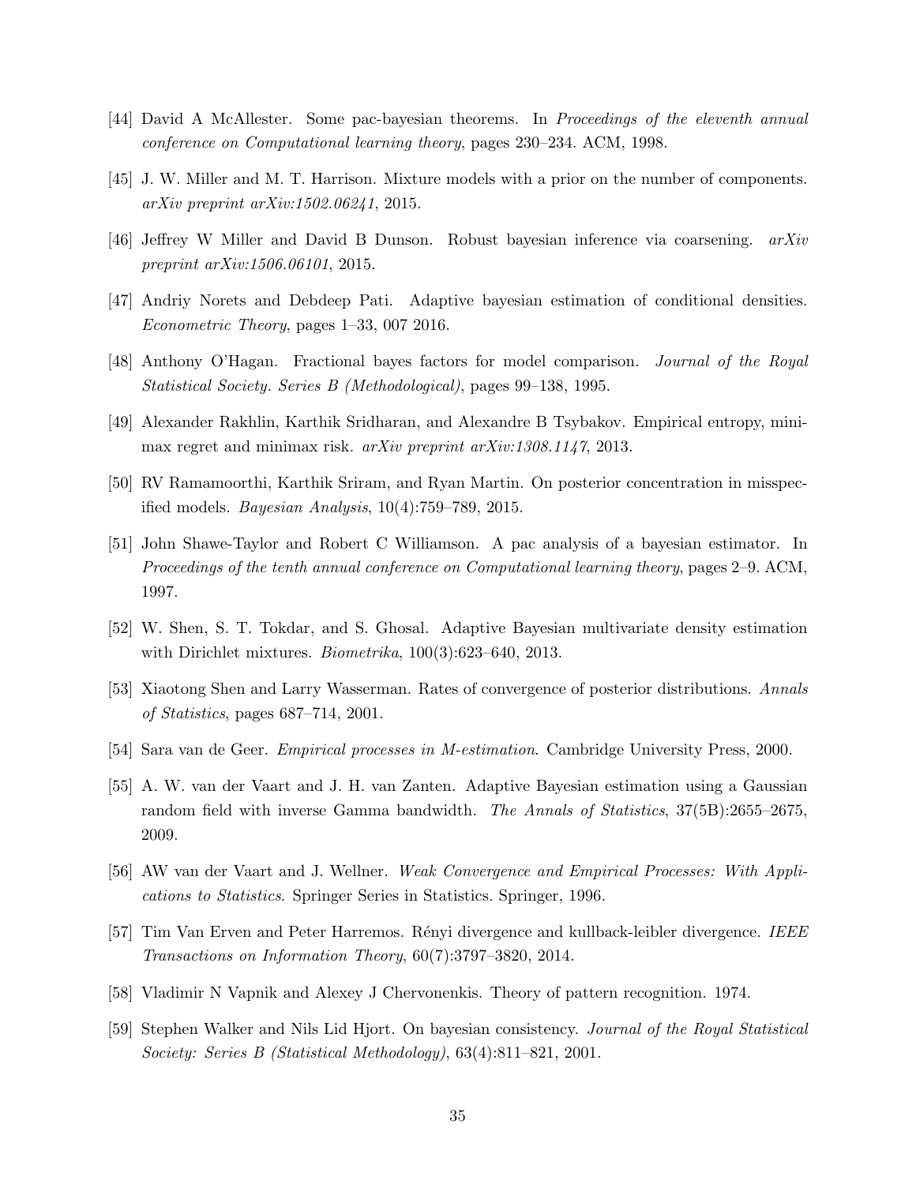[44] David A McAllester. Some pac-bayesian theorems. In *Proceedings of the eleventh annual conference on Computational learning theory*, pages 230–234. ACM, 1998.

[45] J. W. Miller and M. T. Harrison. Mixture models with a prior on the number of components. *arXiv preprint arXiv:1502.06241*, 2015.

[46] Jeffrey W Miller and David B Dunson. Robust bayesian inference via coarsening. *arXiv preprint arXiv:1506.06101*, 2015.

[47] Andriy Norets and Debdeep Pati. Adaptive bayesian estimation of conditional densities. *Econometric Theory*, pages 1–33, 007 2016.

[48] Anthony O'Hagan. Fractional bayes factors for model comparison. *Journal of the Royal Statistical Society. Series B (Methodological)*, pages 99–138, 1995.

[49] Alexander Rakhlin, Karthik Sridharan, and Alexandre B Tsybakov. Empirical entropy, minimax regret and minimax risk. *arXiv preprint arXiv:1308.1147*, 2013.

[50] RV Ramamoorthi, Karthik Sriram, and Ryan Martin. On posterior concentration in misspecified models. *Bayesian Analysis*, 10(4):759–789, 2015.

[51] John Shawe-Taylor and Robert C Williamson. A pac analysis of a bayesian estimator. In *Proceedings of the tenth annual conference on Computational learning theory*, pages 2–9. ACM, 1997.

[52] W. Shen, S. T. Tokdar, and S. Ghosal. Adaptive Bayesian multivariate density estimation with Dirichlet mixtures. *Biometrika*, 100(3):623–640, 2013.

[53] Xiaotong Shen and Larry Wasserman. Rates of convergence of posterior distributions. *Annals of Statistics*, pages 687–714, 2001.

[54] Sara van de Geer. *Empirical processes in M-estimation*. Cambridge University Press, 2000.

[55] A. W. van der Vaart and J. H. van Zanten. Adaptive Bayesian estimation using a Gaussian random field with inverse Gamma bandwidth. *The Annals of Statistics*, 37(5B):2655–2675, 2009.

[56] AW van der Vaart and J. Wellner. *Weak Convergence and Empirical Processes: With Applications to Statistics*. Springer Series in Statistics. Springer, 1996.

[57] Tim Van Erven and Peter Harremos. Rényi divergence and kullback-leibler divergence. *IEEE Transactions on Information Theory*, 60(7):3797–3820, 2014.

[58] Vladimir N Vapnik and Alexey J Chervonenkis. Theory of pattern recognition. 1974.

[59] Stephen Walker and Nils Lid Hjort. On bayesian consistency. *Journal of the Royal Statistical Society: Series B (Statistical Methodology)*, 63(4):811–821, 2001.